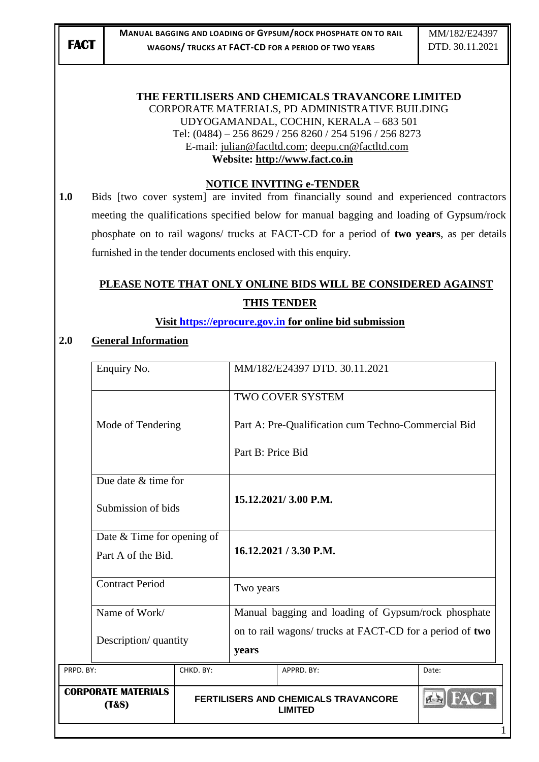**THE FERTILISERS AND CHEMICALS TRAVANCORE LIMITED**
CORPORATE MATERIALS, PD ADMINISTRATIVE BUILDING
UDYOGAMANDAL, COCHIN, KERALA – 683 501
Tel: (0484) – 256 8629 / 256 8260 / 254 5196 / 256 8273
E-mail: julian@factltd.com; deepu.cn@factltd.com
**Website: http://www.fact.co.in**

## NOTICE INVITING e-TENDER

**1.0** Bids [two cover system] are invited from financially sound and experienced contractors meeting the qualifications specified below for manual bagging and loading of Gypsum/rock phosphate on to rail wagons/ trucks at FACT-CD for a period of **two years**, as per details furnished in the tender documents enclosed with this enquiry.

**PLEASE NOTE THAT ONLY ONLINE BIDS WILL BE CONSIDERED AGAINST THIS TENDER**

**Visit https://eprocure.gov.in for online bid submission**

## 2.0 General Information

| | |
|---|---|
| Enquiry No. | MM/182/E24397 DTD. 30.11.2021 |
| Mode of Tendering | TWO COVER SYSTEM<br><br>Part A: Pre-Qualification cum Techno-Commercial Bid<br><br>Part B: Price Bid |
| Due date & time for Submission of bids | **15.12.2021/ 3.00 P.M.** |
| Date & Time for opening of Part A of the Bid. | **16.12.2021 / 3.30 P.M.** |
| Contract Period | Two years |
| Name of Work/ Description/ quantity | Manual bagging and loading of Gypsum/rock phosphate on to rail wagons/ trucks at FACT-CD for a period of **two years** |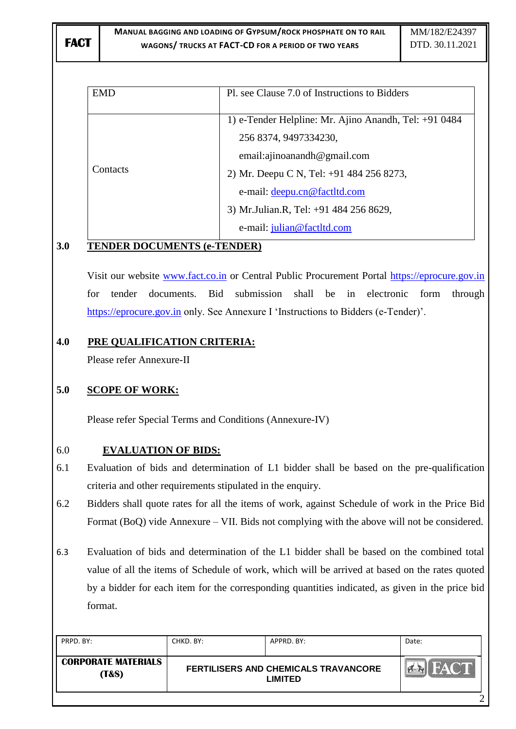| EMD | Pl. see Clause 7.0 of Instructions to Bidders |
|---|---|
| Contacts | 1) e-Tender Helpline: Mr. Ajino Anandh, Tel: +91 0484 256 8374, 9497334230, email:ajinoanandh@gmail.com<br>2) Mr. Deepu C N, Tel: +91 484 256 8273, e-mail: deepu.cn@factltd.com<br>3) Mr.Julian.R, Tel: +91 484 256 8629, e-mail: julian@factltd.com |

## 3.0 TENDER DOCUMENTS (e-TENDER)

Visit our website www.fact.co.in or Central Public Procurement Portal https://eprocure.gov.in for tender documents. Bid submission shall be in electronic form through https://eprocure.gov.in only. See Annexure I 'Instructions to Bidders (e-Tender)'.

## 4.0 PRE QUALIFICATION CRITERIA:

Please refer Annexure-II

## 5.0 SCOPE OF WORK:

Please refer Special Terms and Conditions (Annexure-IV)

## 6.0 EVALUATION OF BIDS:

6.1 Evaluation of bids and determination of L1 bidder shall be based on the pre-qualification criteria and other requirements stipulated in the enquiry.

6.2 Bidders shall quote rates for all the items of work, against Schedule of work in the Price Bid Format (BoQ) vide Annexure – VII. Bids not complying with the above will not be considered.

6.3 Evaluation of bids and determination of the L1 bidder shall be based on the combined total value of all the items of Schedule of work, which will be arrived at based on the rates quoted by a bidder for each item for the corresponding quantities indicated, as given in the price bid format.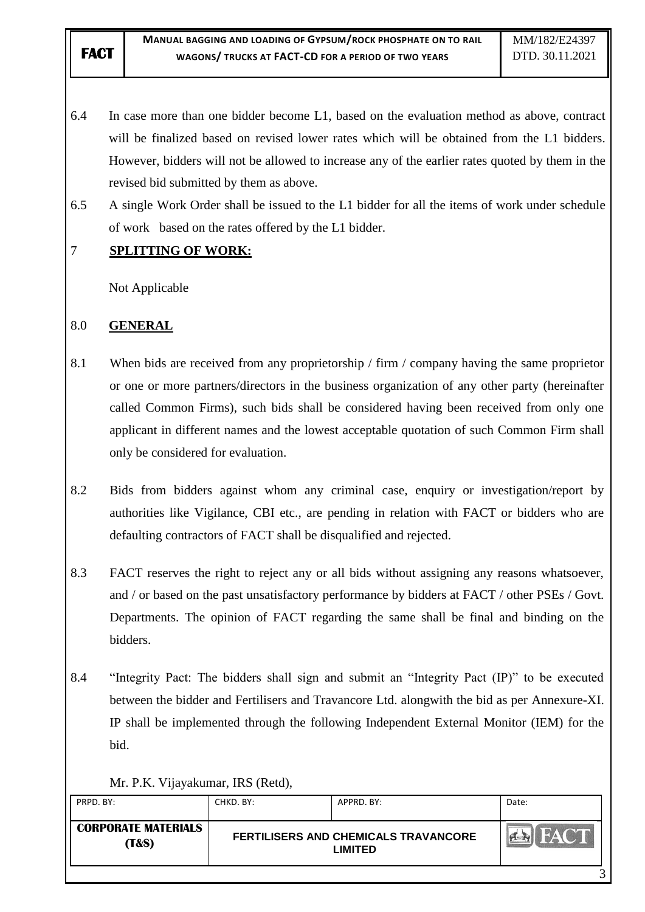6.4 In case more than one bidder become L1, based on the evaluation method as above, contract will be finalized based on revised lower rates which will be obtained from the L1 bidders. However, bidders will not be allowed to increase any of the earlier rates quoted by them in the revised bid submitted by them as above.

6.5 A single Work Order shall be issued to the L1 bidder for all the items of work under schedule of work based on the rates offered by the L1 bidder.

## 7 SPLITTING OF WORK:

Not Applicable

## 8.0 GENERAL

8.1 When bids are received from any proprietorship / firm / company having the same proprietor or one or more partners/directors in the business organization of any other party (hereinafter called Common Firms), such bids shall be considered having been received from only one applicant in different names and the lowest acceptable quotation of such Common Firm shall only be considered for evaluation.

8.2 Bids from bidders against whom any criminal case, enquiry or investigation/report by authorities like Vigilance, CBI etc., are pending in relation with FACT or bidders who are defaulting contractors of FACT shall be disqualified and rejected.

8.3 FACT reserves the right to reject any or all bids without assigning any reasons whatsoever, and / or based on the past unsatisfactory performance by bidders at FACT / other PSEs / Govt. Departments. The opinion of FACT regarding the same shall be final and binding on the bidders.

8.4 "Integrity Pact: The bidders shall sign and submit an "Integrity Pact (IP)" to be executed between the bidder and Fertilisers and Travancore Ltd. alongwith the bid as per Annexure-XI. IP shall be implemented through the following Independent External Monitor (IEM) for the bid.

Mr. P.K. Vijayakumar, IRS (Retd),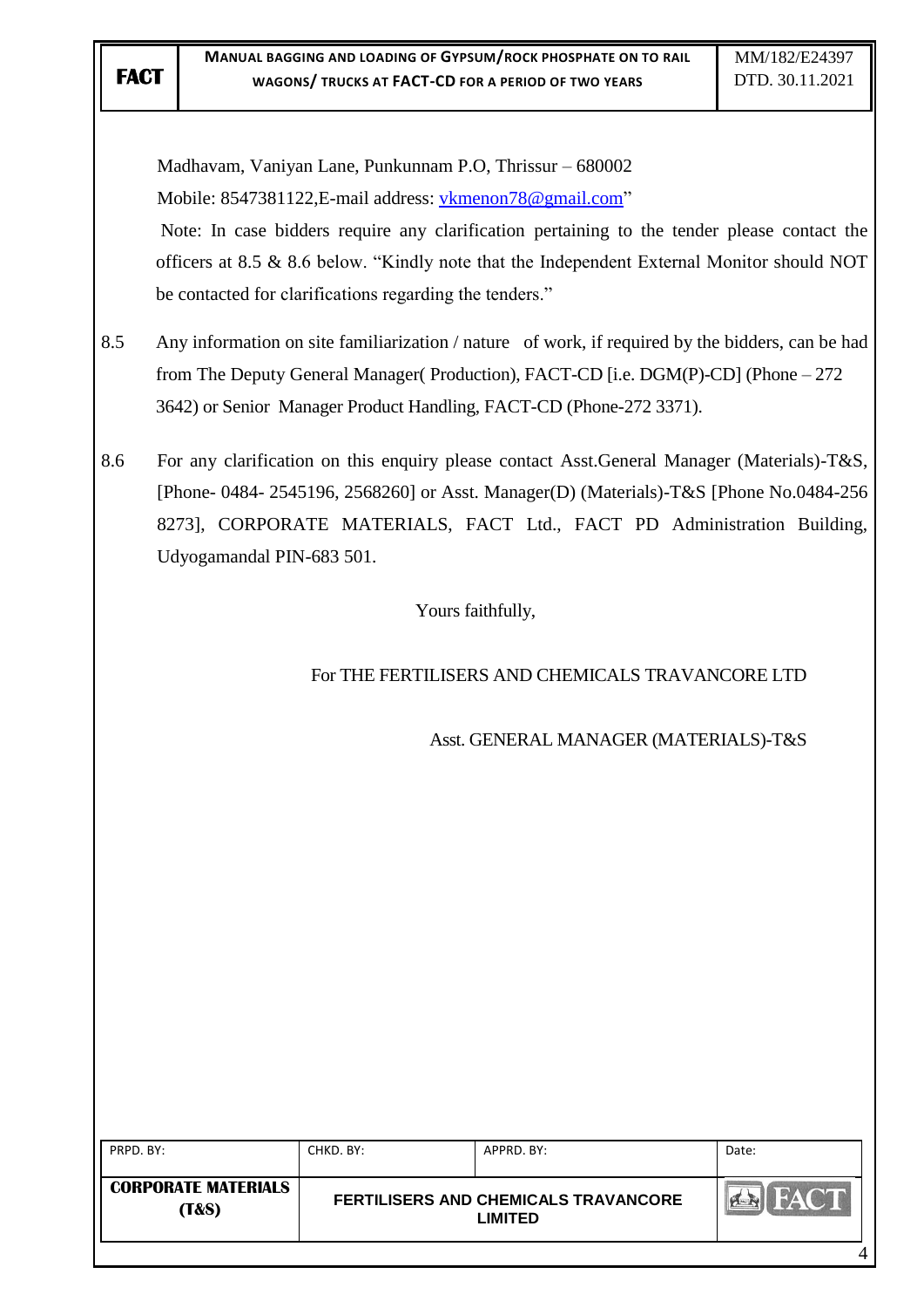Madhavam, Vaniyan Lane, Punkunnam P.O, Thrissur – 680002
Mobile: 8547381122,E-mail address: vkmenon78@gmail.com"

Note: In case bidders require any clarification pertaining to the tender please contact the officers at 8.5 & 8.6 below. "Kindly note that the Independent External Monitor should NOT be contacted for clarifications regarding the tenders."

8.5 Any information on site familiarization / nature of work, if required by the bidders, can be had from The Deputy General Manager( Production), FACT-CD [i.e. DGM(P)-CD] (Phone – 272 3642) or Senior Manager Product Handling, FACT-CD (Phone-272 3371).

8.6 For any clarification on this enquiry please contact Asst.General Manager (Materials)-T&S, [Phone- 0484- 2545196, 2568260] or Asst. Manager(D) (Materials)-T&S [Phone No.0484-256 8273], CORPORATE MATERIALS, FACT Ltd., FACT PD Administration Building, Udyogamandal PIN-683 501.

Yours faithfully,

For THE FERTILISERS AND CHEMICALS TRAVANCORE LTD

Asst. GENERAL MANAGER (MATERIALS)-T&S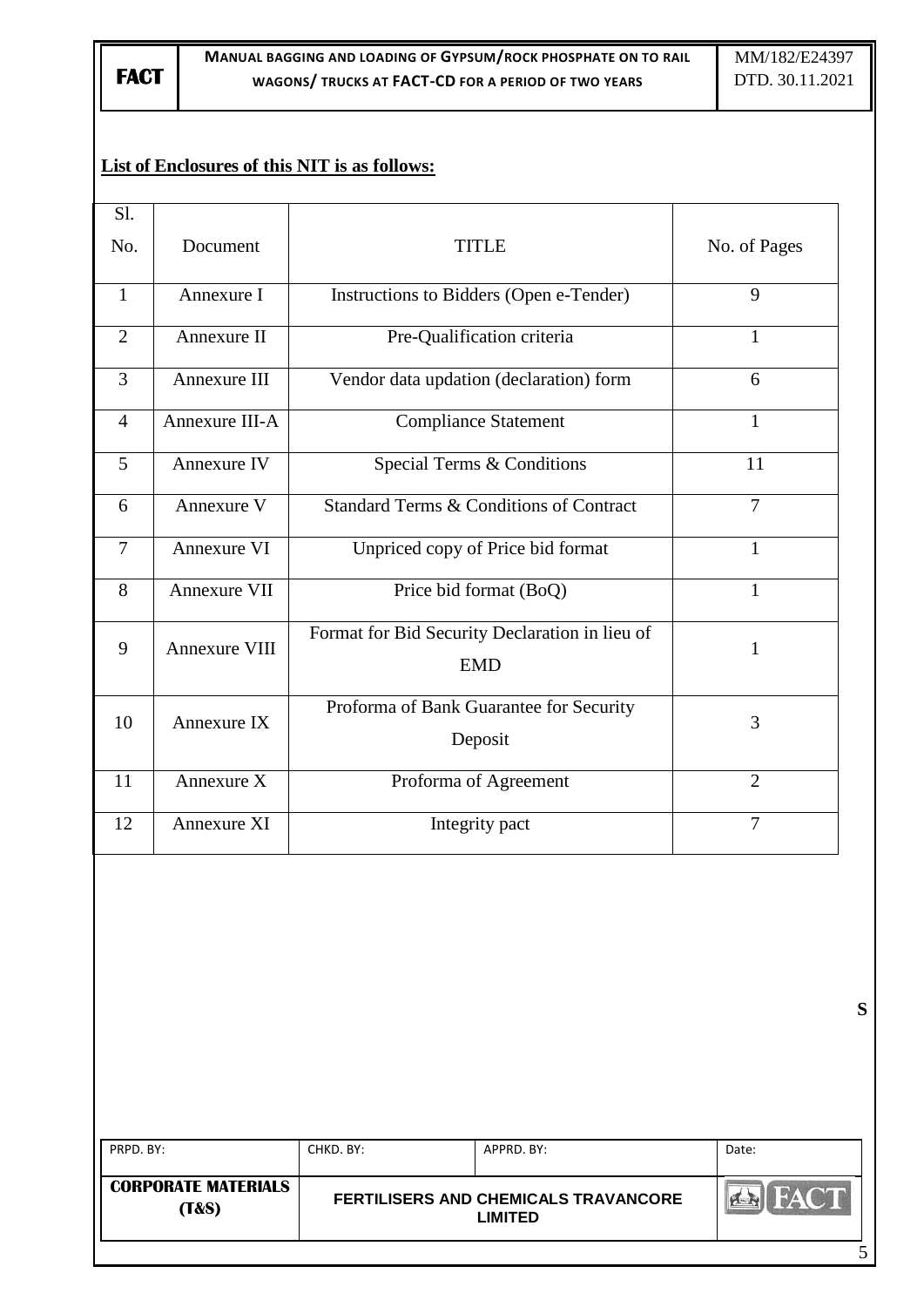**List of Enclosures of this NIT is as follows:**

| Sl. No. | Document | TITLE | No. of Pages |
|---|---|---|---|
| 1 | Annexure I | Instructions to Bidders (Open e-Tender) | 9 |
| 2 | Annexure II | Pre-Qualification criteria | 1 |
| 3 | Annexure III | Vendor data updation (declaration) form | 6 |
| 4 | Annexure III-A | Compliance Statement | 1 |
| 5 | Annexure IV | Special Terms & Conditions | 11 |
| 6 | Annexure V | Standard Terms & Conditions of Contract | 7 |
| 7 | Annexure VI | Unpriced copy of Price bid format | 1 |
| 8 | Annexure VII | Price bid format (BoQ) | 1 |
| 9 | Annexure VIII | Format for Bid Security Declaration in lieu of EMD | 1 |
| 10 | Annexure IX | Proforma of Bank Guarantee for Security Deposit | 3 |
| 11 | Annexure X | Proforma of Agreement | 2 |
| 12 | Annexure XI | Integrity pact | 7 |

S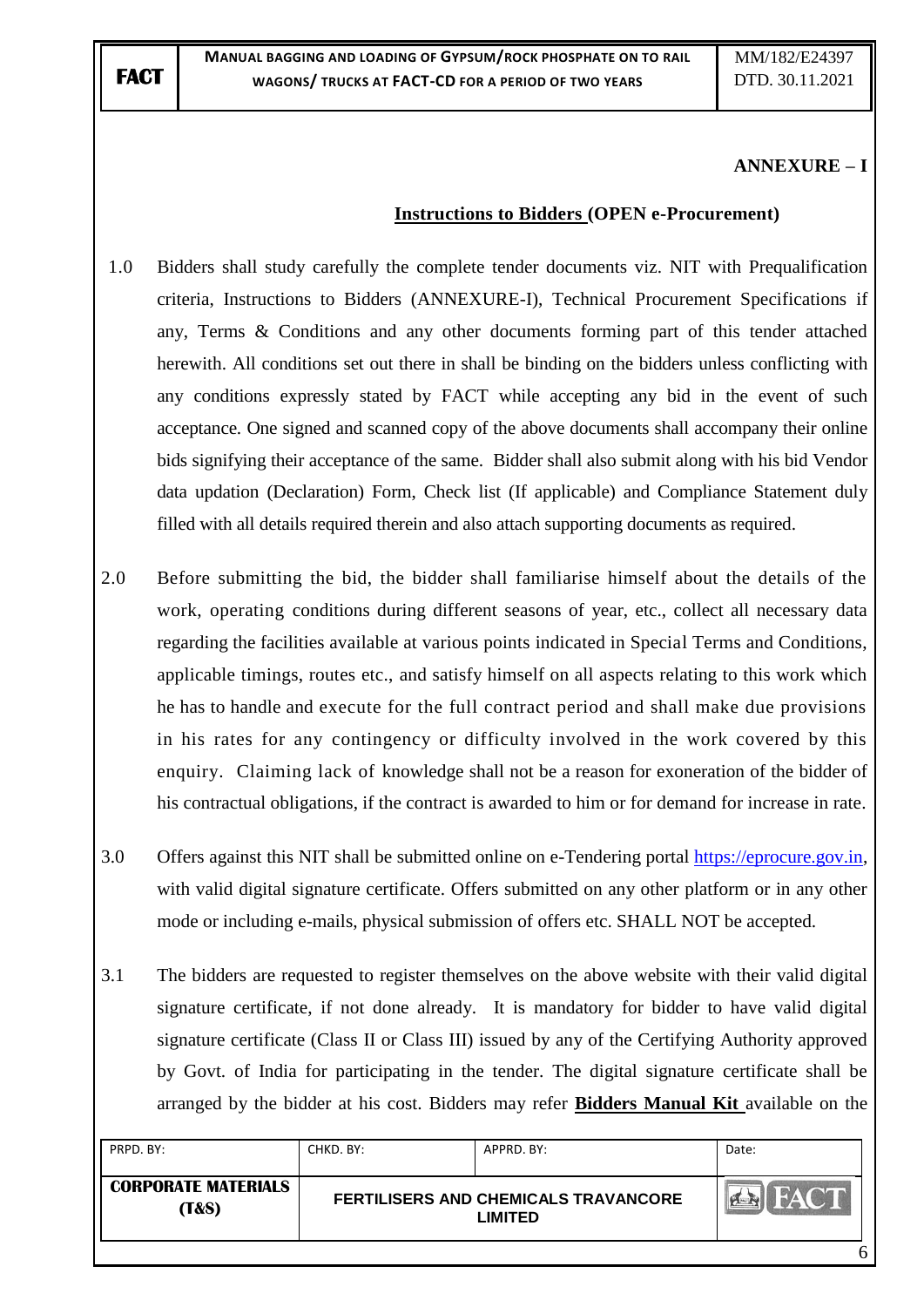**ANNEXURE – I**

## Instructions to Bidders (OPEN e-Procurement)

1.0 Bidders shall study carefully the complete tender documents viz. NIT with Prequalification criteria, Instructions to Bidders (ANNEXURE-I), Technical Procurement Specifications if any, Terms & Conditions and any other documents forming part of this tender attached herewith. All conditions set out there in shall be binding on the bidders unless conflicting with any conditions expressly stated by FACT while accepting any bid in the event of such acceptance. One signed and scanned copy of the above documents shall accompany their online bids signifying their acceptance of the same. Bidder shall also submit along with his bid Vendor data updation (Declaration) Form, Check list (If applicable) and Compliance Statement duly filled with all details required therein and also attach supporting documents as required.

2.0 Before submitting the bid, the bidder shall familiarise himself about the details of the work, operating conditions during different seasons of year, etc., collect all necessary data regarding the facilities available at various points indicated in Special Terms and Conditions, applicable timings, routes etc., and satisfy himself on all aspects relating to this work which he has to handle and execute for the full contract period and shall make due provisions in his rates for any contingency or difficulty involved in the work covered by this enquiry. Claiming lack of knowledge shall not be a reason for exoneration of the bidder of his contractual obligations, if the contract is awarded to him or for demand for increase in rate.

3.0 Offers against this NIT shall be submitted online on e-Tendering portal https://eprocure.gov.in, with valid digital signature certificate. Offers submitted on any other platform or in any other mode or including e-mails, physical submission of offers etc. SHALL NOT be accepted.

3.1 The bidders are requested to register themselves on the above website with their valid digital signature certificate, if not done already. It is mandatory for bidder to have valid digital signature certificate (Class II or Class III) issued by any of the Certifying Authority approved by Govt. of India for participating in the tender. The digital signature certificate shall be arranged by the bidder at his cost. Bidders may refer **Bidders Manual Kit** available on the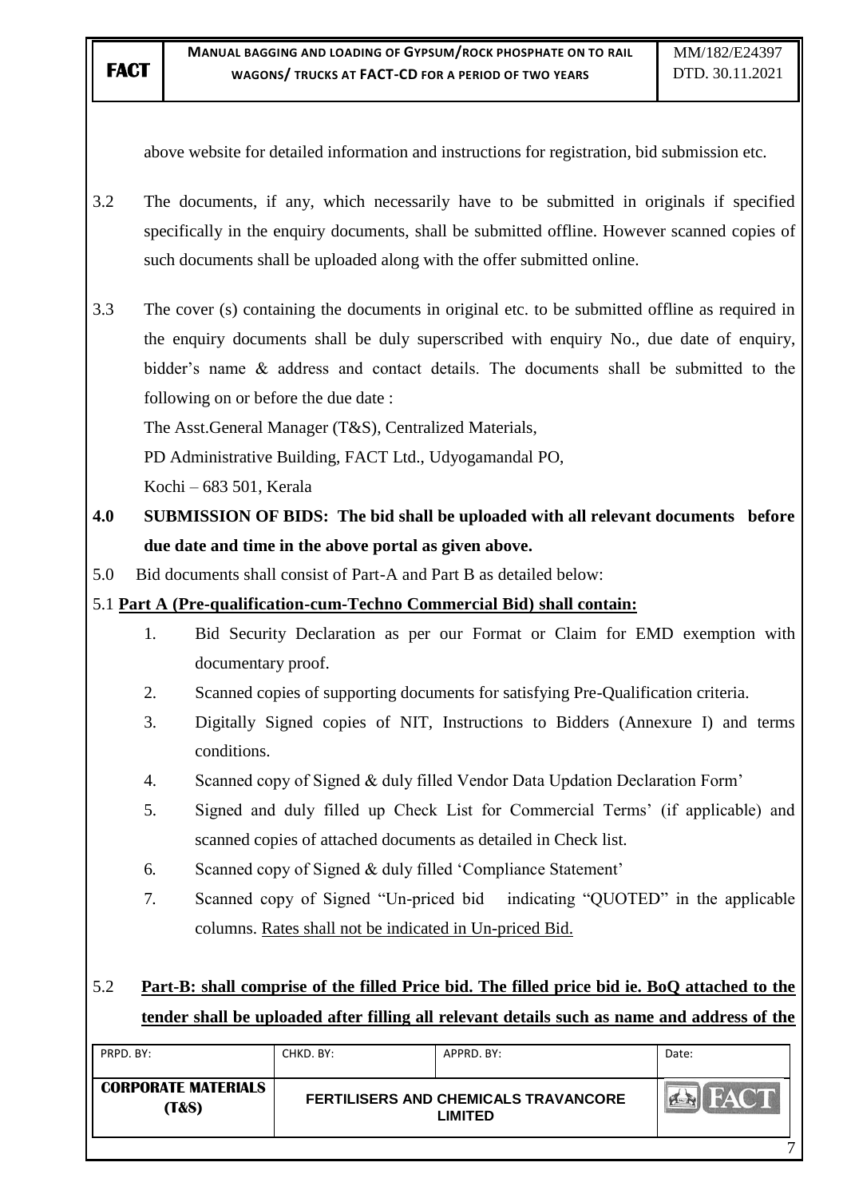above website for detailed information and instructions for registration, bid submission etc.

3.2 The documents, if any, which necessarily have to be submitted in originals if specified specifically in the enquiry documents, shall be submitted offline. However scanned copies of such documents shall be uploaded along with the offer submitted online.

3.3 The cover (s) containing the documents in original etc. to be submitted offline as required in the enquiry documents shall be duly superscribed with enquiry No., due date of enquiry, bidder's name & address and contact details. The documents shall be submitted to the following on or before the due date :

The Asst.General Manager (T&S), Centralized Materials,
PD Administrative Building, FACT Ltd., Udyogamandal PO,
Kochi – 683 501, Kerala

**4.0 SUBMISSION OF BIDS: The bid shall be uploaded with all relevant documents before due date and time in the above portal as given above.**

5.0 Bid documents shall consist of Part-A and Part B as detailed below:

5.1 **<u>Part A (Pre-qualification-cum-Techno Commercial Bid) shall contain:</u>**

1. Bid Security Declaration as per our Format or Claim for EMD exemption with documentary proof.
2. Scanned copies of supporting documents for satisfying Pre-Qualification criteria.
3. Digitally Signed copies of NIT, Instructions to Bidders (Annexure I) and terms conditions.
4. Scanned copy of Signed & duly filled Vendor Data Updation Declaration Form'
5. Signed and duly filled up Check List for Commercial Terms' (if applicable) and scanned copies of attached documents as detailed in Check list.
6. Scanned copy of Signed & duly filled 'Compliance Statement'
7. Scanned copy of Signed "Un-priced bid indicating "QUOTED" in the applicable columns. <u>Rates shall not be indicated in Un-priced Bid.</u>

5.2 **<u>Part-B: shall comprise of the filled Price bid. The filled price bid ie. BoQ attached to the tender shall be uploaded after filling all relevant details such as name and address of the</u>**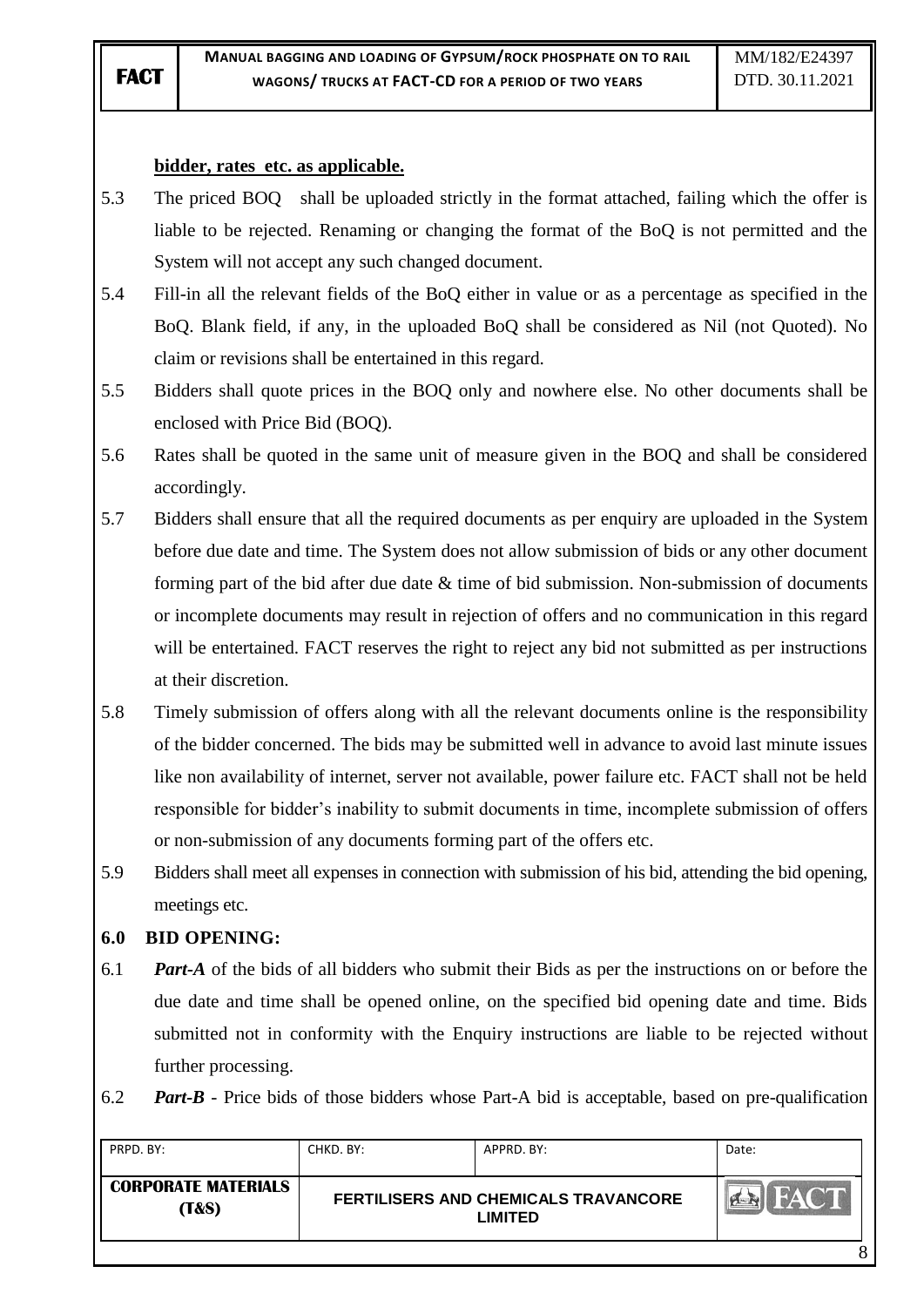**bidder, rates etc. as applicable.**

5.3 The priced BOQ shall be uploaded strictly in the format attached, failing which the offer is liable to be rejected. Renaming or changing the format of the BoQ is not permitted and the System will not accept any such changed document.

5.4 Fill-in all the relevant fields of the BoQ either in value or as a percentage as specified in the BoQ. Blank field, if any, in the uploaded BoQ shall be considered as Nil (not Quoted). No claim or revisions shall be entertained in this regard.

5.5 Bidders shall quote prices in the BOQ only and nowhere else. No other documents shall be enclosed with Price Bid (BOQ).

5.6 Rates shall be quoted in the same unit of measure given in the BOQ and shall be considered accordingly.

5.7 Bidders shall ensure that all the required documents as per enquiry are uploaded in the System before due date and time. The System does not allow submission of bids or any other document forming part of the bid after due date & time of bid submission. Non-submission of documents or incomplete documents may result in rejection of offers and no communication in this regard will be entertained. FACT reserves the right to reject any bid not submitted as per instructions at their discretion.

5.8 Timely submission of offers along with all the relevant documents online is the responsibility of the bidder concerned. The bids may be submitted well in advance to avoid last minute issues like non availability of internet, server not available, power failure etc. FACT shall not be held responsible for bidder's inability to submit documents in time, incomplete submission of offers or non-submission of any documents forming part of the offers etc.

5.9 Bidders shall meet all expenses in connection with submission of his bid, attending the bid opening, meetings etc.

## 6.0 BID OPENING:

6.1 ***Part-A*** of the bids of all bidders who submit their Bids as per the instructions on or before the due date and time shall be opened online, on the specified bid opening date and time. Bids submitted not in conformity with the Enquiry instructions are liable to be rejected without further processing.

6.2 ***Part-B*** - Price bids of those bidders whose Part-A bid is acceptable, based on pre-qualification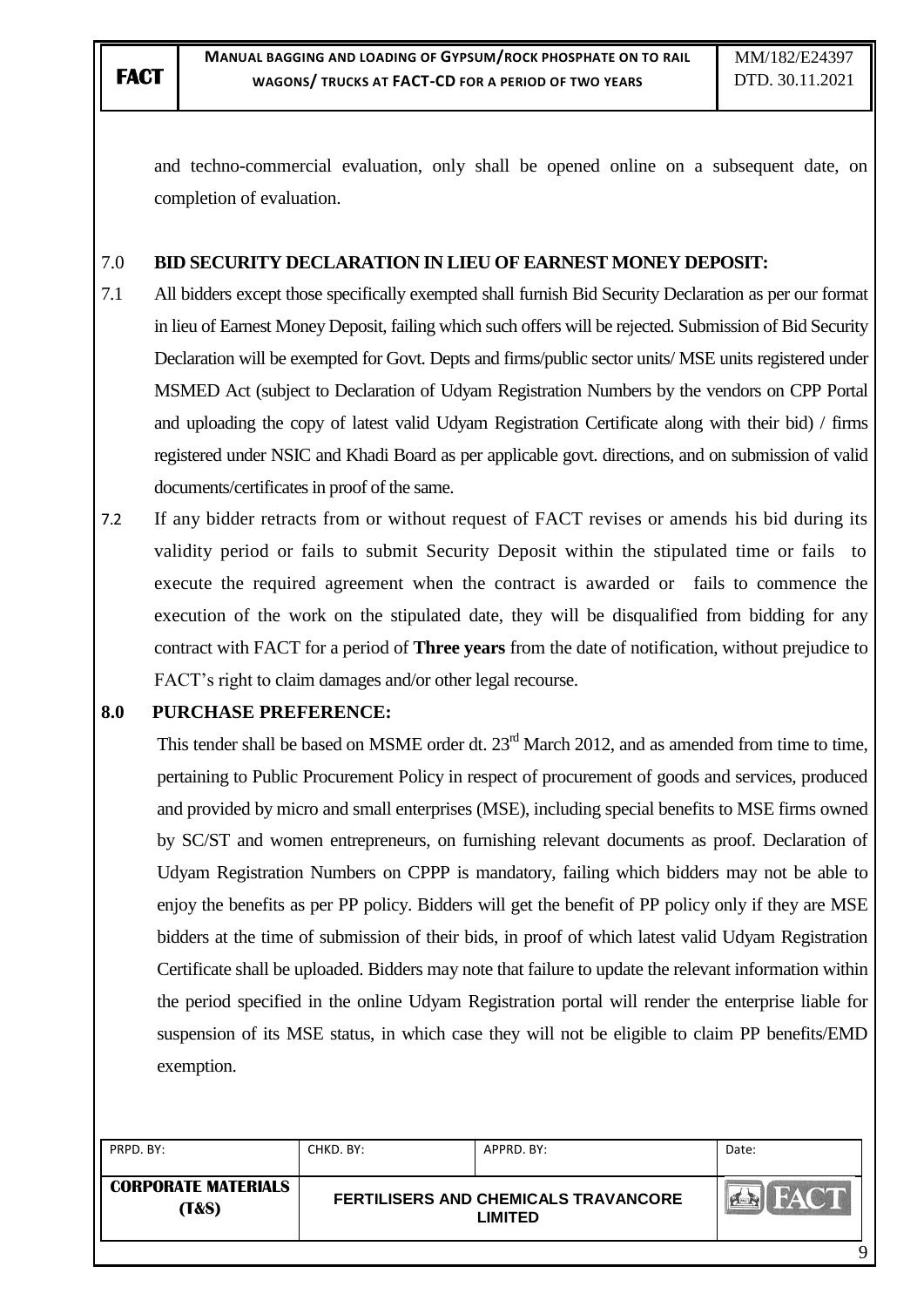and techno-commercial evaluation, only shall be opened online on a subsequent date, on completion of evaluation.

## 7.0 BID SECURITY DECLARATION IN LIEU OF EARNEST MONEY DEPOSIT:

7.1 All bidders except those specifically exempted shall furnish Bid Security Declaration as per our format in lieu of Earnest Money Deposit, failing which such offers will be rejected. Submission of Bid Security Declaration will be exempted for Govt. Depts and firms/public sector units/ MSE units registered under MSMED Act (subject to Declaration of Udyam Registration Numbers by the vendors on CPP Portal and uploading the copy of latest valid Udyam Registration Certificate along with their bid) / firms registered under NSIC and Khadi Board as per applicable govt. directions, and on submission of valid documents/certificates in proof of the same.

7.2 If any bidder retracts from or without request of FACT revises or amends his bid during its validity period or fails to submit Security Deposit within the stipulated time or fails to execute the required agreement when the contract is awarded or fails to commence the execution of the work on the stipulated date, they will be disqualified from bidding for any contract with FACT for a period of **Three years** from the date of notification, without prejudice to FACT's right to claim damages and/or other legal recourse.

## 8.0 PURCHASE PREFERENCE:

This tender shall be based on MSME order dt. 23rd March 2012, and as amended from time to time, pertaining to Public Procurement Policy in respect of procurement of goods and services, produced and provided by micro and small enterprises (MSE), including special benefits to MSE firms owned by SC/ST and women entrepreneurs, on furnishing relevant documents as proof. Declaration of Udyam Registration Numbers on CPPP is mandatory, failing which bidders may not be able to enjoy the benefits as per PP policy. Bidders will get the benefit of PP policy only if they are MSE bidders at the time of submission of their bids, in proof of which latest valid Udyam Registration Certificate shall be uploaded. Bidders may note that failure to update the relevant information within the period specified in the online Udyam Registration portal will render the enterprise liable for suspension of its MSE status, in which case they will not be eligible to claim PP benefits/EMD exemption.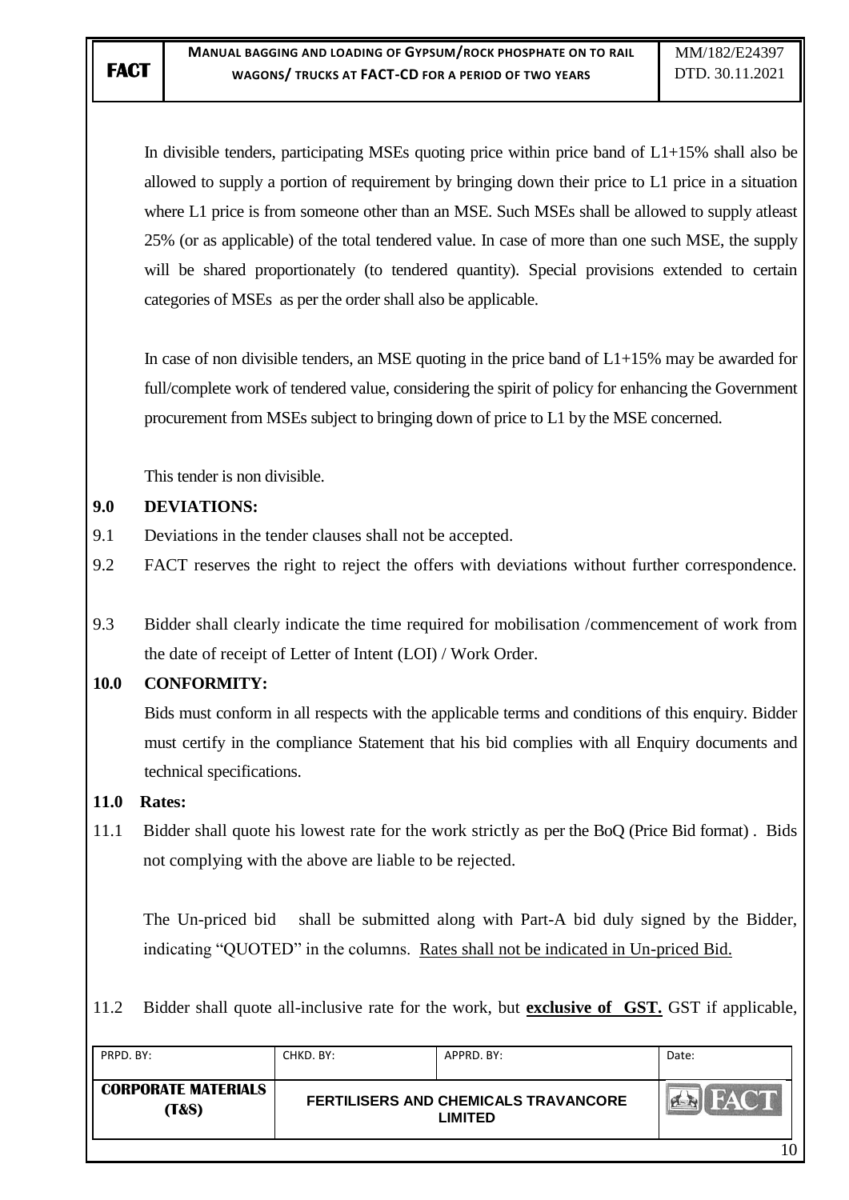In divisible tenders, participating MSEs quoting price within price band of L1+15% shall also be allowed to supply a portion of requirement by bringing down their price to L1 price in a situation where L1 price is from someone other than an MSE. Such MSEs shall be allowed to supply atleast 25% (or as applicable) of the total tendered value. In case of more than one such MSE, the supply will be shared proportionately (to tendered quantity). Special provisions extended to certain categories of MSEs as per the order shall also be applicable.

In case of non divisible tenders, an MSE quoting in the price band of L1+15% may be awarded for full/complete work of tendered value, considering the spirit of policy for enhancing the Government procurement from MSEs subject to bringing down of price to L1 by the MSE concerned.

This tender is non divisible.

## 9.0 DEVIATIONS:

9.1 Deviations in the tender clauses shall not be accepted.

9.2 FACT reserves the right to reject the offers with deviations without further correspondence.

9.3 Bidder shall clearly indicate the time required for mobilisation /commencement of work from the date of receipt of Letter of Intent (LOI) / Work Order.

## 10.0 CONFORMITY:

Bids must conform in all respects with the applicable terms and conditions of this enquiry. Bidder must certify in the compliance Statement that his bid complies with all Enquiry documents and technical specifications.

## 11.0 Rates:

11.1 Bidder shall quote his lowest rate for the work strictly as per the BoQ (Price Bid format) . Bids not complying with the above are liable to be rejected.

The Un-priced bid shall be submitted along with Part-A bid duly signed by the Bidder, indicating "QUOTED" in the columns. Rates shall not be indicated in Un-priced Bid.

11.2 Bidder shall quote all-inclusive rate for the work, but **exclusive of GST.** GST if applicable,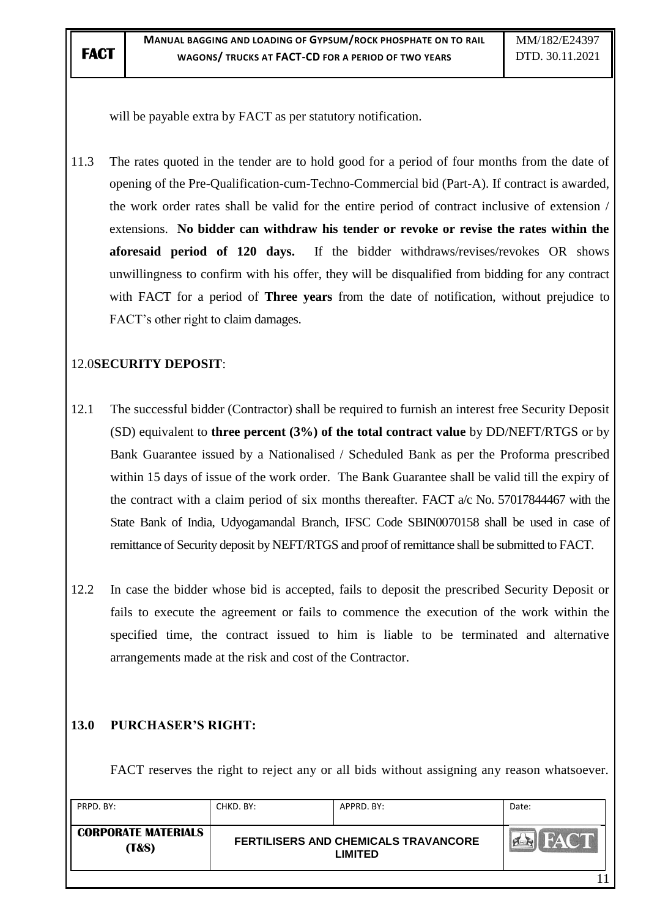will be payable extra by FACT as per statutory notification.

11.3 The rates quoted in the tender are to hold good for a period of four months from the date of opening of the Pre-Qualification-cum-Techno-Commercial bid (Part-A). If contract is awarded, the work order rates shall be valid for the entire period of contract inclusive of extension / extensions. **No bidder can withdraw his tender or revoke or revise the rates within the aforesaid period of 120 days.** If the bidder withdraws/revises/revokes OR shows unwillingness to confirm with his offer, they will be disqualified from bidding for any contract with FACT for a period of **Three years** from the date of notification, without prejudice to FACT's other right to claim damages.

## 12.0 SECURITY DEPOSIT:

12.1 The successful bidder (Contractor) shall be required to furnish an interest free Security Deposit (SD) equivalent to **three percent (3%) of the total contract value** by DD/NEFT/RTGS or by Bank Guarantee issued by a Nationalised / Scheduled Bank as per the Proforma prescribed within 15 days of issue of the work order. The Bank Guarantee shall be valid till the expiry of the contract with a claim period of six months thereafter. FACT a/c No. 57017844467 with the State Bank of India, Udyogamandal Branch, IFSC Code SBIN0070158 shall be used in case of remittance of Security deposit by NEFT/RTGS and proof of remittance shall be submitted to FACT.

12.2 In case the bidder whose bid is accepted, fails to deposit the prescribed Security Deposit or fails to execute the agreement or fails to commence the execution of the work within the specified time, the contract issued to him is liable to be terminated and alternative arrangements made at the risk and cost of the Contractor.

## 13.0 PURCHASER'S RIGHT:

FACT reserves the right to reject any or all bids without assigning any reason whatsoever.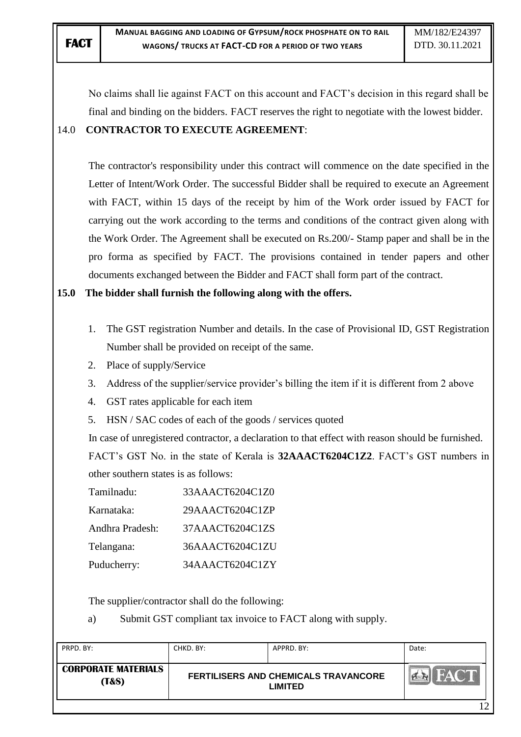No claims shall lie against FACT on this account and FACT's decision in this regard shall be final and binding on the bidders. FACT reserves the right to negotiate with the lowest bidder.

## 14.0 CONTRACTOR TO EXECUTE AGREEMENT:

The contractor's responsibility under this contract will commence on the date specified in the Letter of Intent/Work Order. The successful Bidder shall be required to execute an Agreement with FACT, within 15 days of the receipt by him of the Work order issued by FACT for carrying out the work according to the terms and conditions of the contract given along with the Work Order. The Agreement shall be executed on Rs.200/- Stamp paper and shall be in the pro forma as specified by FACT. The provisions contained in tender papers and other documents exchanged between the Bidder and FACT shall form part of the contract.

## 15.0 The bidder shall furnish the following along with the offers.

1. The GST registration Number and details. In the case of Provisional ID, GST Registration Number shall be provided on receipt of the same.
2. Place of supply/Service
3. Address of the supplier/service provider's billing the item if it is different from 2 above
4. GST rates applicable for each item
5. HSN / SAC codes of each of the goods / services quoted

In case of unregistered contractor, a declaration to that effect with reason should be furnished. FACT's GST No. in the state of Kerala is **32AAACT6204C1Z2**. FACT's GST numbers in other southern states is as follows:

| | |
|---|---|
| Tamilnadu: | 33AAACT6204C1Z0 |
| Karnataka: | 29AAACT6204C1ZP |
| Andhra Pradesh: | 37AAACT6204C1ZS |
| Telangana: | 36AAACT6204C1ZU |
| Puducherry: | 34AAACT6204C1ZY |

The supplier/contractor shall do the following:

a) Submit GST compliant tax invoice to FACT along with supply.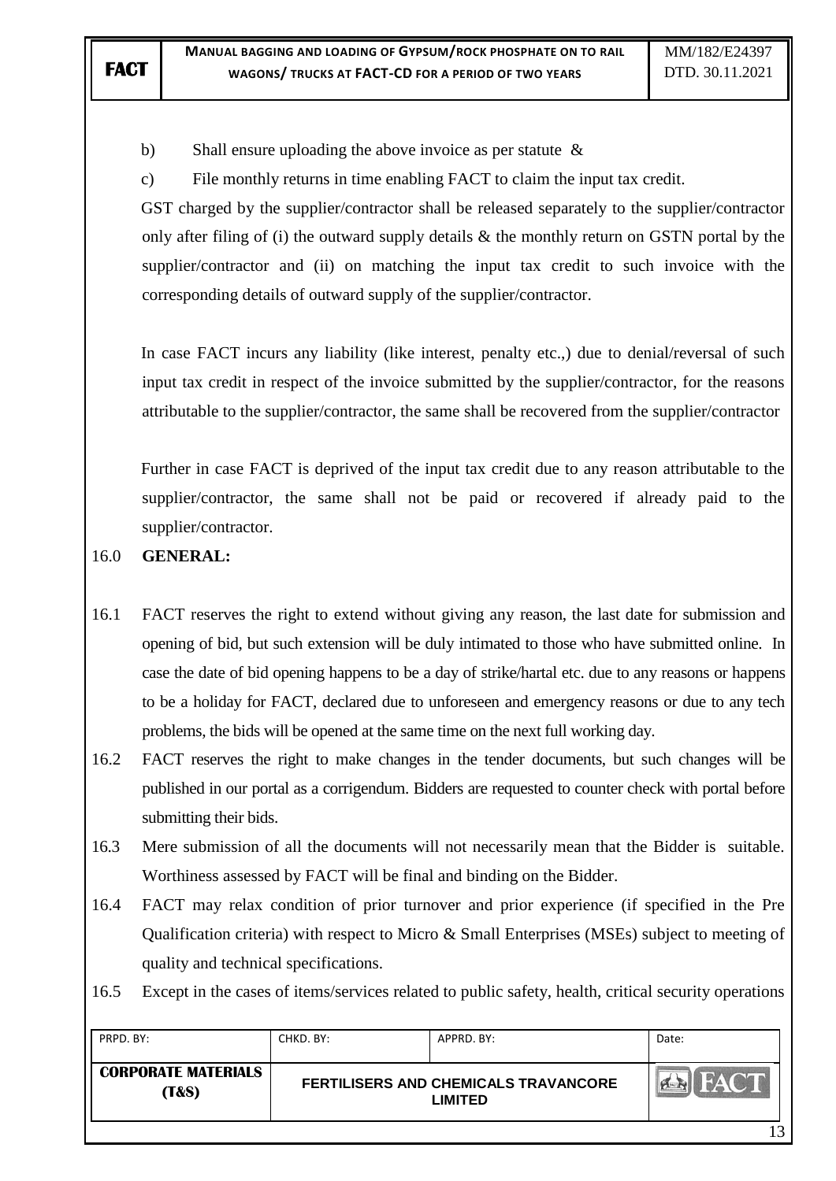b) Shall ensure uploading the above invoice as per statute &

c) File monthly returns in time enabling FACT to claim the input tax credit.

GST charged by the supplier/contractor shall be released separately to the supplier/contractor only after filing of (i) the outward supply details & the monthly return on GSTN portal by the supplier/contractor and (ii) on matching the input tax credit to such invoice with the corresponding details of outward supply of the supplier/contractor.

In case FACT incurs any liability (like interest, penalty etc.,) due to denial/reversal of such input tax credit in respect of the invoice submitted by the supplier/contractor, for the reasons attributable to the supplier/contractor, the same shall be recovered from the supplier/contractor

Further in case FACT is deprived of the input tax credit due to any reason attributable to the supplier/contractor, the same shall not be paid or recovered if already paid to the supplier/contractor.

16.0 **GENERAL:**

16.1 FACT reserves the right to extend without giving any reason, the last date for submission and opening of bid, but such extension will be duly intimated to those who have submitted online. In case the date of bid opening happens to be a day of strike/hartal etc. due to any reasons or happens to be a holiday for FACT, declared due to unforeseen and emergency reasons or due to any tech problems, the bids will be opened at the same time on the next full working day.

16.2 FACT reserves the right to make changes in the tender documents, but such changes will be published in our portal as a corrigendum. Bidders are requested to counter check with portal before submitting their bids.

16.3 Mere submission of all the documents will not necessarily mean that the Bidder is suitable. Worthiness assessed by FACT will be final and binding on the Bidder.

16.4 FACT may relax condition of prior turnover and prior experience (if specified in the Pre Qualification criteria) with respect to Micro & Small Enterprises (MSEs) subject to meeting of quality and technical specifications.

16.5 Except in the cases of items/services related to public safety, health, critical security operations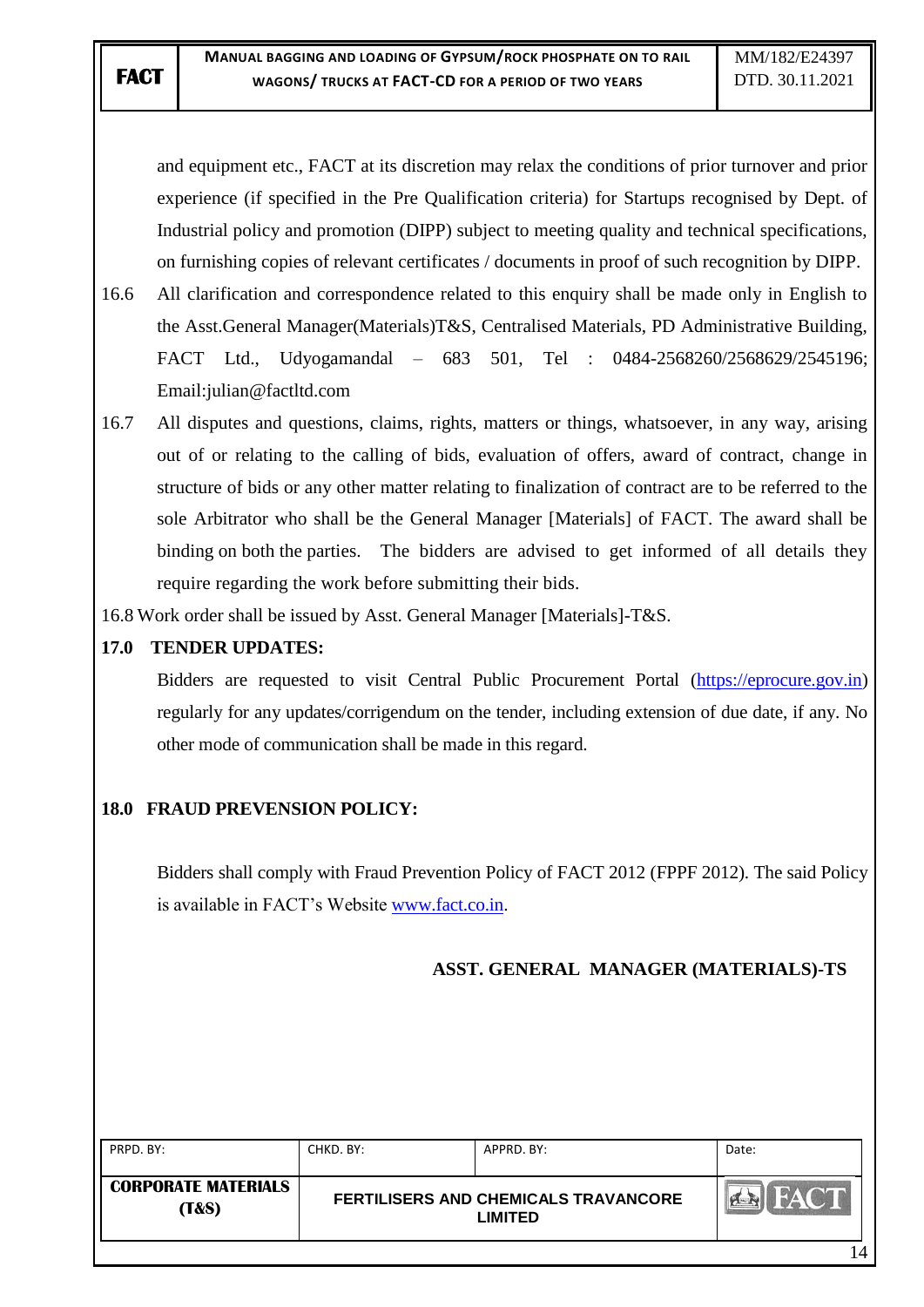and equipment etc., FACT at its discretion may relax the conditions of prior turnover and prior experience (if specified in the Pre Qualification criteria) for Startups recognised by Dept. of Industrial policy and promotion (DIPP) subject to meeting quality and technical specifications, on furnishing copies of relevant certificates / documents in proof of such recognition by DIPP.

16.6 All clarification and correspondence related to this enquiry shall be made only in English to the Asst.General Manager(Materials)T&S, Centralised Materials, PD Administrative Building, FACT Ltd., Udyogamandal – 683 501, Tel : 0484-2568260/2568629/2545196; Email:julian@factltd.com

16.7 All disputes and questions, claims, rights, matters or things, whatsoever, in any way, arising out of or relating to the calling of bids, evaluation of offers, award of contract, change in structure of bids or any other matter relating to finalization of contract are to be referred to the sole Arbitrator who shall be the General Manager [Materials] of FACT. The award shall be binding on both the parties. The bidders are advised to get informed of all details they require regarding the work before submitting their bids.

16.8 Work order shall be issued by Asst. General Manager [Materials]-T&S.

## 17.0 TENDER UPDATES:

Bidders are requested to visit Central Public Procurement Portal (https://eprocure.gov.in) regularly for any updates/corrigendum on the tender, including extension of due date, if any. No other mode of communication shall be made in this regard.

## 18.0 FRAUD PREVENSION POLICY:

Bidders shall comply with Fraud Prevention Policy of FACT 2012 (FPPF 2012). The said Policy is available in FACT's Website www.fact.co.in.

**ASST. GENERAL MANAGER (MATERIALS)-TS**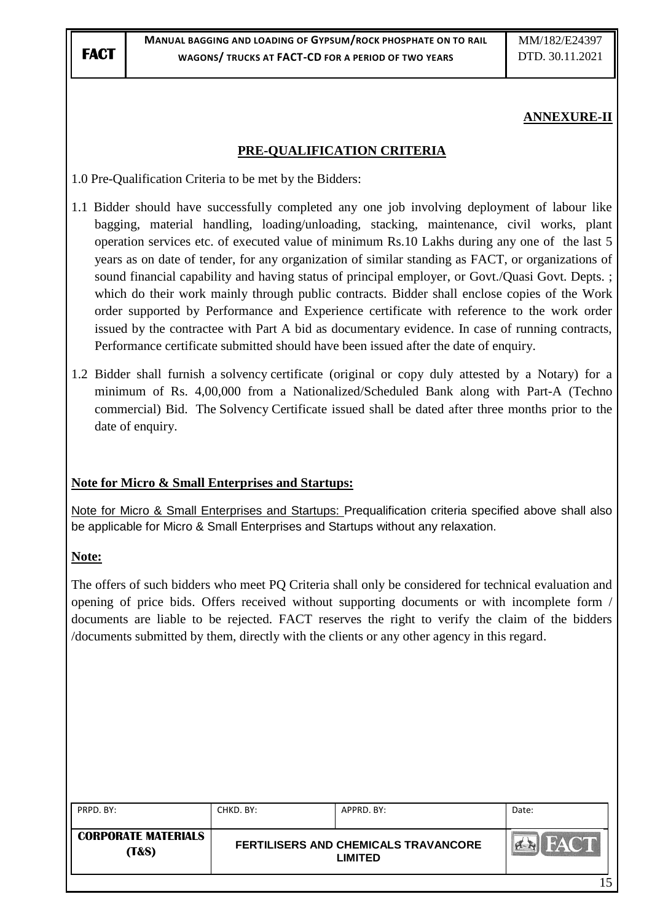## ANNEXURE-II

## PRE-QUALIFICATION CRITERIA

1.0 Pre-Qualification Criteria to be met by the Bidders:

1.1 Bidder should have successfully completed any one job involving deployment of labour like bagging, material handling, loading/unloading, stacking, maintenance, civil works, plant operation services etc. of executed value of minimum Rs.10 Lakhs during any one of the last 5 years as on date of tender, for any organization of similar standing as FACT, or organizations of sound financial capability and having status of principal employer, or Govt./Quasi Govt. Depts. ; which do their work mainly through public contracts. Bidder shall enclose copies of the Work order supported by Performance and Experience certificate with reference to the work order issued by the contractee with Part A bid as documentary evidence. In case of running contracts, Performance certificate submitted should have been issued after the date of enquiry.

1.2 Bidder shall furnish a solvency certificate (original or copy duly attested by a Notary) for a minimum of Rs. 4,00,000 from a Nationalized/Scheduled Bank along with Part-A (Techno commercial) Bid. The Solvency Certificate issued shall be dated after three months prior to the date of enquiry.

**Note for Micro & Small Enterprises and Startups:**

Note for Micro & Small Enterprises and Startups: Prequalification criteria specified above shall also be applicable for Micro & Small Enterprises and Startups without any relaxation.

**Note:**

The offers of such bidders who meet PQ Criteria shall only be considered for technical evaluation and opening of price bids. Offers received without supporting documents or with incomplete form / documents are liable to be rejected. FACT reserves the right to verify the claim of the bidders /documents submitted by them, directly with the clients or any other agency in this regard.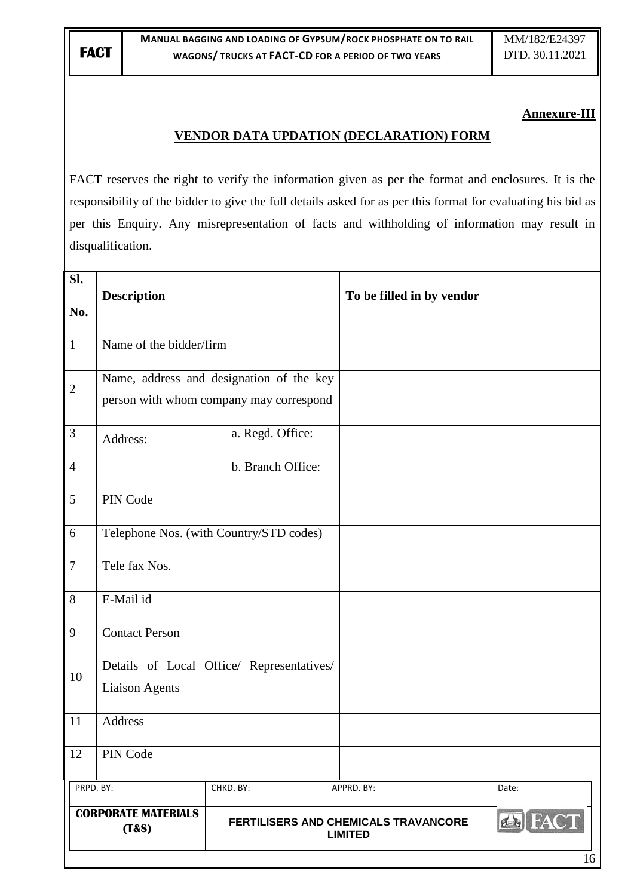**Annexure-III**

## VENDOR DATA UPDATION (DECLARATION) FORM

FACT reserves the right to verify the information given as per the format and enclosures. It is the responsibility of the bidder to give the full details asked for as per this format for evaluating his bid as per this Enquiry. Any misrepresentation of facts and withholding of information may result in disqualification.

| Sl. No. | Description | | To be filled in by vendor |
|---|---|---|---|
| 1 | Name of the bidder/firm | | |
| 2 | Name, address and designation of the key person with whom company may correspond | | |
| 3 | Address: | a. Regd. Office: | |
| 4 | | b. Branch Office: | |
| 5 | PIN Code | | |
| 6 | Telephone Nos. (with Country/STD codes) | | |
| 7 | Tele fax Nos. | | |
| 8 | E-Mail id | | |
| 9 | Contact Person | | |
| 10 | Details of Local Office/ Representatives/ Liaison Agents | | |
| 11 | Address | | |
| 12 | PIN Code | | |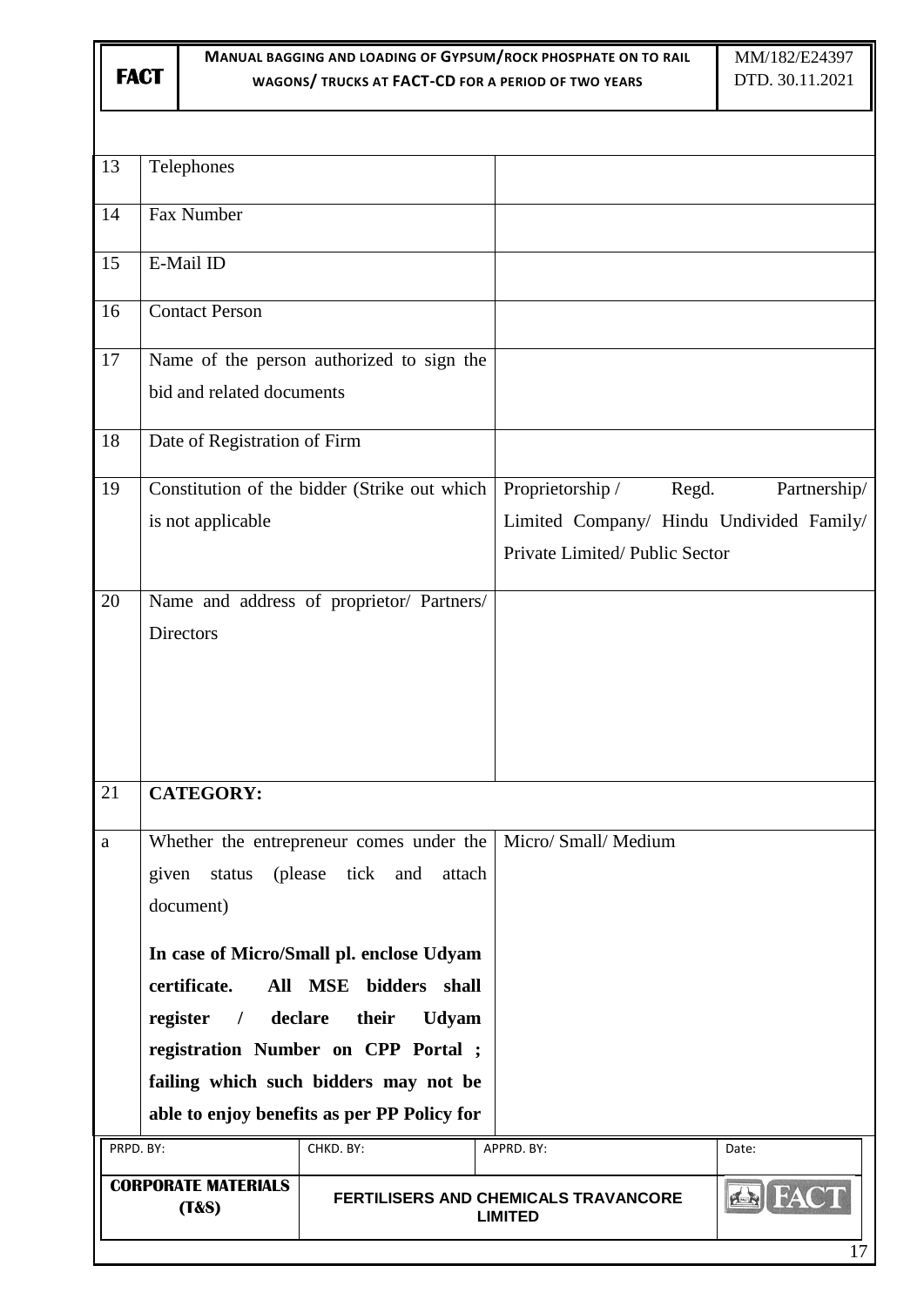| | | |
|---|---|---|
| 13 | Telephones | |
| 14 | Fax Number | |
| 15 | E-Mail ID | |
| 16 | Contact Person | |
| 17 | Name of the person authorized to sign the bid and related documents | |
| 18 | Date of Registration of Firm | |
| 19 | Constitution of the bidder (Strike out which is not applicable | Proprietorship / Regd. Partnership/ Limited Company/ Hindu Undivided Family/ Private Limited/ Public Sector |
| 20 | Name and address of proprietor/ Partners/ Directors | |
| 21 | **CATEGORY:** | |
| a | Whether the entrepreneur comes under the given status (please tick and attach document)<br><br>**In case of Micro/Small pl. enclose Udyam certificate. All MSE bidders shall register / declare their Udyam registration Number on CPP Portal ; failing which such bidders may not be able to enjoy benefits as per PP Policy for** | Micro/ Small/ Medium |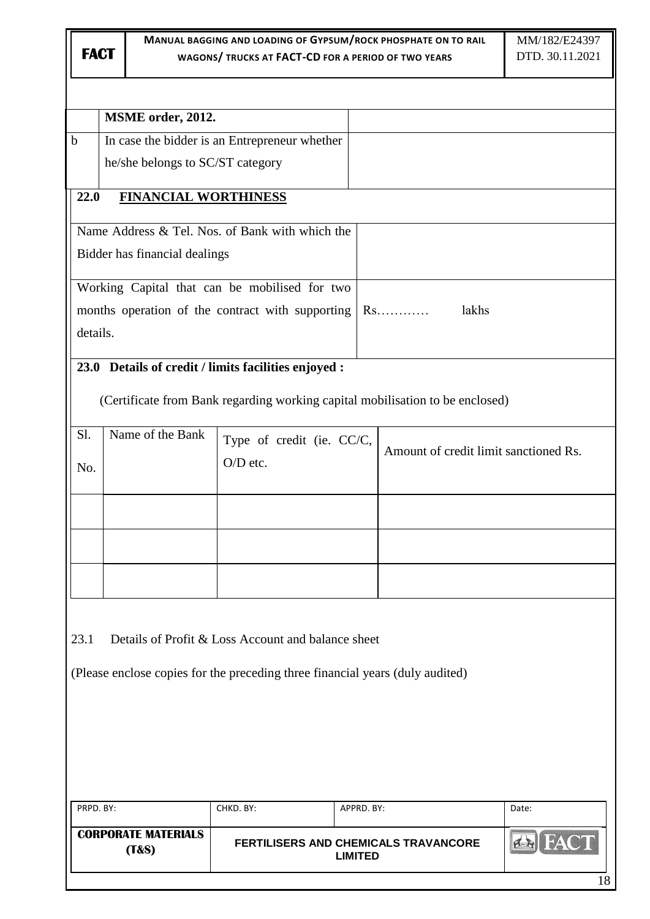|   | **MSME order, 2012.** |   |
|---|---|---|
| b | In case the bidder is an Entrepreneur whether he/she belongs to SC/ST category |   |

## 22.0 FINANCIAL WORTHINESS

| | |
|---|---|
| Name Address & Tel. Nos. of Bank with which the Bidder has financial dealings |   |
| Working Capital that can be mobilised for two months operation of the contract with supporting details. | Rs………… lakhs |

## 23.0 Details of credit / limits facilities enjoyed :

(Certificate from Bank regarding working capital mobilisation to be enclosed)

| Sl. No. | Name of the Bank | Type of credit (ie. CC/C, O/D etc. | Amount of credit limit sanctioned Rs. |
|---|---|---|---|
|   |   |   |   |
|   |   |   |   |
|   |   |   |   |

23.1 Details of Profit & Loss Account and balance sheet

(Please enclose copies for the preceding three financial years (duly audited)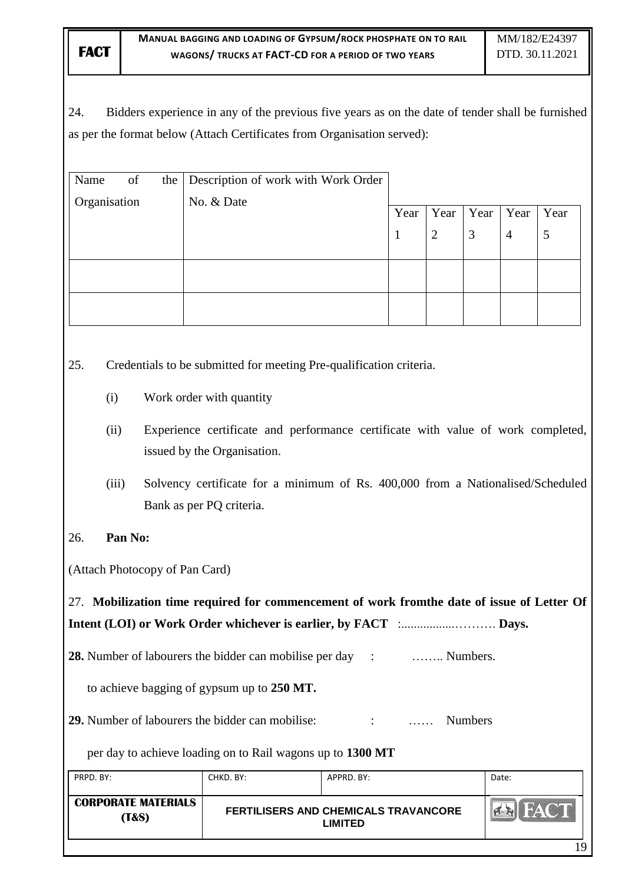24. Bidders experience in any of the previous five years as on the date of tender shall be furnished as per the format below (Attach Certificates from Organisation served):

| Name of the Organisation | Description of work with Work Order No. & Date | Year 1 | Year 2 | Year 3 | Year 4 | Year 5 |
|---|---|---|---|---|---|---|
| | | | | | | |
| | | | | | | |

25. Credentials to be submitted for meeting Pre-qualification criteria.

(i) Work order with quantity

(ii) Experience certificate and performance certificate with value of work completed, issued by the Organisation.

(iii) Solvency certificate for a minimum of Rs. 400,000 from a Nationalised/Scheduled Bank as per PQ criteria.

26. **Pan No:**

(Attach Photocopy of Pan Card)

27. **Mobilization time required for commencement of work fromthe date of issue of Letter Of Intent (LOI) or Work Order whichever is earlier, by FACT** :..................………. **Days.**

**28.** Number of labourers the bidder can mobilise per day : …….. Numbers.

to achieve bagging of gypsum up to **250 MT.**

**29.** Number of labourers the bidder can mobilise: : …… Numbers

per day to achieve loading on to Rail wagons up to **1300 MT**

| PRPD. BY: | CHKD. BY: | APPRD. BY: | Date: |
|---|---|---|---|
| **CORPORATE MATERIALS (T&S)** | **FERTILISERS AND CHEMICALS TRAVANCORE LIMITED** | | |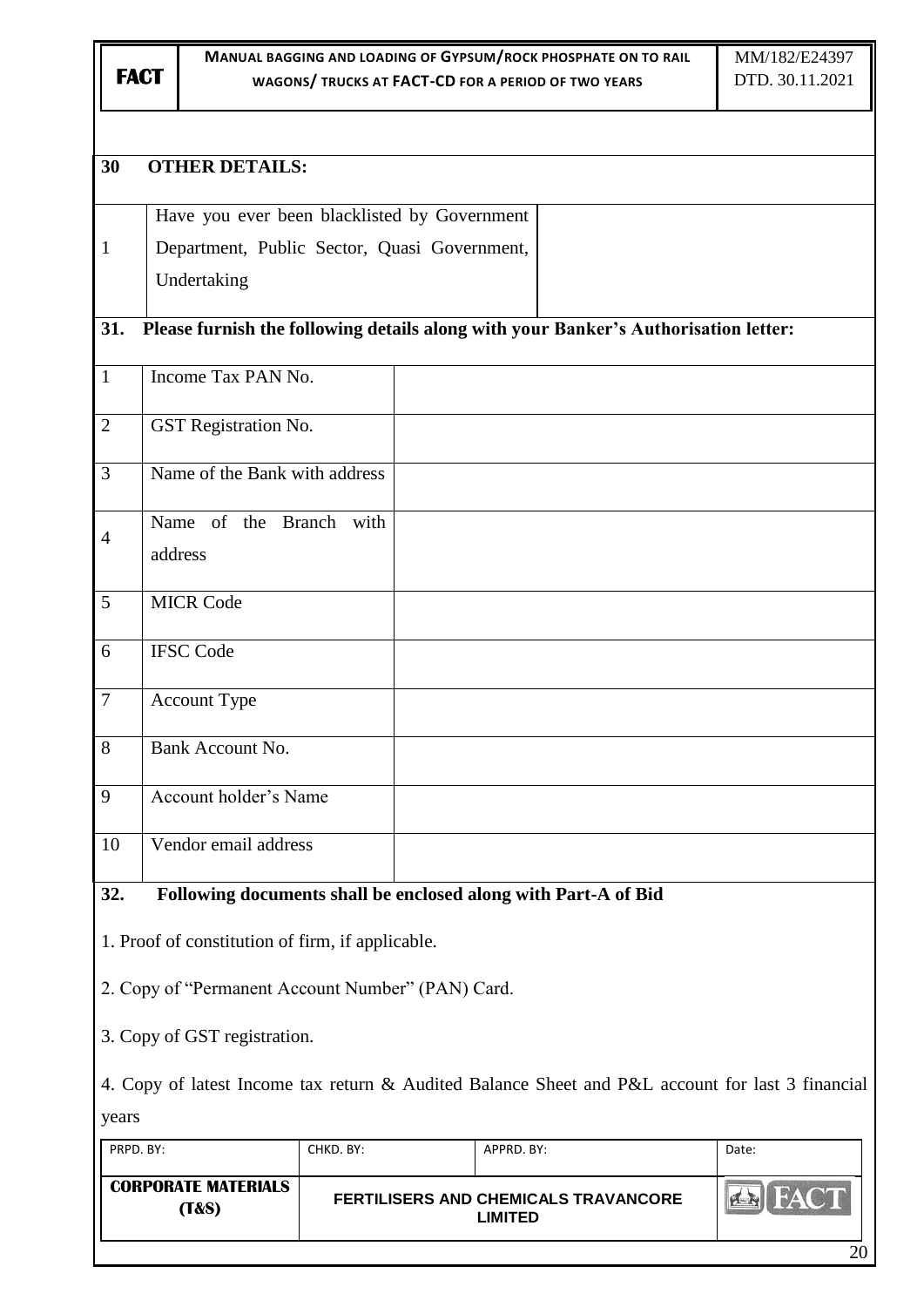## 30 OTHER DETAILS:

| | | |
|---|---|---|
| 1 | Have you ever been blacklisted by Government Department, Public Sector, Quasi Government, Undertaking | |

## 31. Please furnish the following details along with your Banker's Authorisation letter:

| | | |
|---|---|---|
| 1 | Income Tax PAN No. | |
| 2 | GST Registration No. | |
| 3 | Name of the Bank with address | |
| 4 | Name of the Branch with address | |
| 5 | MICR Code | |
| 6 | IFSC Code | |
| 7 | Account Type | |
| 8 | Bank Account No. | |
| 9 | Account holder's Name | |
| 10 | Vendor email address | |

## 32. Following documents shall be enclosed along with Part-A of Bid

1. Proof of constitution of firm, if applicable.

2. Copy of "Permanent Account Number" (PAN) Card.

3. Copy of GST registration.

4. Copy of latest Income tax return & Audited Balance Sheet and P&L account for last 3 financial years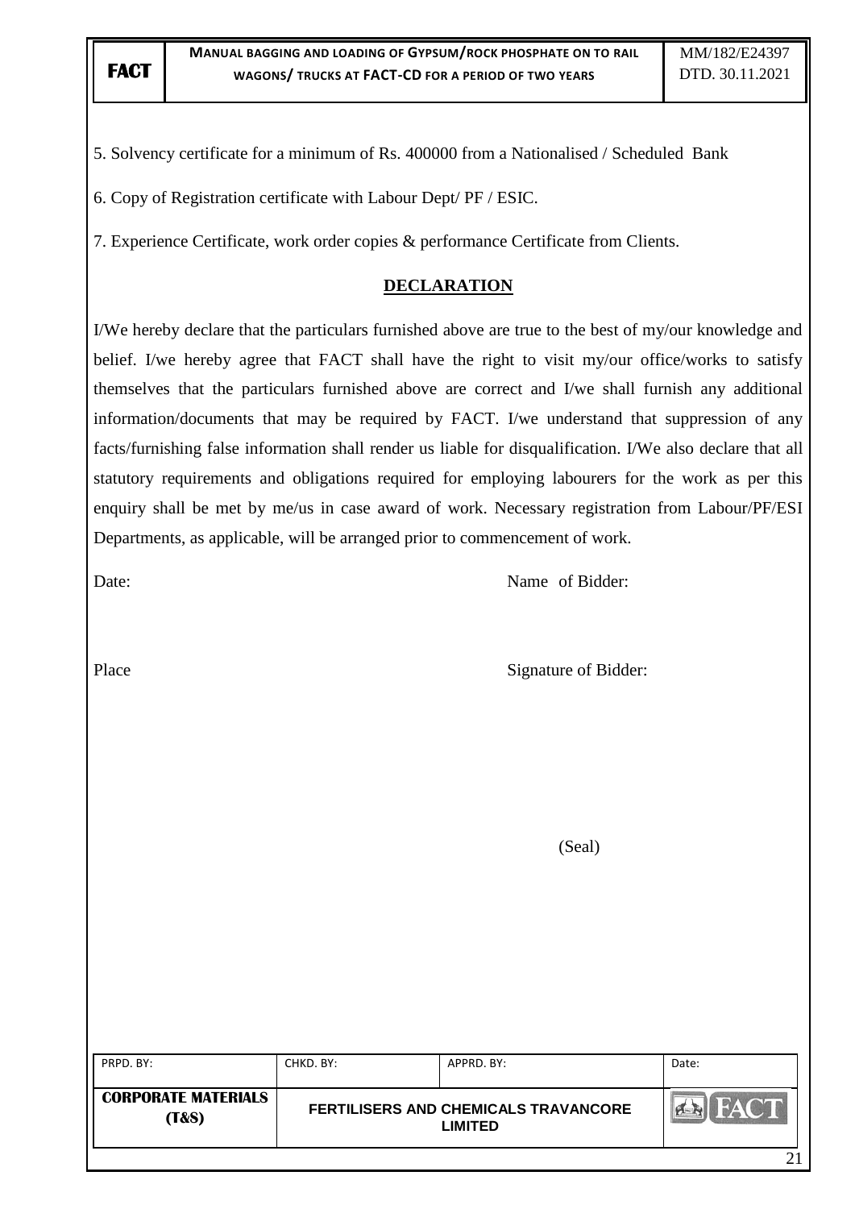5. Solvency certificate for a minimum of Rs. 400000 from a Nationalised / Scheduled Bank

6. Copy of Registration certificate with Labour Dept/ PF / ESIC.

7. Experience Certificate, work order copies & performance Certificate from Clients.

## DECLARATION

I/We hereby declare that the particulars furnished above are true to the best of my/our knowledge and belief. I/we hereby agree that FACT shall have the right to visit my/our office/works to satisfy themselves that the particulars furnished above are correct and I/we shall furnish any additional information/documents that may be required by FACT. I/we understand that suppression of any facts/furnishing false information shall render us liable for disqualification. I/We also declare that all statutory requirements and obligations required for employing labourers for the work as per this enquiry shall be met by me/us in case award of work. Necessary registration from Labour/PF/ESI Departments, as applicable, will be arranged prior to commencement of work.

Date: Name of Bidder:

Place Signature of Bidder:

(Seal)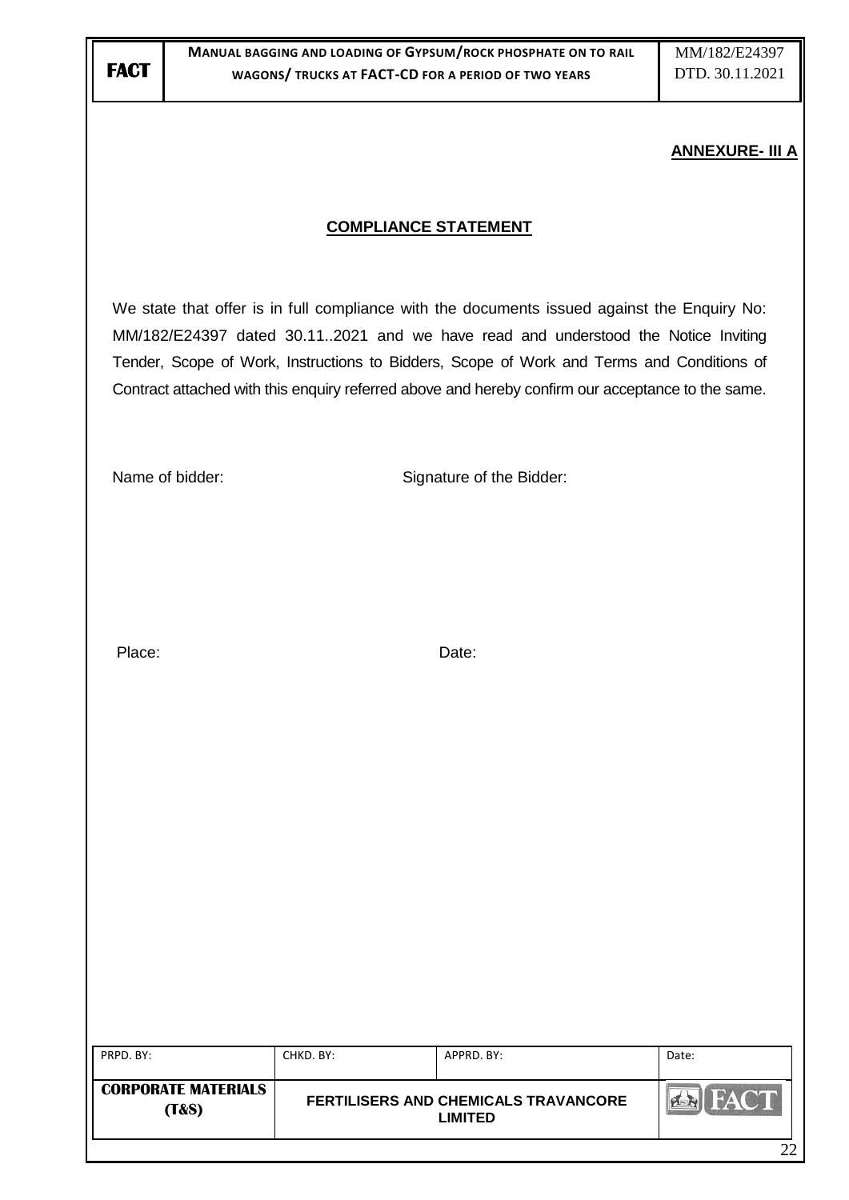**ANNEXURE- III A**

## COMPLIANCE STATEMENT

We state that offer is in full compliance with the documents issued against the Enquiry No: MM/182/E24397 dated 30.11..2021 and we have read and understood the Notice Inviting Tender, Scope of Work, Instructions to Bidders, Scope of Work and Terms and Conditions of Contract attached with this enquiry referred above and hereby confirm our acceptance to the same.

Name of bidder: Signature of the Bidder:

Place: Date: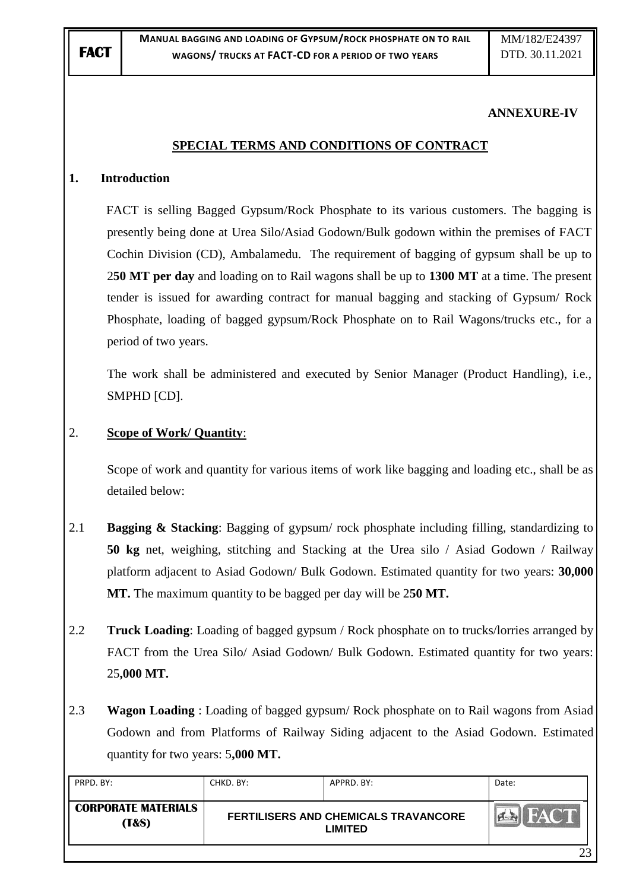**ANNEXURE-IV**

## SPECIAL TERMS AND CONDITIONS OF CONTRACT

### 1. Introduction

FACT is selling Bagged Gypsum/Rock Phosphate to its various customers. The bagging is presently being done at Urea Silo/Asiad Godown/Bulk godown within the premises of FACT Cochin Division (CD), Ambalamedu. The requirement of bagging of gypsum shall be up to 2**50 MT per day** and loading on to Rail wagons shall be up to **1300 MT** at a time. The present tender is issued for awarding contract for manual bagging and stacking of Gypsum/ Rock Phosphate, loading of bagged gypsum/Rock Phosphate on to Rail Wagons/trucks etc., for a period of two years.

The work shall be administered and executed by Senior Manager (Product Handling), i.e., SMPHD [CD].

### 2. Scope of Work/ Quantity:

Scope of work and quantity for various items of work like bagging and loading etc., shall be as detailed below:

2.1 **Bagging & Stacking**: Bagging of gypsum/ rock phosphate including filling, standardizing to **50 kg** net, weighing, stitching and Stacking at the Urea silo / Asiad Godown / Railway platform adjacent to Asiad Godown/ Bulk Godown. Estimated quantity for two years: **30,000 MT.** The maximum quantity to be bagged per day will be 2**50 MT.**

2.2 **Truck Loading**: Loading of bagged gypsum / Rock phosphate on to trucks/lorries arranged by FACT from the Urea Silo/ Asiad Godown/ Bulk Godown. Estimated quantity for two years: 25**,000 MT.**

2.3 **Wagon Loading** : Loading of bagged gypsum/ Rock phosphate on to Rail wagons from Asiad Godown and from Platforms of Railway Siding adjacent to the Asiad Godown. Estimated quantity for two years: 5**,000 MT.**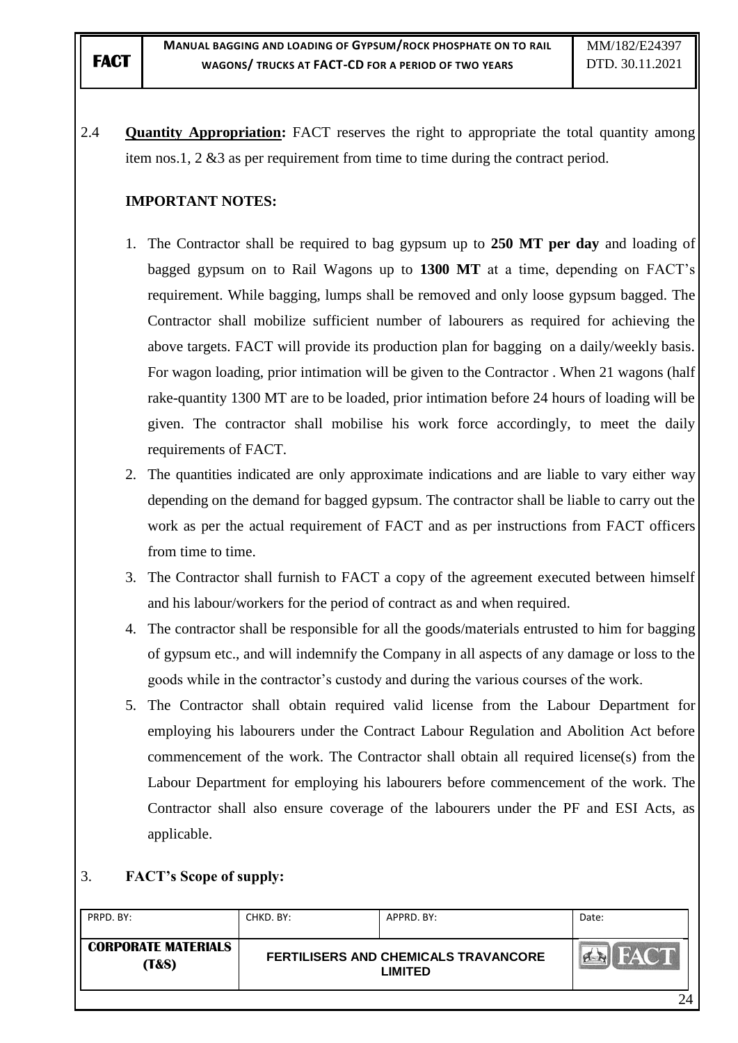2.4 **Quantity Appropriation:** FACT reserves the right to appropriate the total quantity among item nos.1, 2 &3 as per requirement from time to time during the contract period.

**IMPORTANT NOTES:**

1. The Contractor shall be required to bag gypsum up to **250 MT per day** and loading of bagged gypsum on to Rail Wagons up to **1300 MT** at a time, depending on FACT's requirement. While bagging, lumps shall be removed and only loose gypsum bagged. The Contractor shall mobilize sufficient number of labourers as required for achieving the above targets. FACT will provide its production plan for bagging on a daily/weekly basis. For wagon loading, prior intimation will be given to the Contractor . When 21 wagons (half rake-quantity 1300 MT are to be loaded, prior intimation before 24 hours of loading will be given. The contractor shall mobilise his work force accordingly, to meet the daily requirements of FACT.
2. The quantities indicated are only approximate indications and are liable to vary either way depending on the demand for bagged gypsum. The contractor shall be liable to carry out the work as per the actual requirement of FACT and as per instructions from FACT officers from time to time.
3. The Contractor shall furnish to FACT a copy of the agreement executed between himself and his labour/workers for the period of contract as and when required.
4. The contractor shall be responsible for all the goods/materials entrusted to him for bagging of gypsum etc., and will indemnify the Company in all aspects of any damage or loss to the goods while in the contractor's custody and during the various courses of the work.
5. The Contractor shall obtain required valid license from the Labour Department for employing his labourers under the Contract Labour Regulation and Abolition Act before commencement of the work. The Contractor shall obtain all required license(s) from the Labour Department for employing his labourers before commencement of the work. The Contractor shall also ensure coverage of the labourers under the PF and ESI Acts, as applicable.

3. **FACT's Scope of supply:**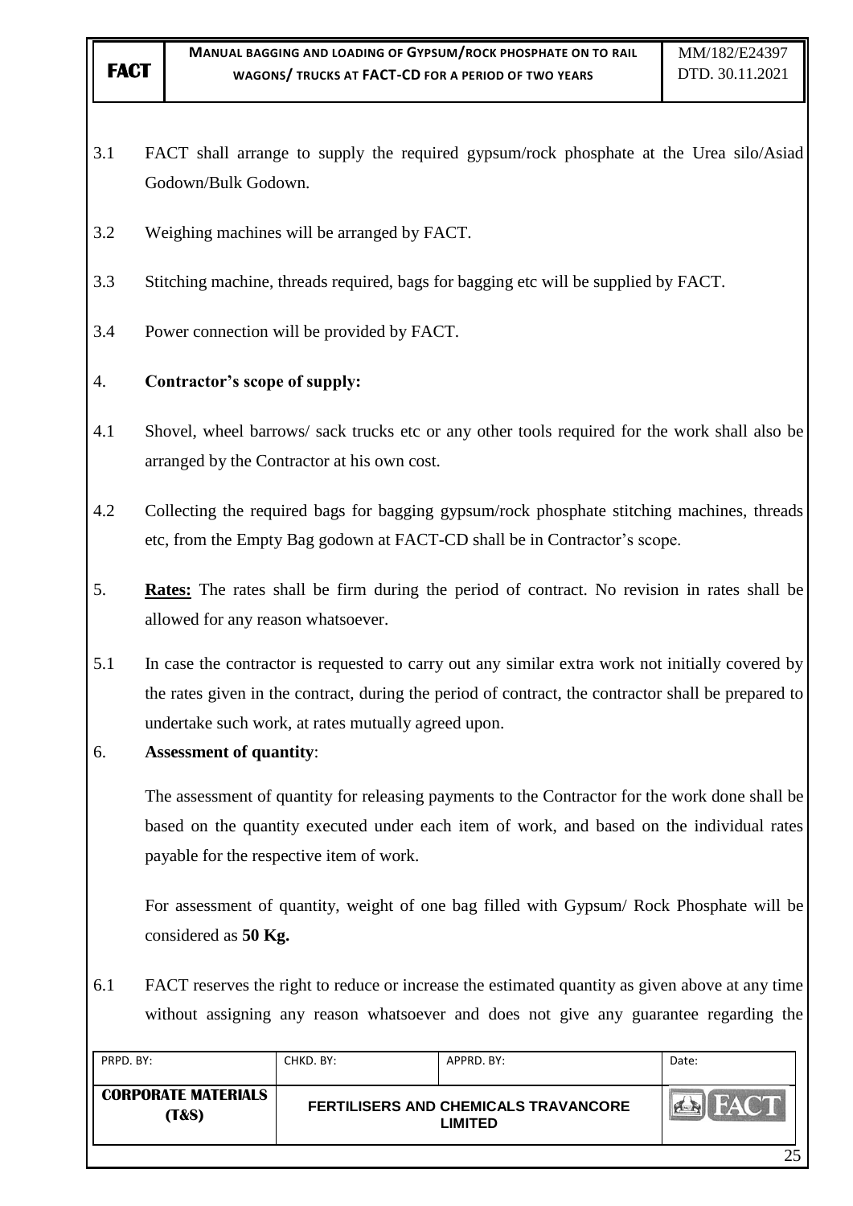3.1 FACT shall arrange to supply the required gypsum/rock phosphate at the Urea silo/Asiad Godown/Bulk Godown.

3.2 Weighing machines will be arranged by FACT.

3.3 Stitching machine, threads required, bags for bagging etc will be supplied by FACT.

3.4 Power connection will be provided by FACT.

4. **Contractor's scope of supply:**

4.1 Shovel, wheel barrows/ sack trucks etc or any other tools required for the work shall also be arranged by the Contractor at his own cost.

4.2 Collecting the required bags for bagging gypsum/rock phosphate stitching machines, threads etc, from the Empty Bag godown at FACT-CD shall be in Contractor's scope.

5. **Rates:** The rates shall be firm during the period of contract. No revision in rates shall be allowed for any reason whatsoever.

5.1 In case the contractor is requested to carry out any similar extra work not initially covered by the rates given in the contract, during the period of contract, the contractor shall be prepared to undertake such work, at rates mutually agreed upon.

6. **Assessment of quantity**:

The assessment of quantity for releasing payments to the Contractor for the work done shall be based on the quantity executed under each item of work, and based on the individual rates payable for the respective item of work.

For assessment of quantity, weight of one bag filled with Gypsum/ Rock Phosphate will be considered as **50 Kg.**

6.1 FACT reserves the right to reduce or increase the estimated quantity as given above at any time without assigning any reason whatsoever and does not give any guarantee regarding the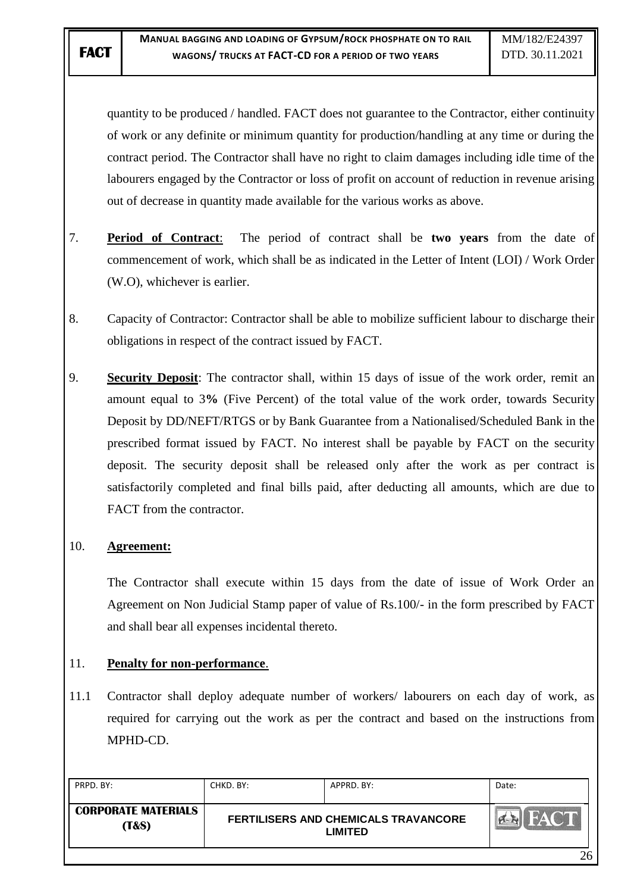quantity to be produced / handled. FACT does not guarantee to the Contractor, either continuity of work or any definite or minimum quantity for production/handling at any time or during the contract period. The Contractor shall have no right to claim damages including idle time of the labourers engaged by the Contractor or loss of profit on account of reduction in revenue arising out of decrease in quantity made available for the various works as above.

7. **Period of Contract**: The period of contract shall be **two years** from the date of commencement of work, which shall be as indicated in the Letter of Intent (LOI) / Work Order (W.O), whichever is earlier.

8. Capacity of Contractor: Contractor shall be able to mobilize sufficient labour to discharge their obligations in respect of the contract issued by FACT.

9. **Security Deposit**: The contractor shall, within 15 days of issue of the work order, remit an amount equal to 3**%** (Five Percent) of the total value of the work order, towards Security Deposit by DD/NEFT/RTGS or by Bank Guarantee from a Nationalised/Scheduled Bank in the prescribed format issued by FACT. No interest shall be payable by FACT on the security deposit. The security deposit shall be released only after the work as per contract is satisfactorily completed and final bills paid, after deducting all amounts, which are due to FACT from the contractor.

10. **Agreement:**

    The Contractor shall execute within 15 days from the date of issue of Work Order an Agreement on Non Judicial Stamp paper of value of Rs.100/- in the form prescribed by FACT and shall bear all expenses incidental thereto.

11. **Penalty for non-performance**.

11.1 Contractor shall deploy adequate number of workers/ labourers on each day of work, as required for carrying out the work as per the contract and based on the instructions from MPHD-CD.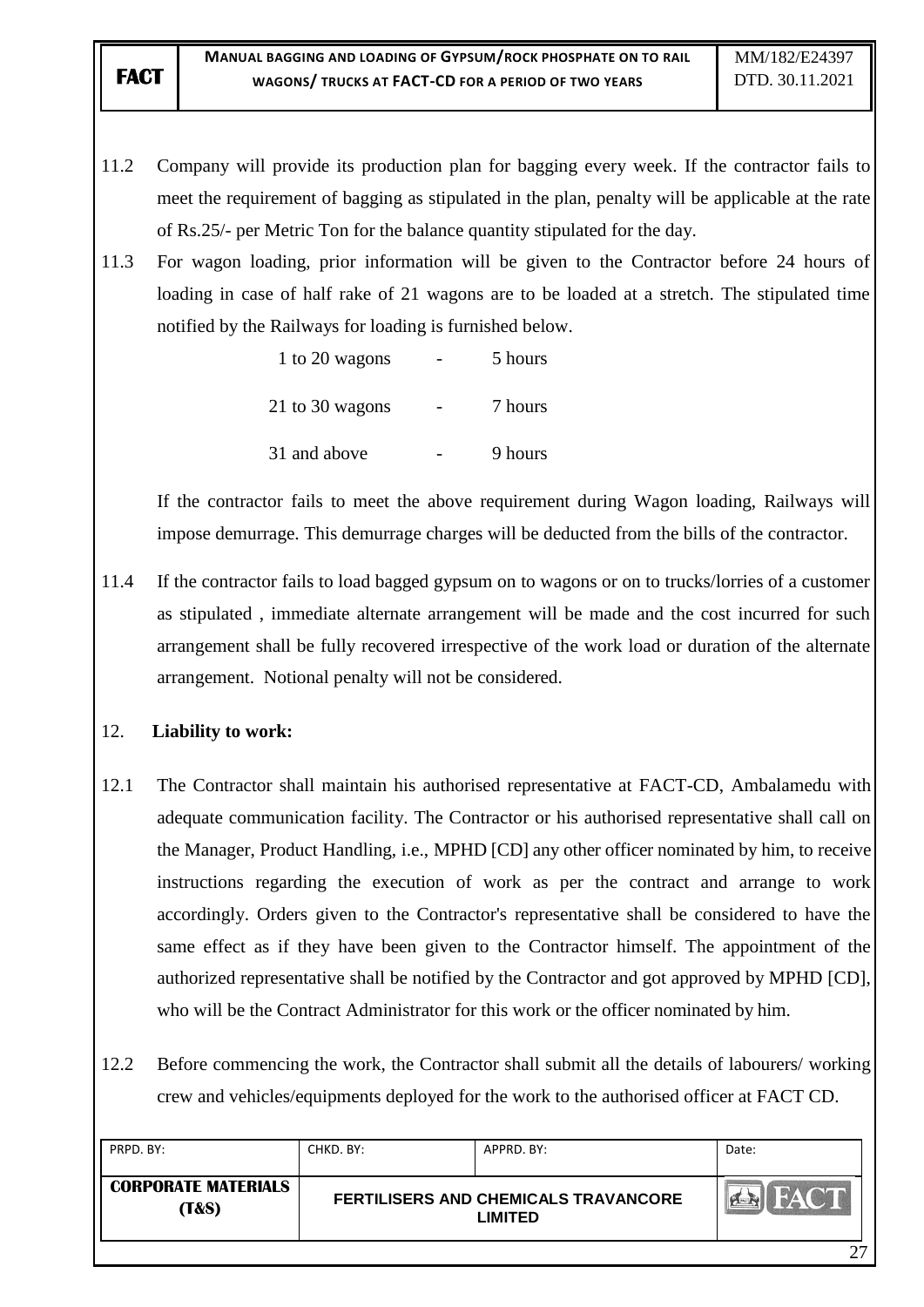11.2 Company will provide its production plan for bagging every week. If the contractor fails to meet the requirement of bagging as stipulated in the plan, penalty will be applicable at the rate of Rs.25/- per Metric Ton for the balance quantity stipulated for the day.

11.3 For wagon loading, prior information will be given to the Contractor before 24 hours of loading in case of half rake of 21 wagons are to be loaded at a stretch. The stipulated time notified by the Railways for loading is furnished below.

| | | |
|---|---|---|
| 1 to 20 wagons | - | 5 hours |
| 21 to 30 wagons | - | 7 hours |
| 31 and above | - | 9 hours |

If the contractor fails to meet the above requirement during Wagon loading, Railways will impose demurrage. This demurrage charges will be deducted from the bills of the contractor.

11.4 If the contractor fails to load bagged gypsum on to wagons or on to trucks/lorries of a customer as stipulated , immediate alternate arrangement will be made and the cost incurred for such arrangement shall be fully recovered irrespective of the work load or duration of the alternate arrangement. Notional penalty will not be considered.

## 12. Liability to work:

12.1 The Contractor shall maintain his authorised representative at FACT-CD, Ambalamedu with adequate communication facility. The Contractor or his authorised representative shall call on the Manager, Product Handling, i.e., MPHD [CD] any other officer nominated by him, to receive instructions regarding the execution of work as per the contract and arrange to work accordingly. Orders given to the Contractor's representative shall be considered to have the same effect as if they have been given to the Contractor himself. The appointment of the authorized representative shall be notified by the Contractor and got approved by MPHD [CD], who will be the Contract Administrator for this work or the officer nominated by him.

12.2 Before commencing the work, the Contractor shall submit all the details of labourers/ working crew and vehicles/equipments deployed for the work to the authorised officer at FACT CD.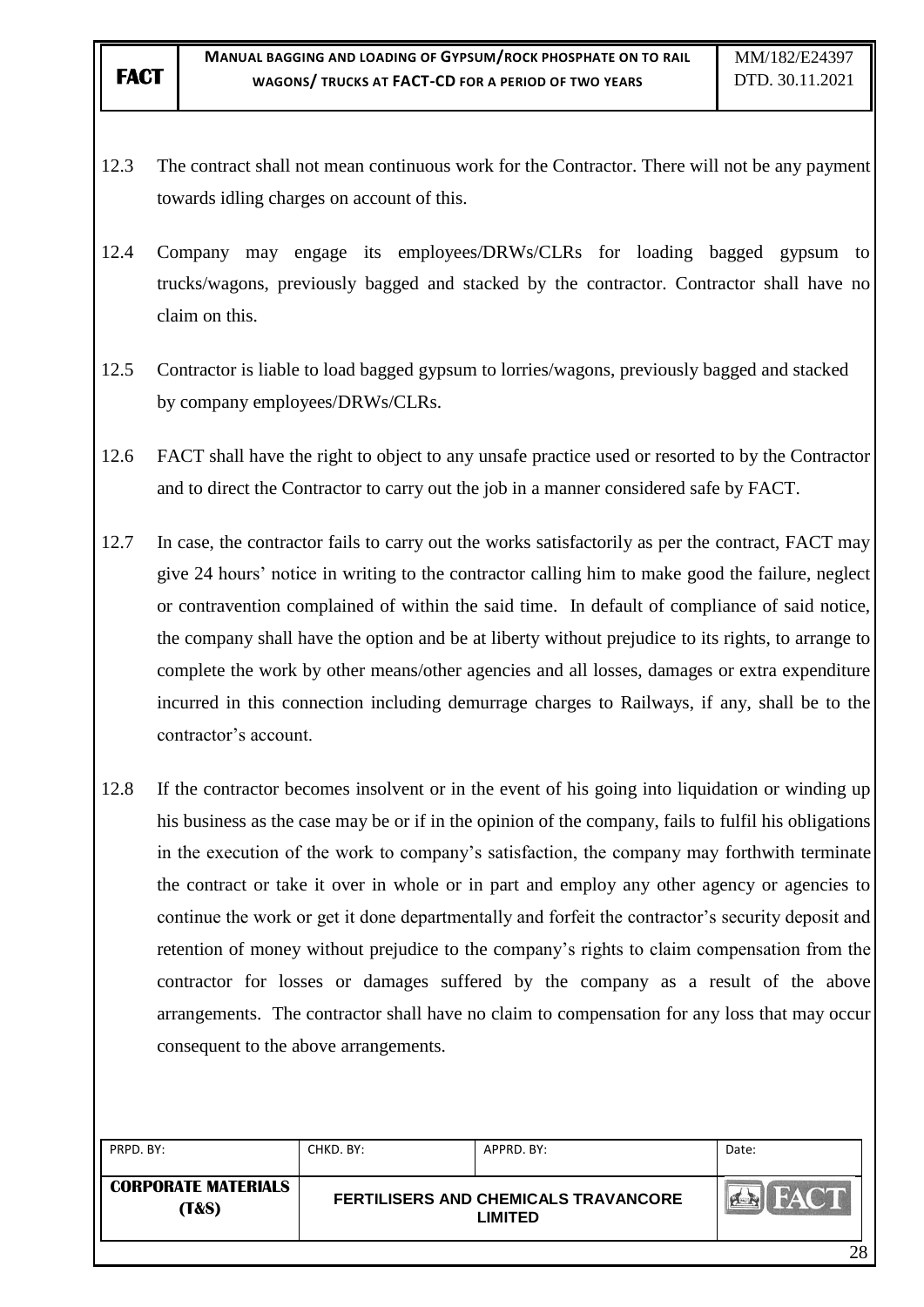12.3 The contract shall not mean continuous work for the Contractor. There will not be any payment towards idling charges on account of this.

12.4 Company may engage its employees/DRWs/CLRs for loading bagged gypsum to trucks/wagons, previously bagged and stacked by the contractor. Contractor shall have no claim on this.

12.5 Contractor is liable to load bagged gypsum to lorries/wagons, previously bagged and stacked by company employees/DRWs/CLRs.

12.6 FACT shall have the right to object to any unsafe practice used or resorted to by the Contractor and to direct the Contractor to carry out the job in a manner considered safe by FACT.

12.7 In case, the contractor fails to carry out the works satisfactorily as per the contract, FACT may give 24 hours' notice in writing to the contractor calling him to make good the failure, neglect or contravention complained of within the said time. In default of compliance of said notice, the company shall have the option and be at liberty without prejudice to its rights, to arrange to complete the work by other means/other agencies and all losses, damages or extra expenditure incurred in this connection including demurrage charges to Railways, if any, shall be to the contractor's account.

12.8 If the contractor becomes insolvent or in the event of his going into liquidation or winding up his business as the case may be or if in the opinion of the company, fails to fulfil his obligations in the execution of the work to company's satisfaction, the company may forthwith terminate the contract or take it over in whole or in part and employ any other agency or agencies to continue the work or get it done departmentally and forfeit the contractor's security deposit and retention of money without prejudice to the company's rights to claim compensation from the contractor for losses or damages suffered by the company as a result of the above arrangements. The contractor shall have no claim to compensation for any loss that may occur consequent to the above arrangements.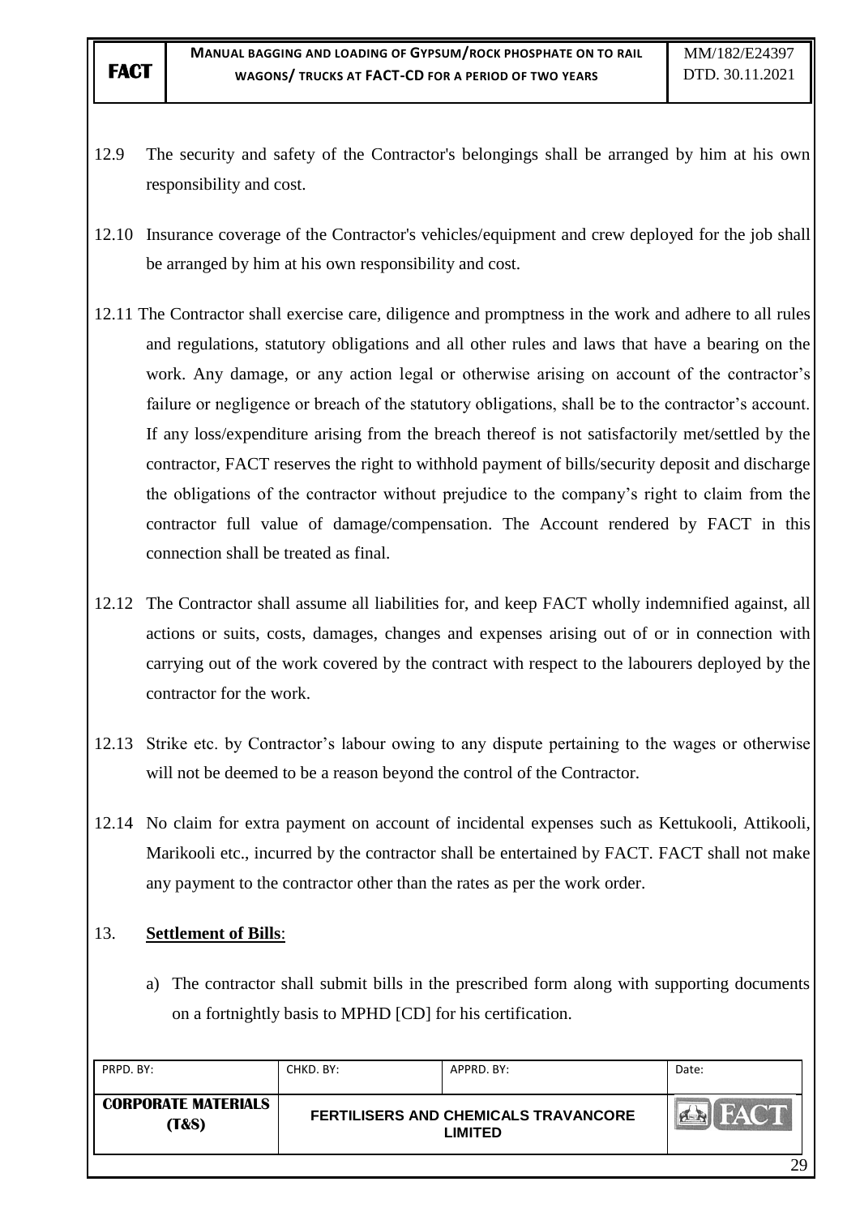12.9 The security and safety of the Contractor's belongings shall be arranged by him at his own responsibility and cost.

12.10 Insurance coverage of the Contractor's vehicles/equipment and crew deployed for the job shall be arranged by him at his own responsibility and cost.

12.11 The Contractor shall exercise care, diligence and promptness in the work and adhere to all rules and regulations, statutory obligations and all other rules and laws that have a bearing on the work. Any damage, or any action legal or otherwise arising on account of the contractor's failure or negligence or breach of the statutory obligations, shall be to the contractor's account. If any loss/expenditure arising from the breach thereof is not satisfactorily met/settled by the contractor, FACT reserves the right to withhold payment of bills/security deposit and discharge the obligations of the contractor without prejudice to the company's right to claim from the contractor full value of damage/compensation. The Account rendered by FACT in this connection shall be treated as final.

12.12 The Contractor shall assume all liabilities for, and keep FACT wholly indemnified against, all actions or suits, costs, damages, changes and expenses arising out of or in connection with carrying out of the work covered by the contract with respect to the labourers deployed by the contractor for the work.

12.13 Strike etc. by Contractor's labour owing to any dispute pertaining to the wages or otherwise will not be deemed to be a reason beyond the control of the Contractor.

12.14 No claim for extra payment on account of incidental expenses such as Kettukooli, Attikooli, Marikooli etc., incurred by the contractor shall be entertained by FACT. FACT shall not make any payment to the contractor other than the rates as per the work order.

13. **Settlement of Bills**:

a) The contractor shall submit bills in the prescribed form along with supporting documents on a fortnightly basis to MPHD [CD] for his certification.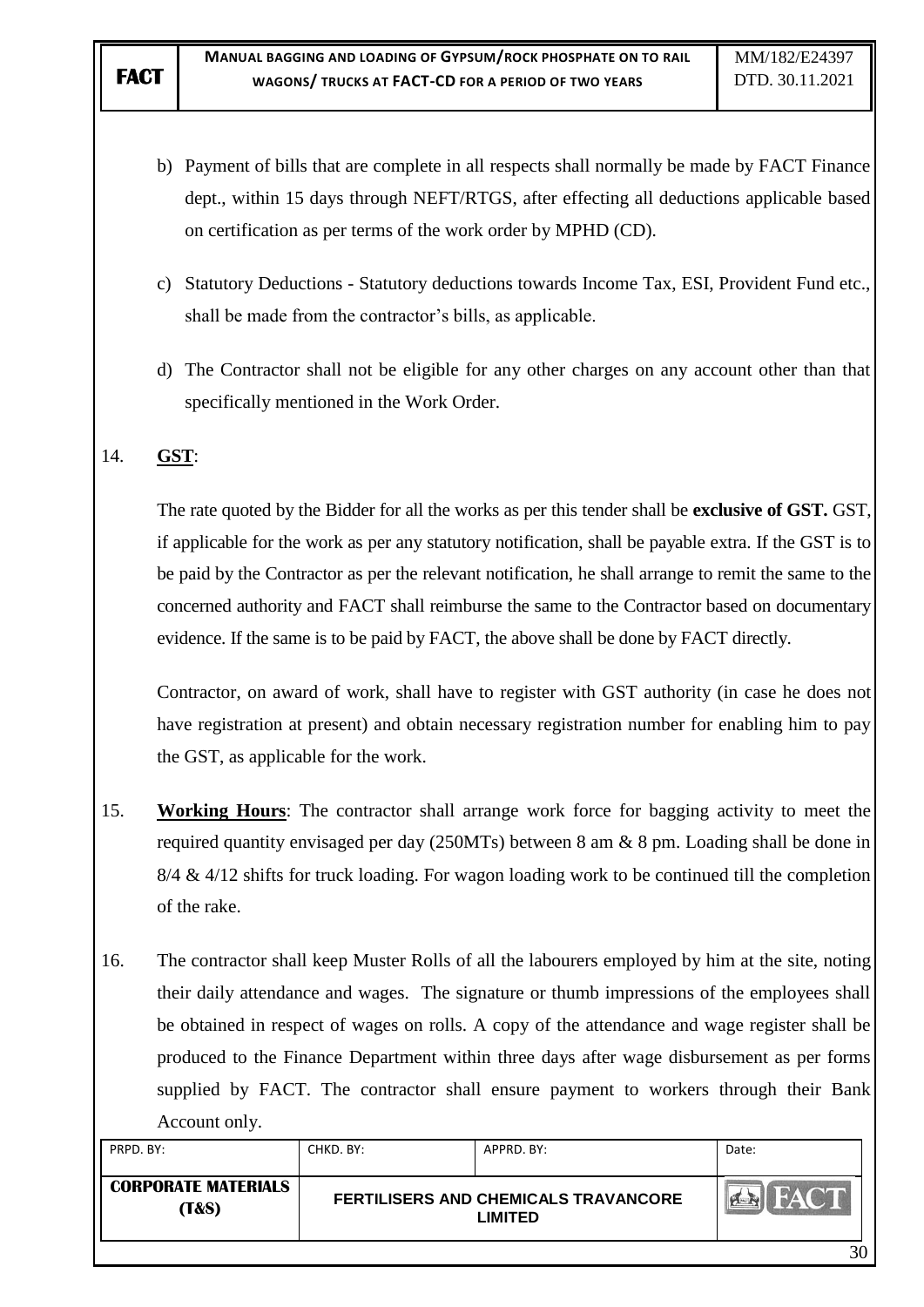b) Payment of bills that are complete in all respects shall normally be made by FACT Finance dept., within 15 days through NEFT/RTGS, after effecting all deductions applicable based on certification as per terms of the work order by MPHD (CD).

c) Statutory Deductions - Statutory deductions towards Income Tax, ESI, Provident Fund etc., shall be made from the contractor's bills, as applicable.

d) The Contractor shall not be eligible for any other charges on any account other than that specifically mentioned in the Work Order.

14. **GST**:

The rate quoted by the Bidder for all the works as per this tender shall be **exclusive of GST.** GST, if applicable for the work as per any statutory notification, shall be payable extra. If the GST is to be paid by the Contractor as per the relevant notification, he shall arrange to remit the same to the concerned authority and FACT shall reimburse the same to the Contractor based on documentary evidence. If the same is to be paid by FACT, the above shall be done by FACT directly.

Contractor, on award of work, shall have to register with GST authority (in case he does not have registration at present) and obtain necessary registration number for enabling him to pay the GST, as applicable for the work.

15. **Working Hours**: The contractor shall arrange work force for bagging activity to meet the required quantity envisaged per day (250MTs) between 8 am & 8 pm. Loading shall be done in 8/4 & 4/12 shifts for truck loading. For wagon loading work to be continued till the completion of the rake.

16. The contractor shall keep Muster Rolls of all the labourers employed by him at the site, noting their daily attendance and wages. The signature or thumb impressions of the employees shall be obtained in respect of wages on rolls. A copy of the attendance and wage register shall be produced to the Finance Department within three days after wage disbursement as per forms supplied by FACT. The contractor shall ensure payment to workers through their Bank Account only.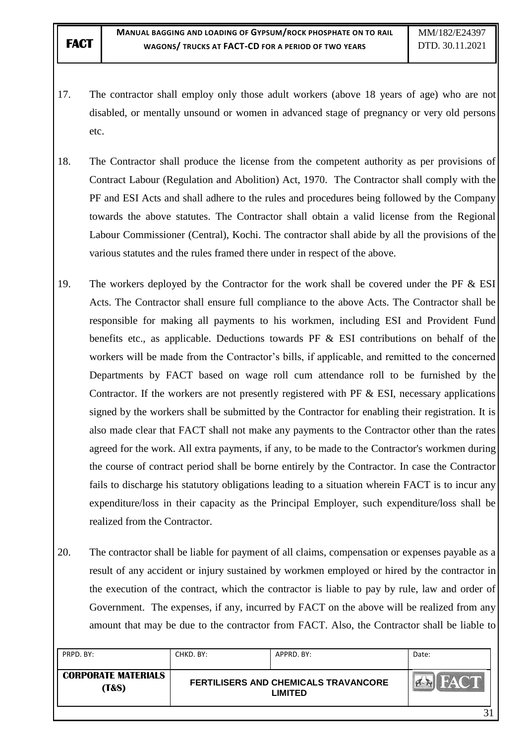17. The contractor shall employ only those adult workers (above 18 years of age) who are not disabled, or mentally unsound or women in advanced stage of pregnancy or very old persons etc.

18. The Contractor shall produce the license from the competent authority as per provisions of Contract Labour (Regulation and Abolition) Act, 1970. The Contractor shall comply with the PF and ESI Acts and shall adhere to the rules and procedures being followed by the Company towards the above statutes. The Contractor shall obtain a valid license from the Regional Labour Commissioner (Central), Kochi. The contractor shall abide by all the provisions of the various statutes and the rules framed there under in respect of the above.

19. The workers deployed by the Contractor for the work shall be covered under the PF & ESI Acts. The Contractor shall ensure full compliance to the above Acts. The Contractor shall be responsible for making all payments to his workmen, including ESI and Provident Fund benefits etc., as applicable. Deductions towards PF & ESI contributions on behalf of the workers will be made from the Contractor's bills, if applicable, and remitted to the concerned Departments by FACT based on wage roll cum attendance roll to be furnished by the Contractor. If the workers are not presently registered with PF & ESI, necessary applications signed by the workers shall be submitted by the Contractor for enabling their registration. It is also made clear that FACT shall not make any payments to the Contractor other than the rates agreed for the work. All extra payments, if any, to be made to the Contractor's workmen during the course of contract period shall be borne entirely by the Contractor. In case the Contractor fails to discharge his statutory obligations leading to a situation wherein FACT is to incur any expenditure/loss in their capacity as the Principal Employer, such expenditure/loss shall be realized from the Contractor.

20. The contractor shall be liable for payment of all claims, compensation or expenses payable as a result of any accident or injury sustained by workmen employed or hired by the contractor in the execution of the contract, which the contractor is liable to pay by rule, law and order of Government. The expenses, if any, incurred by FACT on the above will be realized from any amount that may be due to the contractor from FACT. Also, the Contractor shall be liable to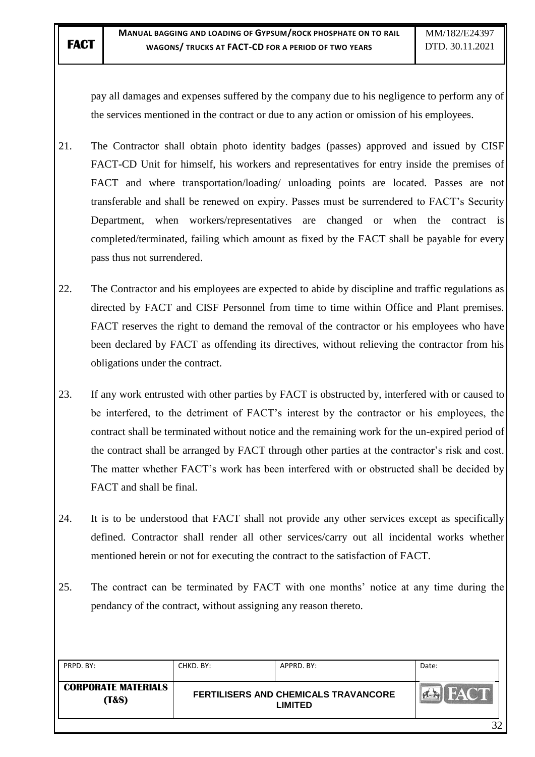pay all damages and expenses suffered by the company due to his negligence to perform any of the services mentioned in the contract or due to any action or omission of his employees.

21. The Contractor shall obtain photo identity badges (passes) approved and issued by CISF FACT-CD Unit for himself, his workers and representatives for entry inside the premises of FACT and where transportation/loading/ unloading points are located. Passes are not transferable and shall be renewed on expiry. Passes must be surrendered to FACT's Security Department, when workers/representatives are changed or when the contract is completed/terminated, failing which amount as fixed by the FACT shall be payable for every pass thus not surrendered.

22. The Contractor and his employees are expected to abide by discipline and traffic regulations as directed by FACT and CISF Personnel from time to time within Office and Plant premises. FACT reserves the right to demand the removal of the contractor or his employees who have been declared by FACT as offending its directives, without relieving the contractor from his obligations under the contract.

23. If any work entrusted with other parties by FACT is obstructed by, interfered with or caused to be interfered, to the detriment of FACT's interest by the contractor or his employees, the contract shall be terminated without notice and the remaining work for the un-expired period of the contract shall be arranged by FACT through other parties at the contractor's risk and cost. The matter whether FACT's work has been interfered with or obstructed shall be decided by FACT and shall be final.

24. It is to be understood that FACT shall not provide any other services except as specifically defined. Contractor shall render all other services/carry out all incidental works whether mentioned herein or not for executing the contract to the satisfaction of FACT.

25. The contract can be terminated by FACT with one months' notice at any time during the pendancy of the contract, without assigning any reason thereto.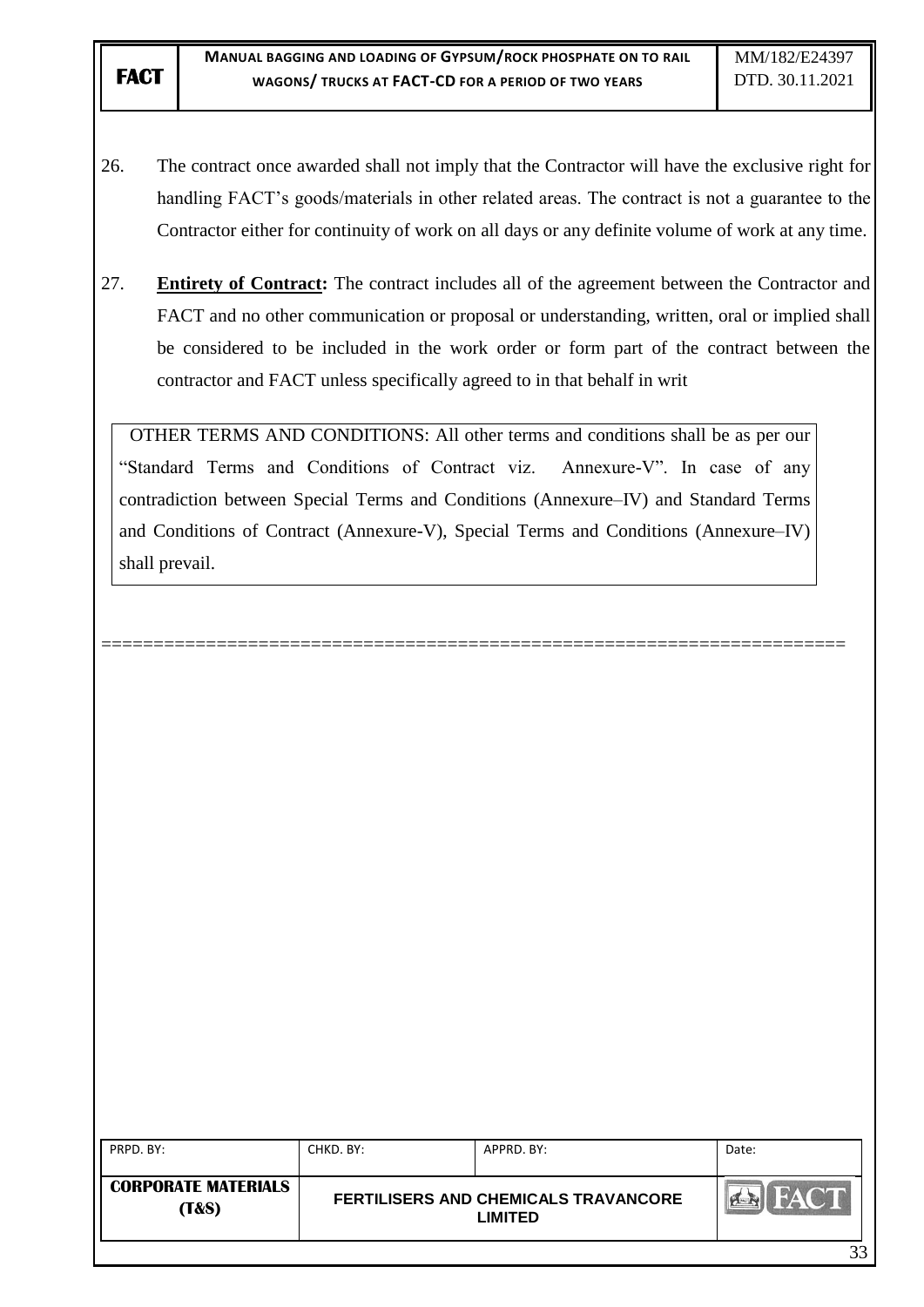26. The contract once awarded shall not imply that the Contractor will have the exclusive right for handling FACT's goods/materials in other related areas. The contract is not a guarantee to the Contractor either for continuity of work on all days or any definite volume of work at any time.

27. **Entirety of Contract:** The contract includes all of the agreement between the Contractor and FACT and no other communication or proposal or understanding, written, oral or implied shall be considered to be included in the work order or form part of the contract between the contractor and FACT unless specifically agreed to in that behalf in writ

OTHER TERMS AND CONDITIONS: All other terms and conditions shall be as per our "Standard Terms and Conditions of Contract viz. Annexure-V". In case of any contradiction between Special Terms and Conditions (Annexure–IV) and Standard Terms and Conditions of Contract (Annexure-V), Special Terms and Conditions (Annexure–IV) shall prevail.

======================================================================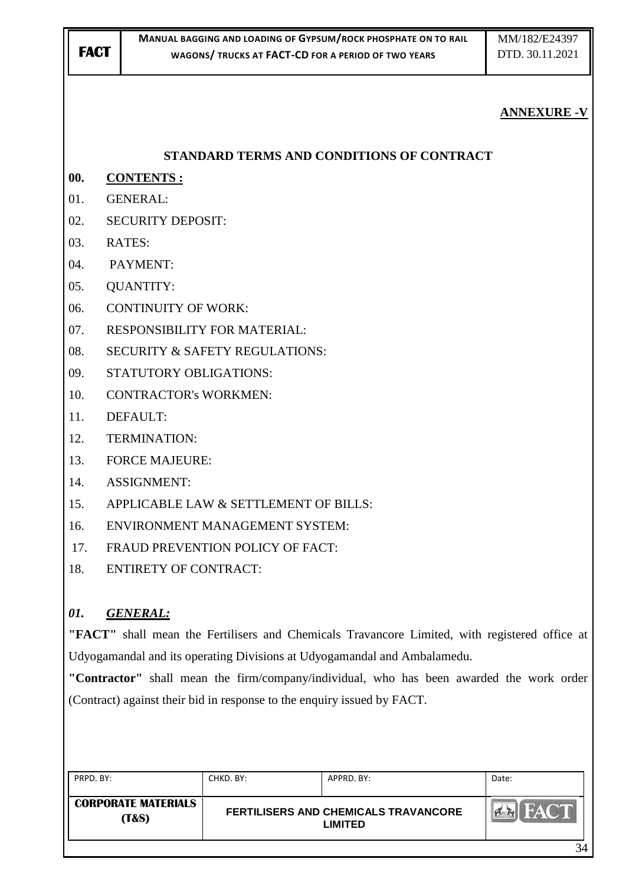**ANNEXURE -V**

## STANDARD TERMS AND CONDITIONS OF CONTRACT

**00. CONTENTS :**

01. GENERAL:
02. SECURITY DEPOSIT:
03. RATES:
04. PAYMENT:
05. QUANTITY:
06. CONTINUITY OF WORK:
07. RESPONSIBILITY FOR MATERIAL:
08. SECURITY & SAFETY REGULATIONS:
09. STATUTORY OBLIGATIONS:
10. CONTRACTOR's WORKMEN:
11. DEFAULT:
12. TERMINATION:
13. FORCE MAJEURE:
14. ASSIGNMENT:
15. APPLICABLE LAW & SETTLEMENT OF BILLS:
16. ENVIRONMENT MANAGEMENT SYSTEM:
17. FRAUD PREVENTION POLICY OF FACT:
18. ENTIRETY OF CONTRACT:

***01. GENERAL:***

**"FACT"** shall mean the Fertilisers and Chemicals Travancore Limited, with registered office at Udyogamandal and its operating Divisions at Udyogamandal and Ambalamedu.

**"Contractor"** shall mean the firm/company/individual, who has been awarded the work order (Contract) against their bid in response to the enquiry issued by FACT.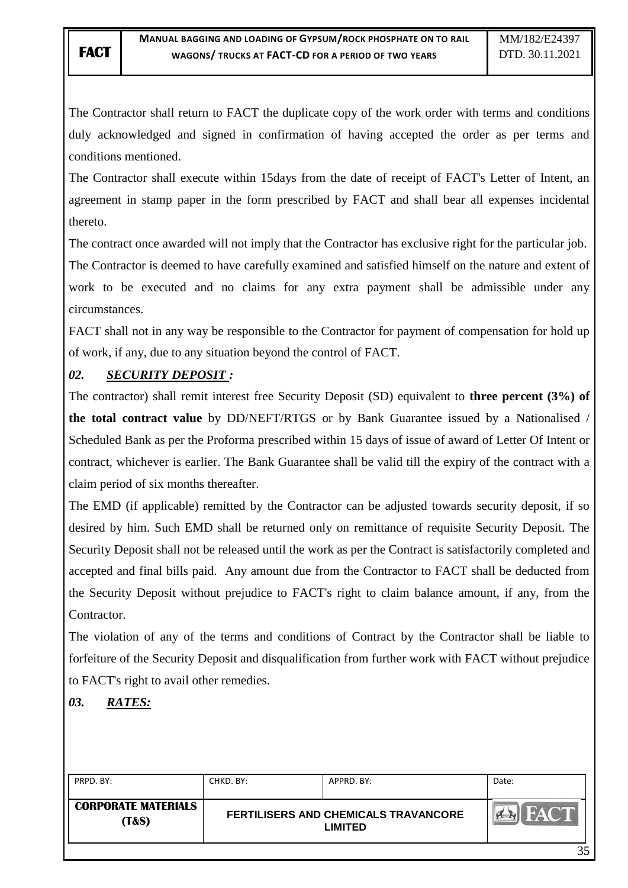The Contractor shall return to FACT the duplicate copy of the work order with terms and conditions duly acknowledged and signed in confirmation of having accepted the order as per terms and conditions mentioned.

The Contractor shall execute within 15days from the date of receipt of FACT's Letter of Intent, an agreement in stamp paper in the form prescribed by FACT and shall bear all expenses incidental thereto.

The contract once awarded will not imply that the Contractor has exclusive right for the particular job.

The Contractor is deemed to have carefully examined and satisfied himself on the nature and extent of work to be executed and no claims for any extra payment shall be admissible under any circumstances.

FACT shall not in any way be responsible to the Contractor for payment of compensation for hold up of work, if any, due to any situation beyond the control of FACT.

## *02. <u>SECURITY DEPOSIT :</u>*

The contractor) shall remit interest free Security Deposit (SD) equivalent to **three percent (3%) of the total contract value** by DD/NEFT/RTGS or by Bank Guarantee issued by a Nationalised / Scheduled Bank as per the Proforma prescribed within 15 days of issue of award of Letter Of Intent or contract, whichever is earlier. The Bank Guarantee shall be valid till the expiry of the contract with a claim period of six months thereafter.

The EMD (if applicable) remitted by the Contractor can be adjusted towards security deposit, if so desired by him. Such EMD shall be returned only on remittance of requisite Security Deposit. The Security Deposit shall not be released until the work as per the Contract is satisfactorily completed and accepted and final bills paid. Any amount due from the Contractor to FACT shall be deducted from the Security Deposit without prejudice to FACT's right to claim balance amount, if any, from the Contractor.

The violation of any of the terms and conditions of Contract by the Contractor shall be liable to forfeiture of the Security Deposit and disqualification from further work with FACT without prejudice to FACT's right to avail other remedies.

## *03. <u>RATES:</u>*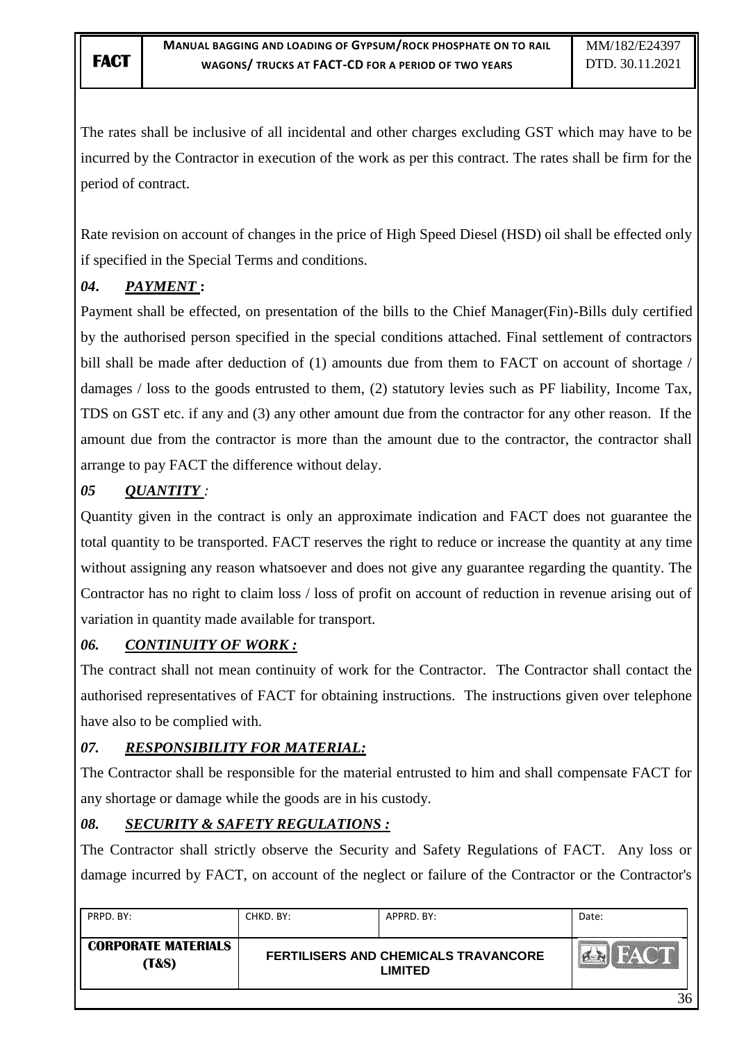The rates shall be inclusive of all incidental and other charges excluding GST which may have to be incurred by the Contractor in execution of the work as per this contract. The rates shall be firm for the period of contract.

Rate revision on account of changes in the price of High Speed Diesel (HSD) oil shall be effected only if specified in the Special Terms and conditions.

### *04. PAYMENT* :

Payment shall be effected, on presentation of the bills to the Chief Manager(Fin)-Bills duly certified by the authorised person specified in the special conditions attached. Final settlement of contractors bill shall be made after deduction of (1) amounts due from them to FACT on account of shortage / damages / loss to the goods entrusted to them, (2) statutory levies such as PF liability, Income Tax, TDS on GST etc. if any and (3) any other amount due from the contractor for any other reason. If the amount due from the contractor is more than the amount due to the contractor, the contractor shall arrange to pay FACT the difference without delay.

### *05 QUANTITY :*

Quantity given in the contract is only an approximate indication and FACT does not guarantee the total quantity to be transported. FACT reserves the right to reduce or increase the quantity at any time without assigning any reason whatsoever and does not give any guarantee regarding the quantity. The Contractor has no right to claim loss / loss of profit on account of reduction in revenue arising out of variation in quantity made available for transport.

### *06. CONTINUITY OF WORK :*

The contract shall not mean continuity of work for the Contractor. The Contractor shall contact the authorised representatives of FACT for obtaining instructions. The instructions given over telephone have also to be complied with.

### *07. RESPONSIBILITY FOR MATERIAL:*

The Contractor shall be responsible for the material entrusted to him and shall compensate FACT for any shortage or damage while the goods are in his custody.

### *08. SECURITY & SAFETY REGULATIONS :*

The Contractor shall strictly observe the Security and Safety Regulations of FACT. Any loss or damage incurred by FACT, on account of the neglect or failure of the Contractor or the Contractor's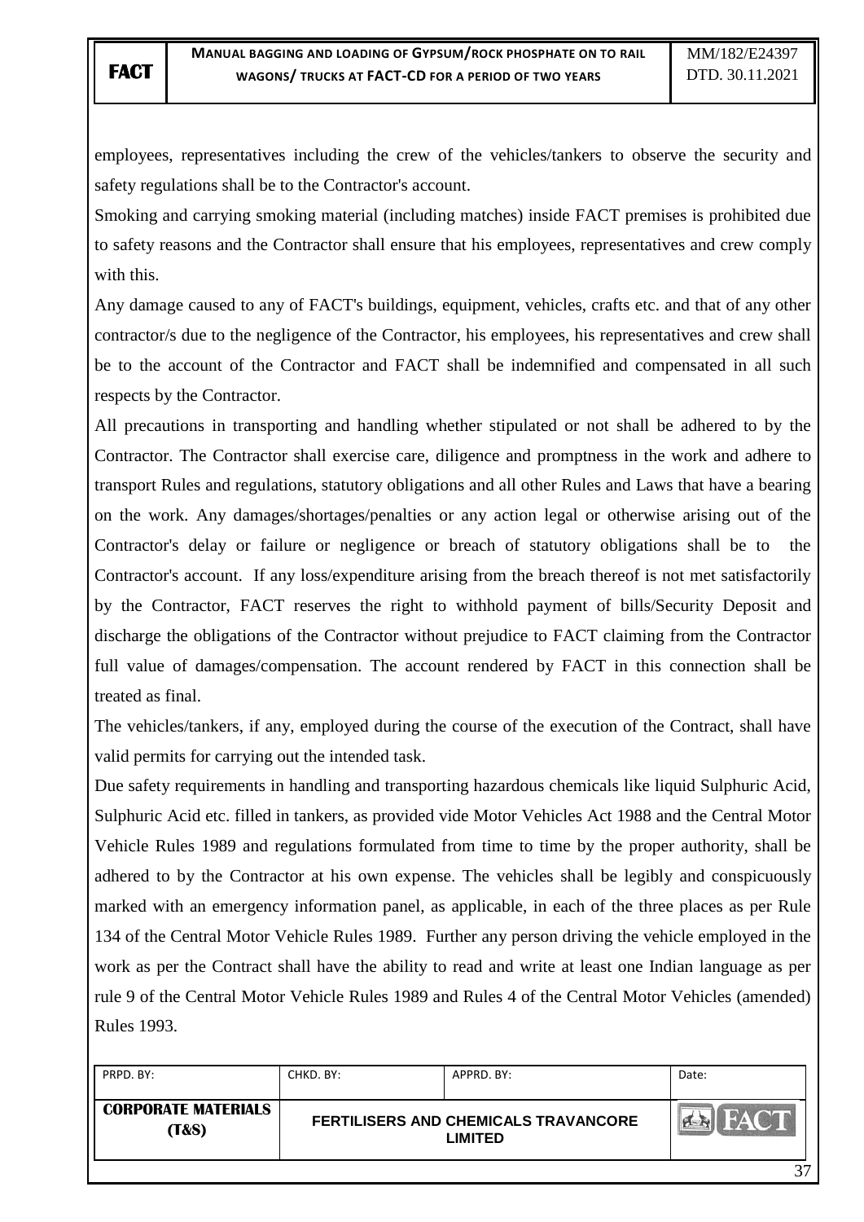employees, representatives including the crew of the vehicles/tankers to observe the security and safety regulations shall be to the Contractor's account.

Smoking and carrying smoking material (including matches) inside FACT premises is prohibited due to safety reasons and the Contractor shall ensure that his employees, representatives and crew comply with this.

Any damage caused to any of FACT's buildings, equipment, vehicles, crafts etc. and that of any other contractor/s due to the negligence of the Contractor, his employees, his representatives and crew shall be to the account of the Contractor and FACT shall be indemnified and compensated in all such respects by the Contractor.

All precautions in transporting and handling whether stipulated or not shall be adhered to by the Contractor. The Contractor shall exercise care, diligence and promptness in the work and adhere to transport Rules and regulations, statutory obligations and all other Rules and Laws that have a bearing on the work. Any damages/shortages/penalties or any action legal or otherwise arising out of the Contractor's delay or failure or negligence or breach of statutory obligations shall be to the Contractor's account. If any loss/expenditure arising from the breach thereof is not met satisfactorily by the Contractor, FACT reserves the right to withhold payment of bills/Security Deposit and discharge the obligations of the Contractor without prejudice to FACT claiming from the Contractor full value of damages/compensation. The account rendered by FACT in this connection shall be treated as final.

The vehicles/tankers, if any, employed during the course of the execution of the Contract, shall have valid permits for carrying out the intended task.

Due safety requirements in handling and transporting hazardous chemicals like liquid Sulphuric Acid, Sulphuric Acid etc. filled in tankers, as provided vide Motor Vehicles Act 1988 and the Central Motor Vehicle Rules 1989 and regulations formulated from time to time by the proper authority, shall be adhered to by the Contractor at his own expense. The vehicles shall be legibly and conspicuously marked with an emergency information panel, as applicable, in each of the three places as per Rule 134 of the Central Motor Vehicle Rules 1989. Further any person driving the vehicle employed in the work as per the Contract shall have the ability to read and write at least one Indian language as per rule 9 of the Central Motor Vehicle Rules 1989 and Rules 4 of the Central Motor Vehicles (amended) Rules 1993.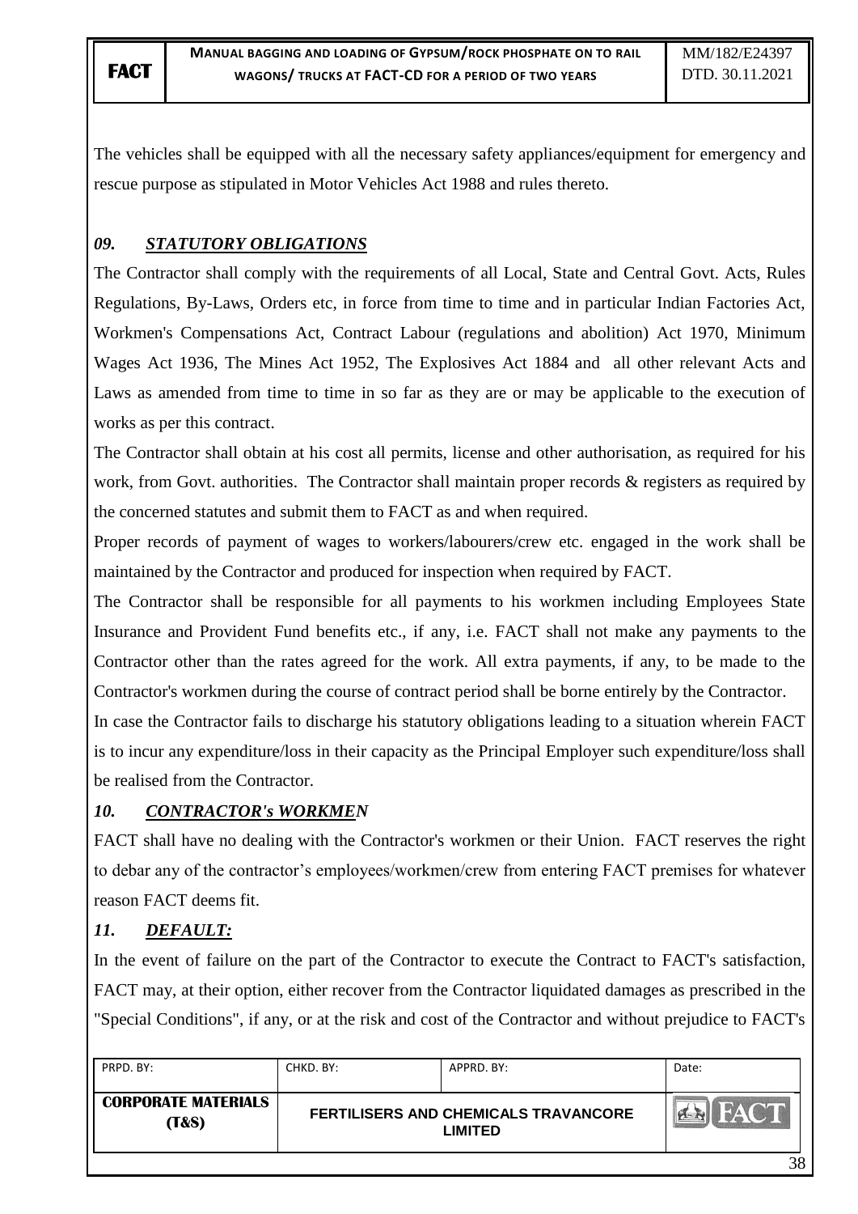The vehicles shall be equipped with all the necessary safety appliances/equipment for emergency and rescue purpose as stipulated in Motor Vehicles Act 1988 and rules thereto.

## *09. STATUTORY OBLIGATIONS*

The Contractor shall comply with the requirements of all Local, State and Central Govt. Acts, Rules Regulations, By-Laws, Orders etc, in force from time to time and in particular Indian Factories Act, Workmen's Compensations Act, Contract Labour (regulations and abolition) Act 1970, Minimum Wages Act 1936, The Mines Act 1952, The Explosives Act 1884 and all other relevant Acts and Laws as amended from time to time in so far as they are or may be applicable to the execution of works as per this contract.

The Contractor shall obtain at his cost all permits, license and other authorisation, as required for his work, from Govt. authorities. The Contractor shall maintain proper records & registers as required by the concerned statutes and submit them to FACT as and when required.

Proper records of payment of wages to workers/labourers/crew etc. engaged in the work shall be maintained by the Contractor and produced for inspection when required by FACT.

The Contractor shall be responsible for all payments to his workmen including Employees State Insurance and Provident Fund benefits etc., if any, i.e. FACT shall not make any payments to the Contractor other than the rates agreed for the work. All extra payments, if any, to be made to the Contractor's workmen during the course of contract period shall be borne entirely by the Contractor.

In case the Contractor fails to discharge his statutory obligations leading to a situation wherein FACT is to incur any expenditure/loss in their capacity as the Principal Employer such expenditure/loss shall be realised from the Contractor.

## *10. CONTRACTOR's WORKMEN*

FACT shall have no dealing with the Contractor's workmen or their Union. FACT reserves the right to debar any of the contractor's employees/workmen/crew from entering FACT premises for whatever reason FACT deems fit.

## *11. DEFAULT:*

In the event of failure on the part of the Contractor to execute the Contract to FACT's satisfaction, FACT may, at their option, either recover from the Contractor liquidated damages as prescribed in the "Special Conditions", if any, or at the risk and cost of the Contractor and without prejudice to FACT's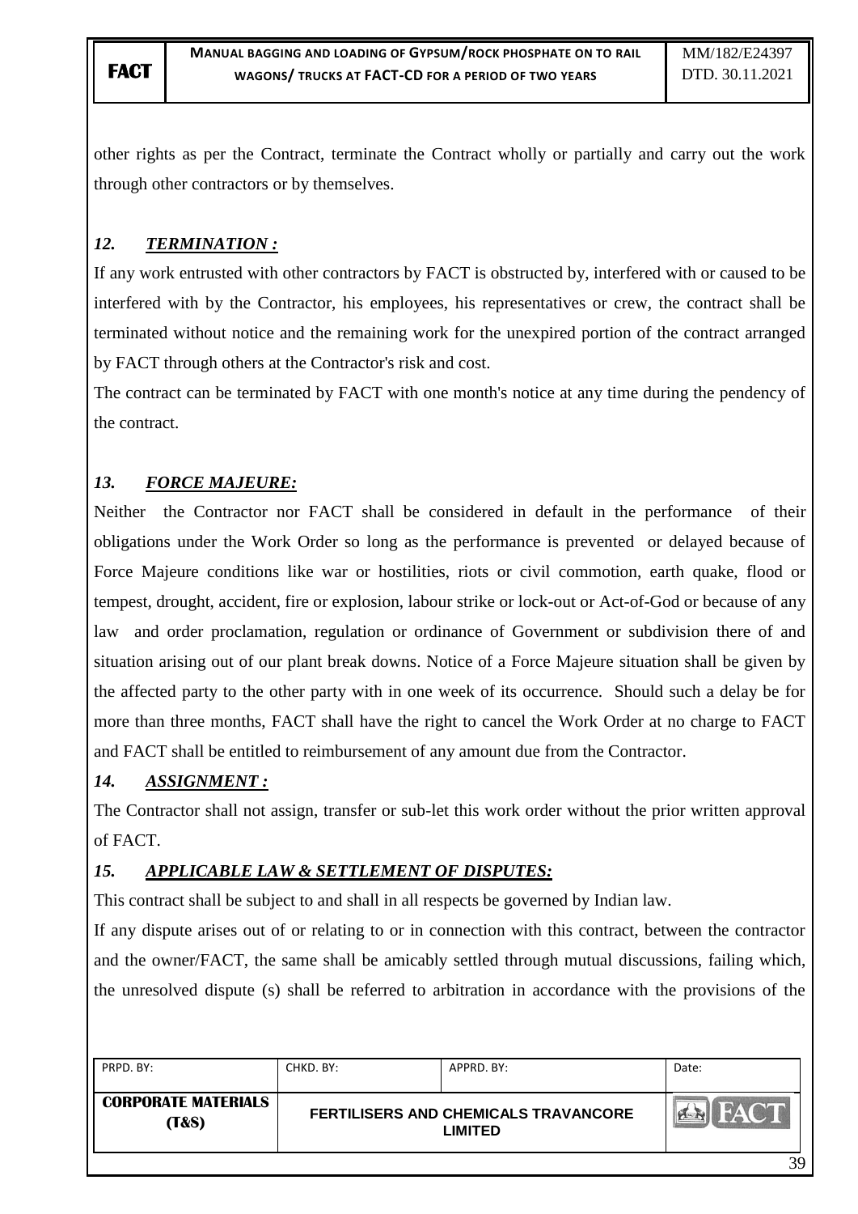other rights as per the Contract, terminate the Contract wholly or partially and carry out the work through other contractors or by themselves.

### *12. TERMINATION :*

If any work entrusted with other contractors by FACT is obstructed by, interfered with or caused to be interfered with by the Contractor, his employees, his representatives or crew, the contract shall be terminated without notice and the remaining work for the unexpired portion of the contract arranged by FACT through others at the Contractor's risk and cost.

The contract can be terminated by FACT with one month's notice at any time during the pendency of the contract.

### *13. FORCE MAJEURE:*

Neither the Contractor nor FACT shall be considered in default in the performance of their obligations under the Work Order so long as the performance is prevented or delayed because of Force Majeure conditions like war or hostilities, riots or civil commotion, earth quake, flood or tempest, drought, accident, fire or explosion, labour strike or lock-out or Act-of-God or because of any law and order proclamation, regulation or ordinance of Government or subdivision there of and situation arising out of our plant break downs. Notice of a Force Majeure situation shall be given by the affected party to the other party with in one week of its occurrence. Should such a delay be for more than three months, FACT shall have the right to cancel the Work Order at no charge to FACT and FACT shall be entitled to reimbursement of any amount due from the Contractor.

### *14. ASSIGNMENT :*

The Contractor shall not assign, transfer or sub-let this work order without the prior written approval of FACT.

### *15. APPLICABLE LAW & SETTLEMENT OF DISPUTES:*

This contract shall be subject to and shall in all respects be governed by Indian law.

If any dispute arises out of or relating to or in connection with this contract, between the contractor and the owner/FACT, the same shall be amicably settled through mutual discussions, failing which, the unresolved dispute (s) shall be referred to arbitration in accordance with the provisions of the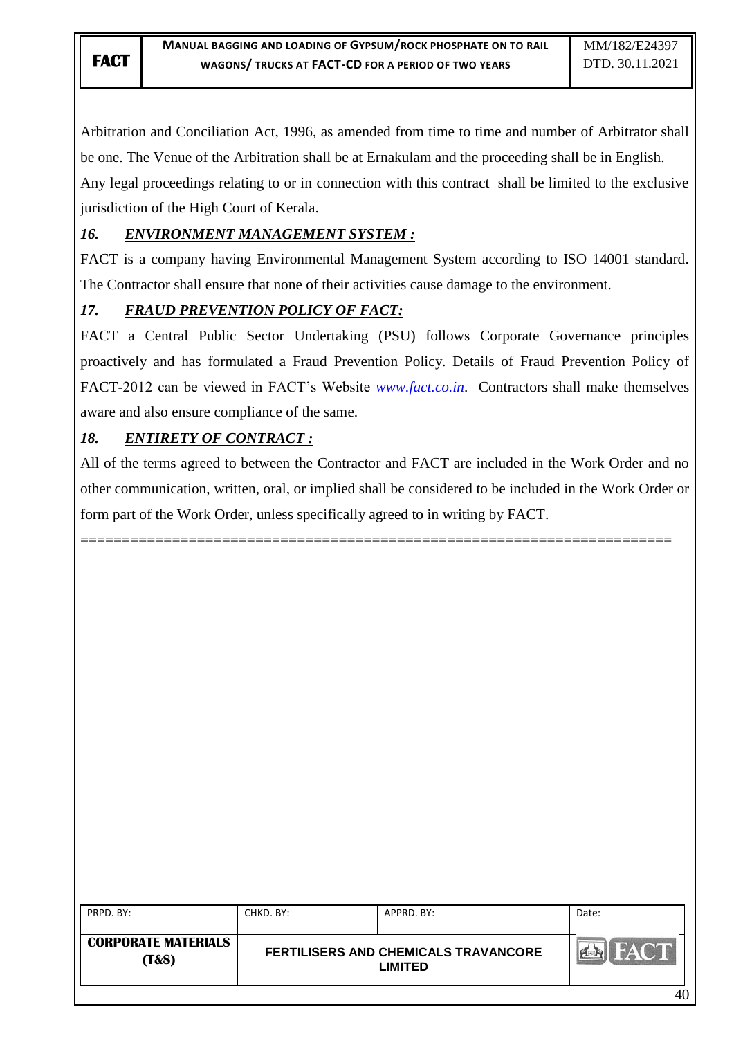Arbitration and Conciliation Act, 1996, as amended from time to time and number of Arbitrator shall be one. The Venue of the Arbitration shall be at Ernakulam and the proceeding shall be in English. Any legal proceedings relating to or in connection with this contract shall be limited to the exclusive jurisdiction of the High Court of Kerala.

### *16. ENVIRONMENT MANAGEMENT SYSTEM :*

FACT is a company having Environmental Management System according to ISO 14001 standard. The Contractor shall ensure that none of their activities cause damage to the environment.

### *17. FRAUD PREVENTION POLICY OF FACT:*

FACT a Central Public Sector Undertaking (PSU) follows Corporate Governance principles proactively and has formulated a Fraud Prevention Policy. Details of Fraud Prevention Policy of FACT-2012 can be viewed in FACT's Website *www.fact.co.in*. Contractors shall make themselves aware and also ensure compliance of the same.

### *18. ENTIRETY OF CONTRACT :*

All of the terms agreed to between the Contractor and FACT are included in the Work Order and no other communication, written, oral, or implied shall be considered to be included in the Work Order or form part of the Work Order, unless specifically agreed to in writing by FACT.

======================================================================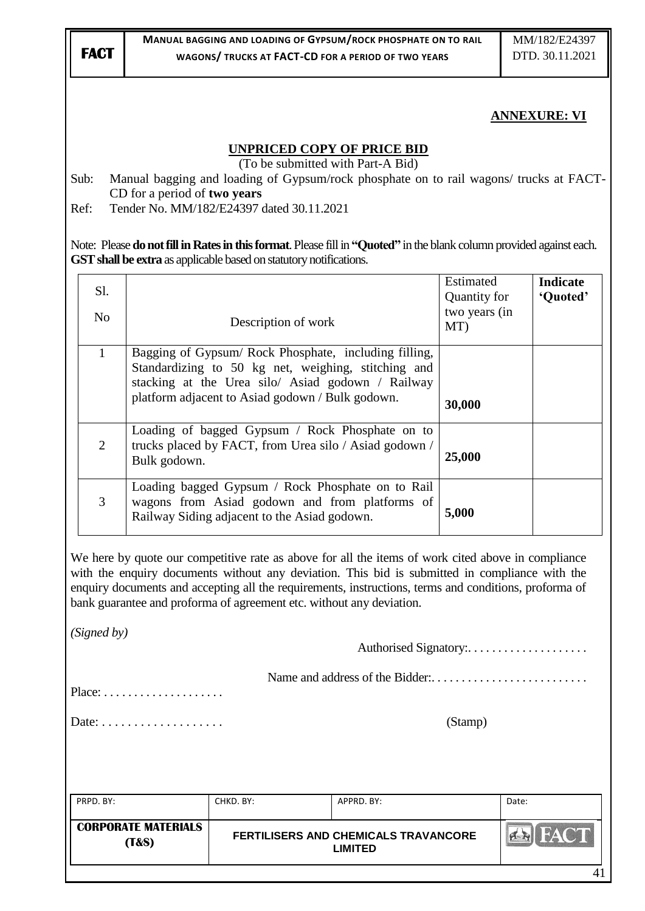**ANNEXURE: VI**

**UNPRICED COPY OF PRICE BID**

(To be submitted with Part-A Bid)

Sub: Manual bagging and loading of Gypsum/rock phosphate on to rail wagons/ trucks at FACT-CD for a period of **two years**

Ref: Tender No. MM/182/E24397 dated 30.11.2021

Note: Please **do not fill in Rates in this format**. Please fill in **"Quoted"** in the blank column provided against each. **GST shall be extra** as applicable based on statutory notifications.

| Sl. No | Description of work | Estimated Quantity for two years (in MT) | **Indicate 'Quoted'** |
|---|---|---|---|
| 1 | Bagging of Gypsum/ Rock Phosphate, including filling, Standardizing to 50 kg net, weighing, stitching and stacking at the Urea silo/ Asiad godown / Railway platform adjacent to Asiad godown / Bulk godown. | **30,000** | |
| 2 | Loading of bagged Gypsum / Rock Phosphate on to trucks placed by FACT, from Urea silo / Asiad godown / Bulk godown. | **25,000** | |
| 3 | Loading bagged Gypsum / Rock Phosphate on to Rail wagons from Asiad godown and from platforms of Railway Siding adjacent to the Asiad godown. | **5,000** | |

We here by quote our competitive rate as above for all the items of work cited above in compliance with the enquiry documents without any deviation. This bid is submitted in compliance with the enquiry documents and accepting all the requirements, instructions, terms and conditions, proforma of bank guarantee and proforma of agreement etc. without any deviation.

*(Signed by)*

Authorised Signatory:. . . . . . . . . . . . . . . . . . . .

Name and address of the Bidder:. . . . . . . . . . . . . . . . . . . . . . . . . .

Place: . . . . . . . . . . . . . . . . . . . .

Date: . . . . . . . . . . . . . . . . . . .

(Stamp)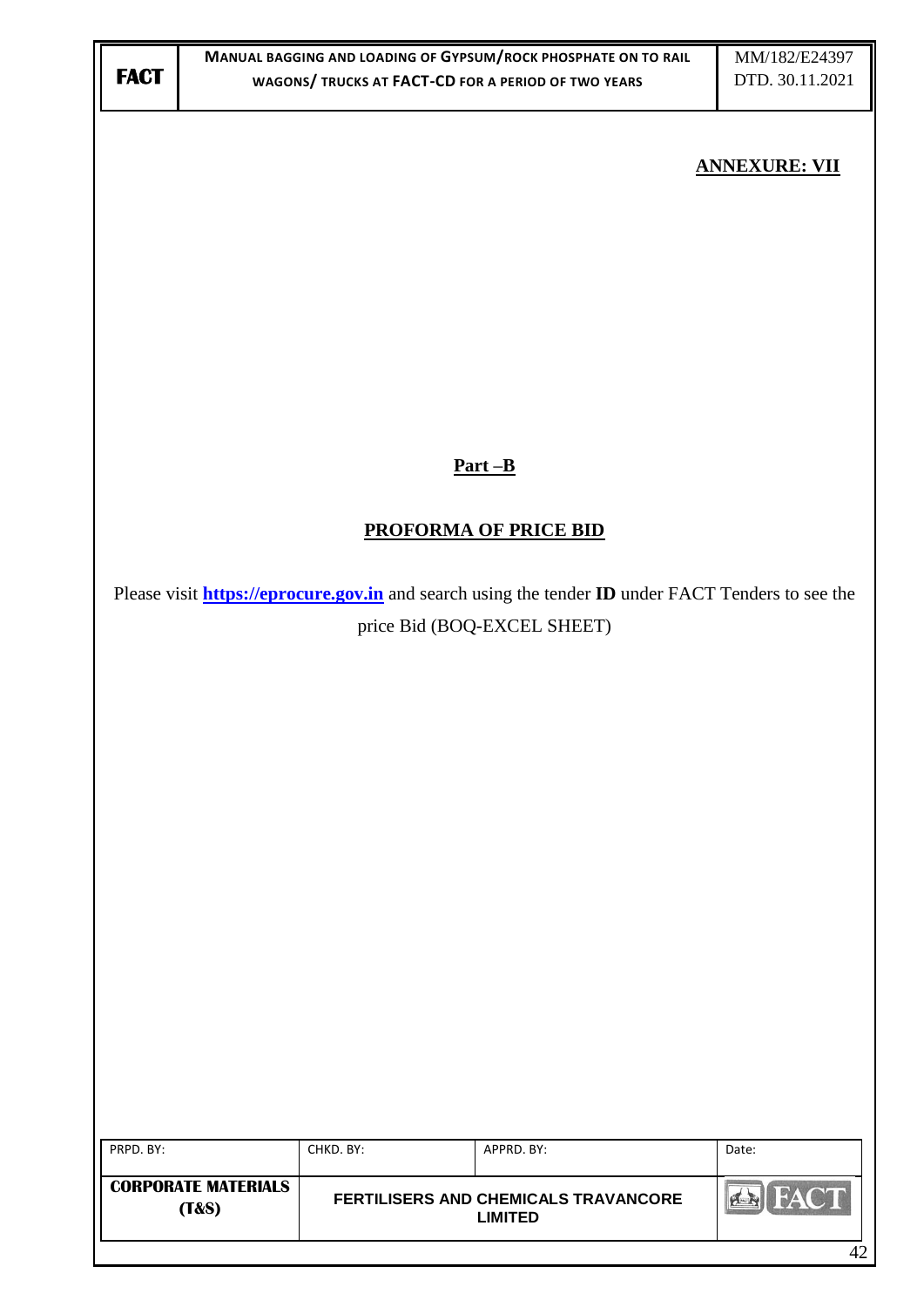**ANNEXURE: VII**

## Part –B

## PROFORMA OF PRICE BID

Please visit **https://eprocure.gov.in** and search using the tender **ID** under FACT Tenders to see the price Bid (BOQ-EXCEL SHEET)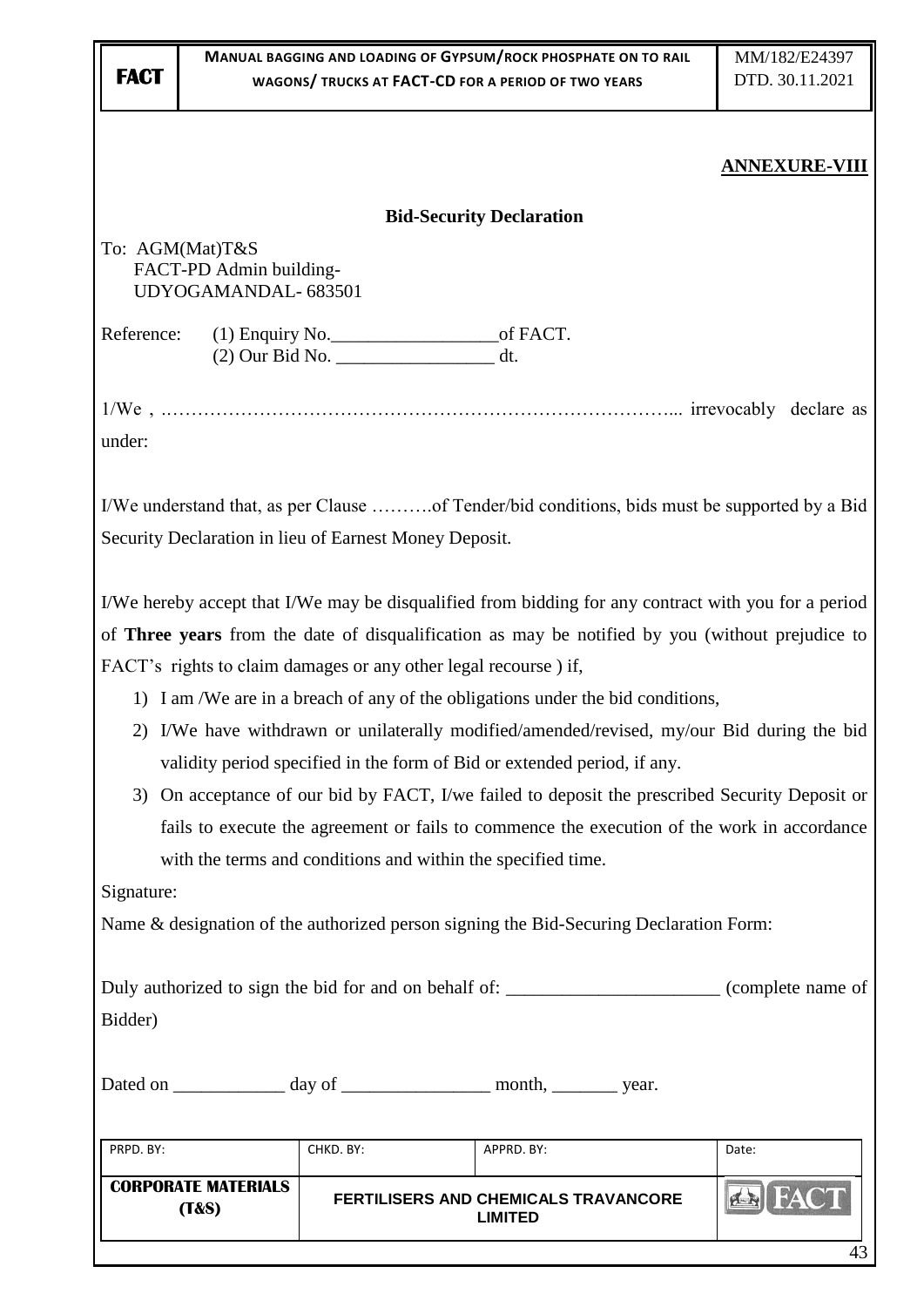**ANNEXURE-VIII**

**Bid-Security Declaration**

To: AGM(Mat)T&S
FACT-PD Admin building-
UDYOGAMANDAL- 683501

Reference: (1) Enquiry No.__________________of FACT.
(2) Our Bid No. _________________ dt.

1/We , …………………………………………………………………………... irrevocably declare as under:

I/We understand that, as per Clause ……….of Tender/bid conditions, bids must be supported by a Bid Security Declaration in lieu of Earnest Money Deposit.

I/We hereby accept that I/We may be disqualified from bidding for any contract with you for a period of **Three years** from the date of disqualification as may be notified by you (without prejudice to FACT's rights to claim damages or any other legal recourse ) if,

1) I am /We are in a breach of any of the obligations under the bid conditions,
2) I/We have withdrawn or unilaterally modified/amended/revised, my/our Bid during the bid validity period specified in the form of Bid or extended period, if any.
3) On acceptance of our bid by FACT, I/we failed to deposit the prescribed Security Deposit or fails to execute the agreement or fails to commence the execution of the work in accordance with the terms and conditions and within the specified time.

Signature:

Name & designation of the authorized person signing the Bid-Securing Declaration Form:

Duly authorized to sign the bid for and on behalf of: _______________________ (complete name of Bidder)

Dated on ____________ day of ________________ month, _______ year.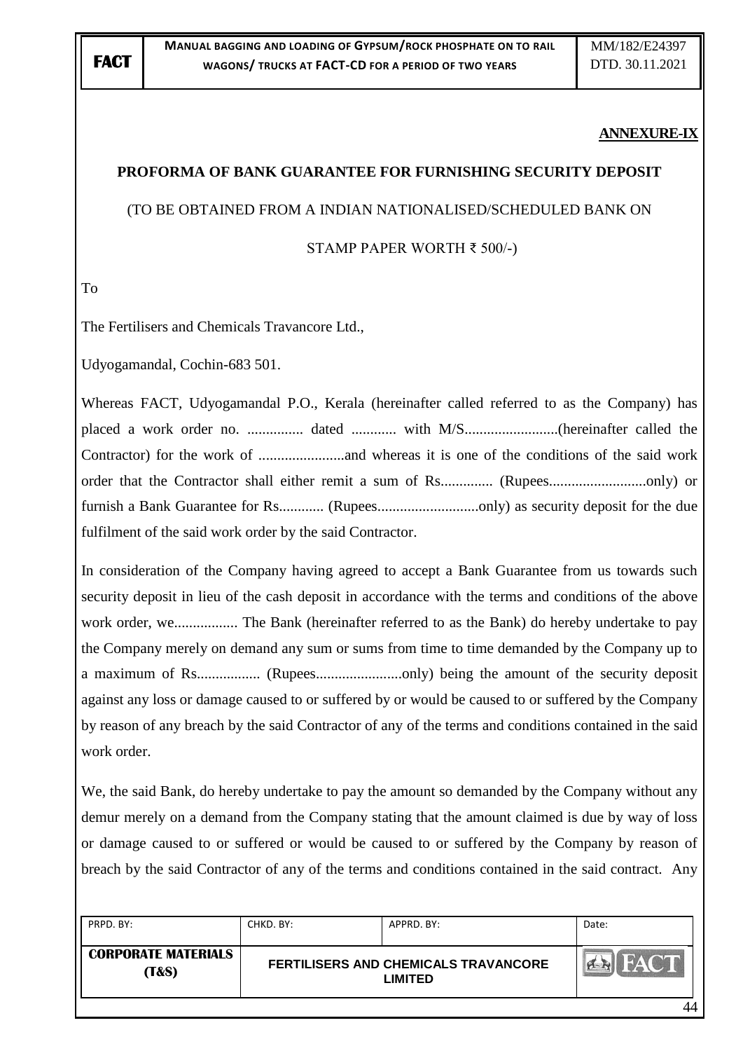**ANNEXURE-IX**

**PROFORMA OF BANK GUARANTEE FOR FURNISHING SECURITY DEPOSIT**

(TO BE OBTAINED FROM A INDIAN NATIONALISED/SCHEDULED BANK ON

STAMP PAPER WORTH ₹ 500/-)

To

The Fertilisers and Chemicals Travancore Ltd.,

Udyogamandal, Cochin-683 501.

Whereas FACT, Udyogamandal P.O., Kerala (hereinafter called referred to as the Company) has placed a work order no. ............... dated ............ with M/S.........................(hereinafter called the Contractor) for the work of .......................and whereas it is one of the conditions of the said work order that the Contractor shall either remit a sum of Rs.............. (Rupees..........................only) or furnish a Bank Guarantee for Rs............ (Rupees..........................only) as security deposit for the due fulfilment of the said work order by the said Contractor.

In consideration of the Company having agreed to accept a Bank Guarantee from us towards such security deposit in lieu of the cash deposit in accordance with the terms and conditions of the above work order, we................. The Bank (hereinafter referred to as the Bank) do hereby undertake to pay the Company merely on demand any sum or sums from time to time demanded by the Company up to a maximum of Rs................. (Rupees.......................only) being the amount of the security deposit against any loss or damage caused to or suffered by or would be caused to or suffered by the Company by reason of any breach by the said Contractor of any of the terms and conditions contained in the said work order.

We, the said Bank, do hereby undertake to pay the amount so demanded by the Company without any demur merely on a demand from the Company stating that the amount claimed is due by way of loss or damage caused to or suffered or would be caused to or suffered by the Company by reason of breach by the said Contractor of any of the terms and conditions contained in the said contract. Any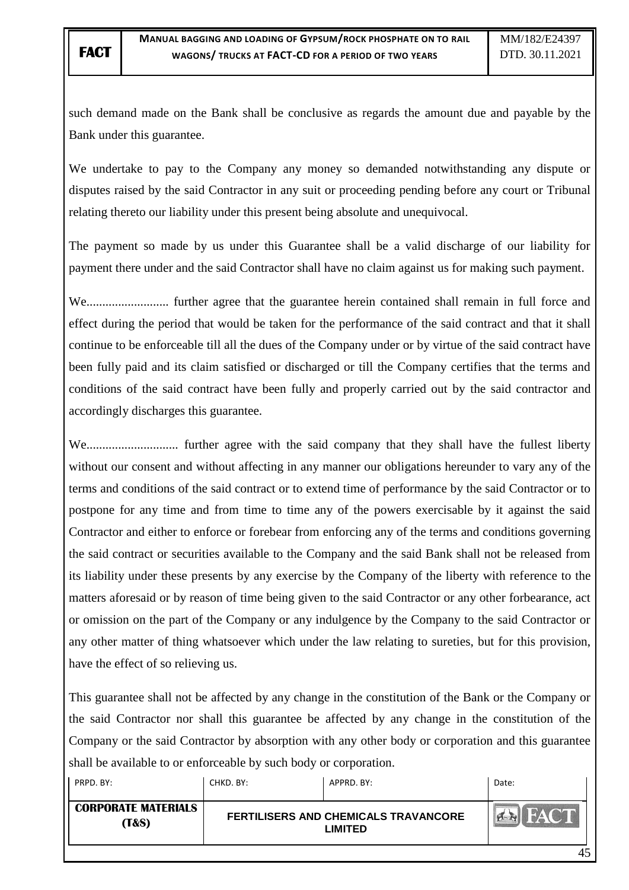such demand made on the Bank shall be conclusive as regards the amount due and payable by the Bank under this guarantee.

We undertake to pay to the Company any money so demanded notwithstanding any dispute or disputes raised by the said Contractor in any suit or proceeding pending before any court or Tribunal relating thereto our liability under this present being absolute and unequivocal.

The payment so made by us under this Guarantee shall be a valid discharge of our liability for payment there under and the said Contractor shall have no claim against us for making such payment.

We.......................... further agree that the guarantee herein contained shall remain in full force and effect during the period that would be taken for the performance of the said contract and that it shall continue to be enforceable till all the dues of the Company under or by virtue of the said contract have been fully paid and its claim satisfied or discharged or till the Company certifies that the terms and conditions of the said contract have been fully and properly carried out by the said contractor and accordingly discharges this guarantee.

We............................ further agree with the said company that they shall have the fullest liberty without our consent and without affecting in any manner our obligations hereunder to vary any of the terms and conditions of the said contract or to extend time of performance by the said Contractor or to postpone for any time and from time to time any of the powers exercisable by it against the said Contractor and either to enforce or forebear from enforcing any of the terms and conditions governing the said contract or securities available to the Company and the said Bank shall not be released from its liability under these presents by any exercise by the Company of the liberty with reference to the matters aforesaid or by reason of time being given to the said Contractor or any other forbearance, act or omission on the part of the Company or any indulgence by the Company to the said Contractor or any other matter of thing whatsoever which under the law relating to sureties, but for this provision, have the effect of so relieving us.

This guarantee shall not be affected by any change in the constitution of the Bank or the Company or the said Contractor nor shall this guarantee be affected by any change in the constitution of the Company or the said Contractor by absorption with any other body or corporation and this guarantee shall be available to or enforceable by such body or corporation.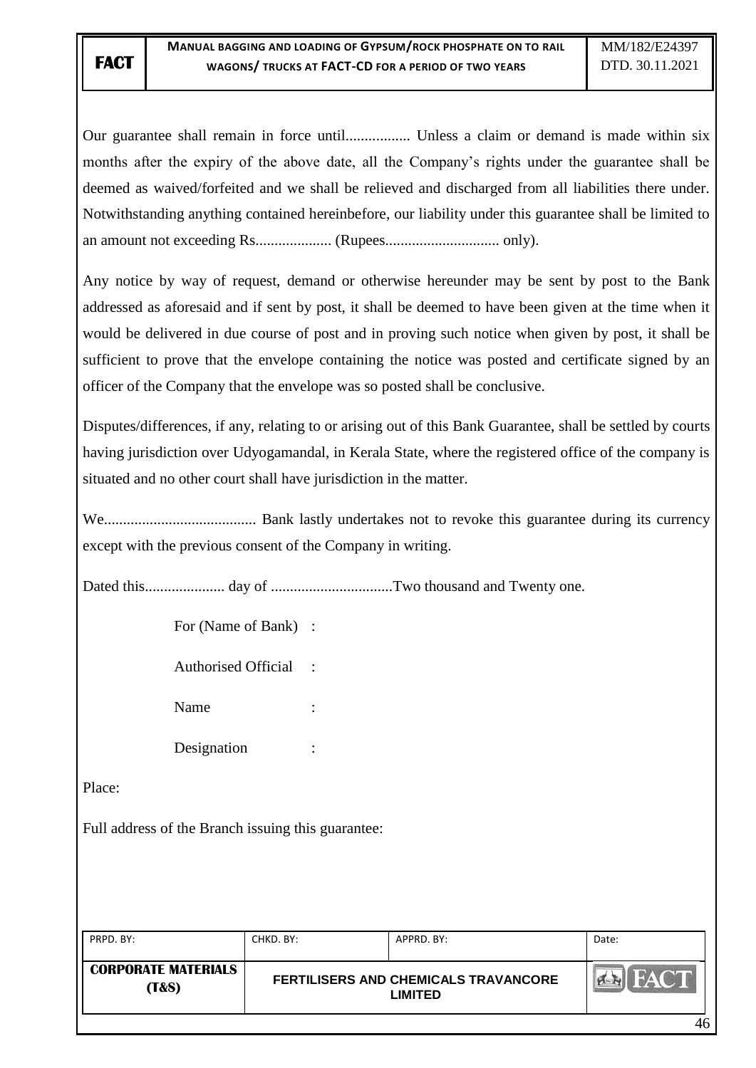Our guarantee shall remain in force until................. Unless a claim or demand is made within six months after the expiry of the above date, all the Company's rights under the guarantee shall be deemed as waived/forfeited and we shall be relieved and discharged from all liabilities there under. Notwithstanding anything contained hereinbefore, our liability under this guarantee shall be limited to an amount not exceeding Rs.................... (Rupees.............................. only).

Any notice by way of request, demand or otherwise hereunder may be sent by post to the Bank addressed as aforesaid and if sent by post, it shall be deemed to have been given at the time when it would be delivered in due course of post and in proving such notice when given by post, it shall be sufficient to prove that the envelope containing the notice was posted and certificate signed by an officer of the Company that the envelope was so posted shall be conclusive.

Disputes/differences, if any, relating to or arising out of this Bank Guarantee, shall be settled by courts having jurisdiction over Udyogamandal, in Kerala State, where the registered office of the company is situated and no other court shall have jurisdiction in the matter.

We........................................ Bank lastly undertakes not to revoke this guarantee during its currency except with the previous consent of the Company in writing.

Dated this..................... day of ................................Two thousand and Twenty one.

For (Name of Bank) :

Authorised Official :

Name :

Designation :

Place:

Full address of the Branch issuing this guarantee: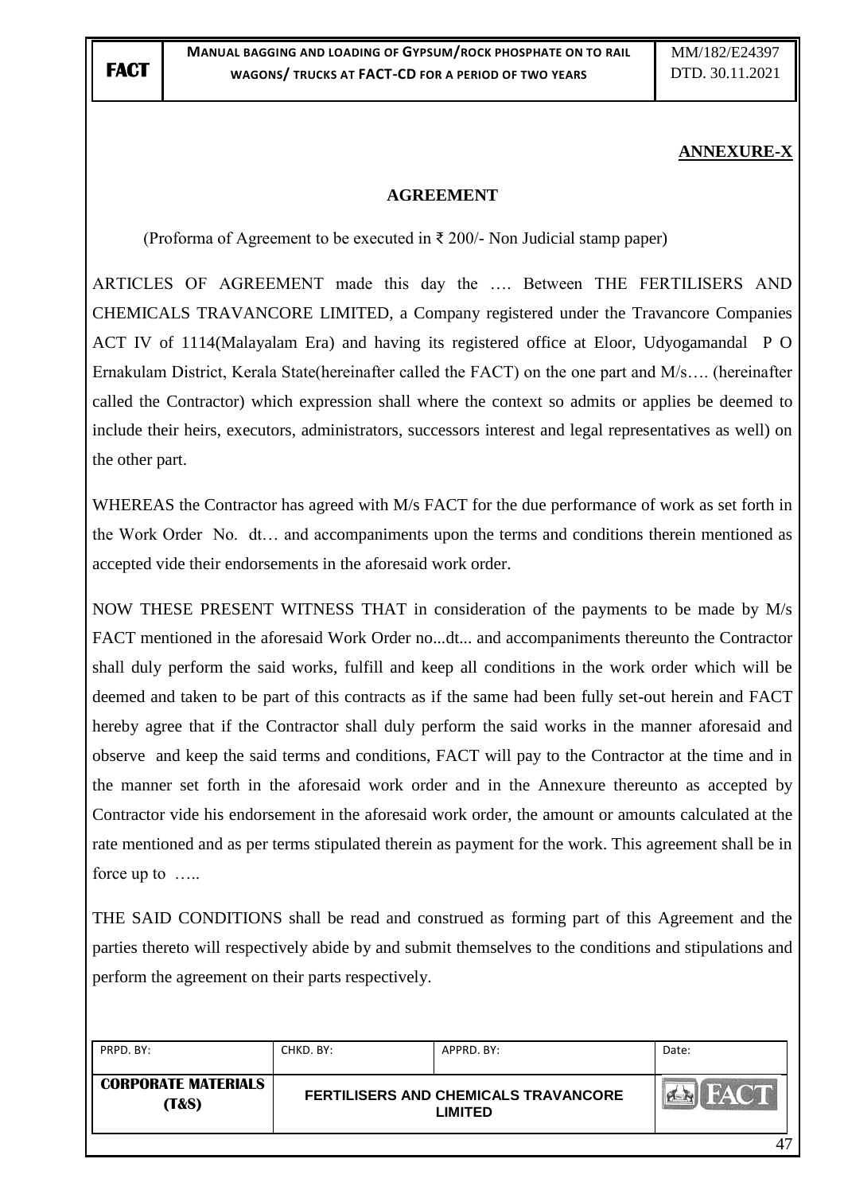**ANNEXURE-X**

**AGREEMENT**

(Proforma of Agreement to be executed in ₹ 200/- Non Judicial stamp paper)

ARTICLES OF AGREEMENT made this day the …. Between THE FERTILISERS AND CHEMICALS TRAVANCORE LIMITED, a Company registered under the Travancore Companies ACT IV of 1114(Malayalam Era) and having its registered office at Eloor, Udyogamandal P O Ernakulam District, Kerala State(hereinafter called the FACT) on the one part and M/s…. (hereinafter called the Contractor) which expression shall where the context so admits or applies be deemed to include their heirs, executors, administrators, successors interest and legal representatives as well) on the other part.

WHEREAS the Contractor has agreed with M/s FACT for the due performance of work as set forth in the Work Order No. dt… and accompaniments upon the terms and conditions therein mentioned as accepted vide their endorsements in the aforesaid work order.

NOW THESE PRESENT WITNESS THAT in consideration of the payments to be made by M/s FACT mentioned in the aforesaid Work Order no...dt... and accompaniments thereunto the Contractor shall duly perform the said works, fulfill and keep all conditions in the work order which will be deemed and taken to be part of this contracts as if the same had been fully set-out herein and FACT hereby agree that if the Contractor shall duly perform the said works in the manner aforesaid and observe and keep the said terms and conditions, FACT will pay to the Contractor at the time and in the manner set forth in the aforesaid work order and in the Annexure thereunto as accepted by Contractor vide his endorsement in the aforesaid work order, the amount or amounts calculated at the rate mentioned and as per terms stipulated therein as payment for the work. This agreement shall be in force up to …..

THE SAID CONDITIONS shall be read and construed as forming part of this Agreement and the parties thereto will respectively abide by and submit themselves to the conditions and stipulations and perform the agreement on their parts respectively.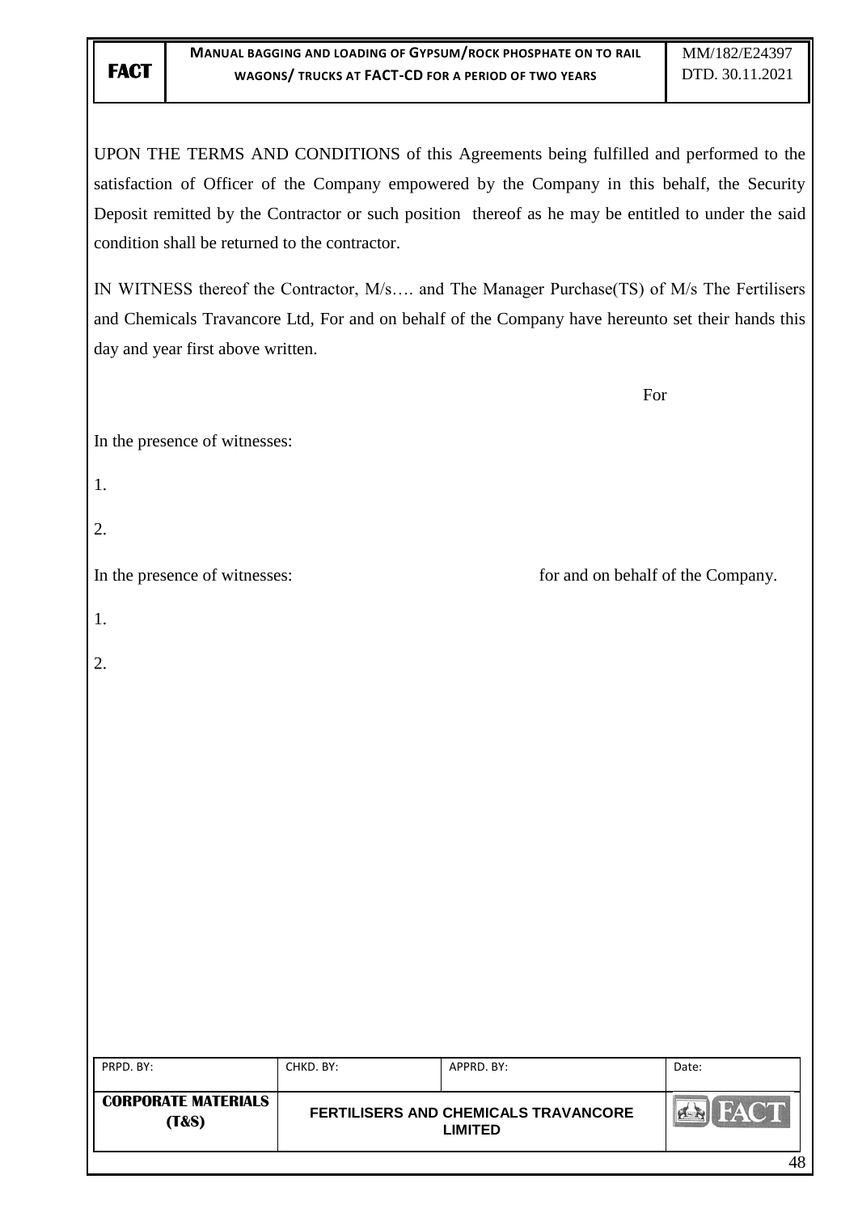UPON THE TERMS AND CONDITIONS of this Agreements being fulfilled and performed to the satisfaction of Officer of the Company empowered by the Company in this behalf, the Security Deposit remitted by the Contractor or such position thereof as he may be entitled to under the said condition shall be returned to the contractor.

IN WITNESS thereof the Contractor, M/s…. and The Manager Purchase(TS) of M/s The Fertilisers and Chemicals Travancore Ltd, For and on behalf of the Company have hereunto set their hands this day and year first above written.

For

In the presence of witnesses:

1.

2.

In the presence of witnesses: for and on behalf of the Company.

1.

2.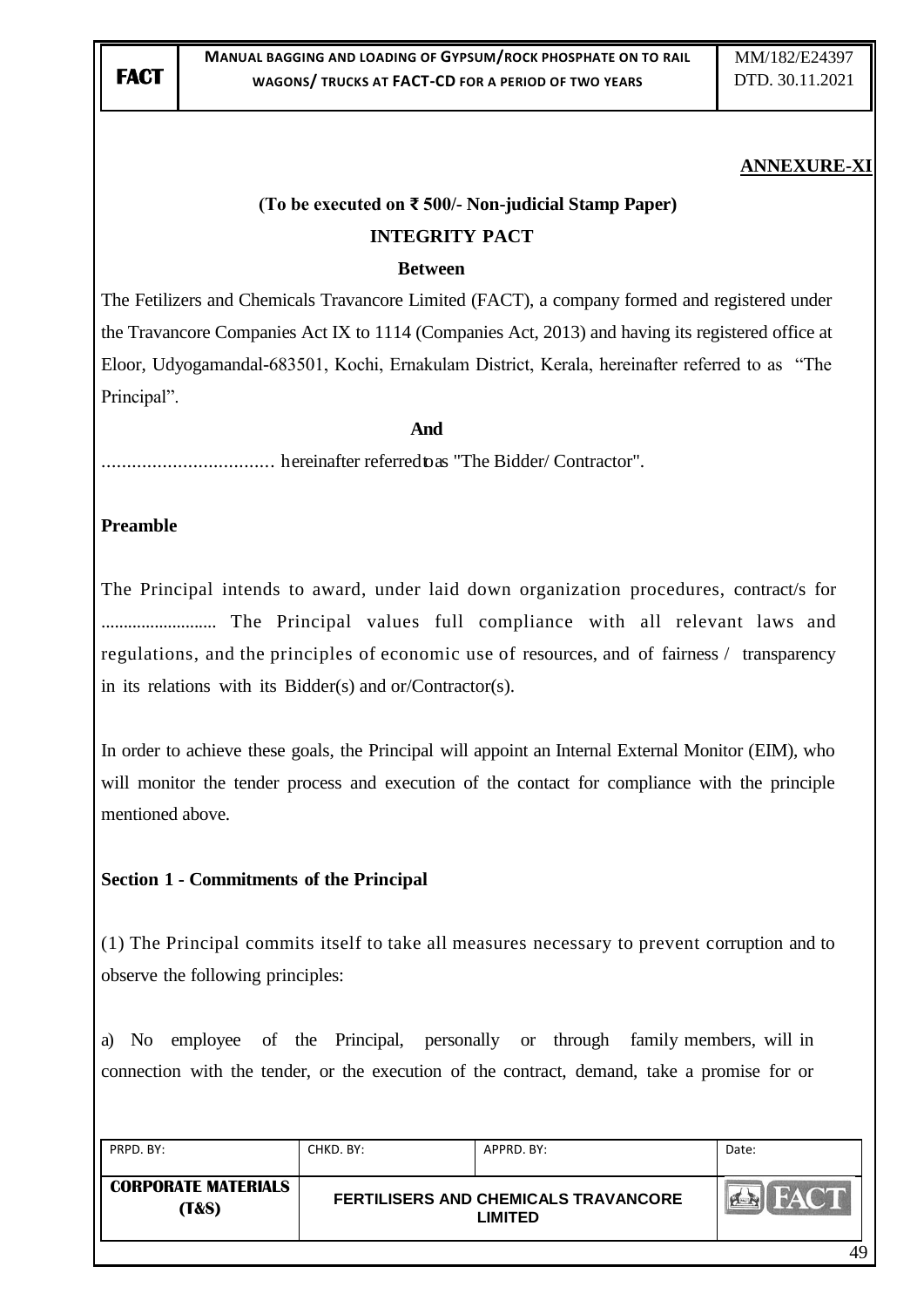**ANNEXURE-XI**

**(To be executed on ₹ 500/- Non-judicial Stamp Paper)**

**INTEGRITY PACT**

**Between**

The Fetilizers and Chemicals Travancore Limited (FACT), a company formed and registered under the Travancore Companies Act IX to 1114 (Companies Act, 2013) and having its registered office at Eloor, Udyogamandal-683501, Kochi, Ernakulam District, Kerala, hereinafter referred to as "The Principal".

**And**

.................................. hereinafter referred to as "The Bidder/ Contractor".

**Preamble**

The Principal intends to award, under laid down organization procedures, contract/s for .......................... The Principal values full compliance with all relevant laws and regulations, and the principles of economic use of resources, and of fairness / transparency in its relations with its Bidder(s) and or/Contractor(s).

In order to achieve these goals, the Principal will appoint an Internal External Monitor (EIM), who will monitor the tender process and execution of the contact for compliance with the principle mentioned above.

**Section 1 - Commitments of the Principal**

(1) The Principal commits itself to take all measures necessary to prevent corruption and to observe the following principles:

a) No employee of the Principal, personally or through family members, will in connection with the tender, or the execution of the contract, demand, take a promise for or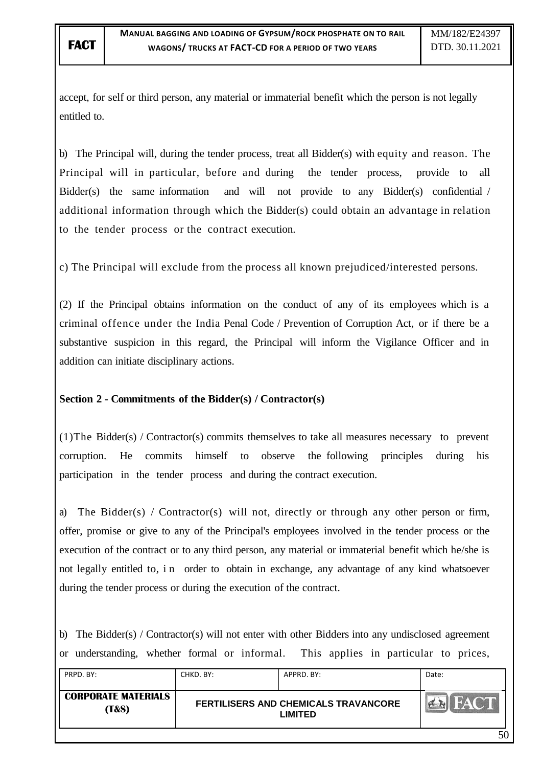accept, for self or third person, any material or immaterial benefit which the person is not legally entitled to.

b) The Principal will, during the tender process, treat all Bidder(s) with equity and reason. The Principal will in particular, before and during the tender process, provide to all Bidder(s) the same information and will not provide to any Bidder(s) confidential / additional information through which the Bidder(s) could obtain an advantage in relation to the tender process or the contract execution.

c) The Principal will exclude from the process all known prejudiced/interested persons.

(2) If the Principal obtains information on the conduct of any of its employees which is a criminal offence under the India Penal Code / Prevention of Corruption Act, or if there be a substantive suspicion in this regard, the Principal will inform the Vigilance Officer and in addition can initiate disciplinary actions.

**Section 2 - Commitments of the Bidder(s) / Contractor(s)**

(1)The Bidder(s) / Contractor(s) commits themselves to take all measures necessary to prevent corruption. He commits himself to observe the following principles during his participation in the tender process and during the contract execution.

a) The Bidder(s) / Contractor(s) will not, directly or through any other person or firm, offer, promise or give to any of the Principal's employees involved in the tender process or the execution of the contract or to any third person, any material or immaterial benefit which he/she is not legally entitled to, in order to obtain in exchange, any advantage of any kind whatsoever during the tender process or during the execution of the contract.

b) The Bidder(s) / Contractor(s) will not enter with other Bidders into any undisclosed agreement or understanding, whether formal or informal. This applies in particular to prices,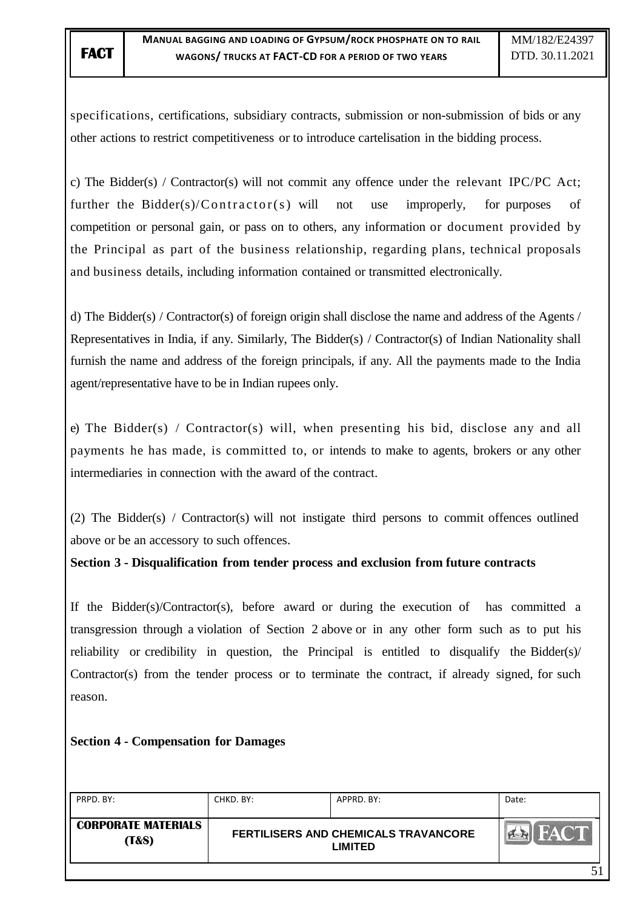specifications, certifications, subsidiary contracts, submission or non-submission of bids or any other actions to restrict competitiveness or to introduce cartelisation in the bidding process.

c) The Bidder(s) / Contractor(s) will not commit any offence under the relevant IPC/PC Act; further the Bidder(s)/Contractor(s) will not use improperly, for purposes of competition or personal gain, or pass on to others, any information or document provided by the Principal as part of the business relationship, regarding plans, technical proposals and business details, including information contained or transmitted electronically.

d) The Bidder(s) / Contractor(s) of foreign origin shall disclose the name and address of the Agents / Representatives in India, if any. Similarly, The Bidder(s) / Contractor(s) of Indian Nationality shall furnish the name and address of the foreign principals, if any. All the payments made to the India agent/representative have to be in Indian rupees only.

e) The Bidder(s) / Contractor(s) will, when presenting his bid, disclose any and all payments he has made, is committed to, or intends to make to agents, brokers or any other intermediaries in connection with the award of the contract.

(2) The Bidder(s) / Contractor(s) will not instigate third persons to commit offences outlined above or be an accessory to such offences.

**Section 3 - Disqualification from tender process and exclusion from future contracts**

If the Bidder(s)/Contractor(s), before award or during the execution of has committed a transgression through a violation of Section 2 above or in any other form such as to put his reliability or credibility in question, the Principal is entitled to disqualify the Bidder(s)/ Contractor(s) from the tender process or to terminate the contract, if already signed, for such reason.

**Section 4 - Compensation for Damages**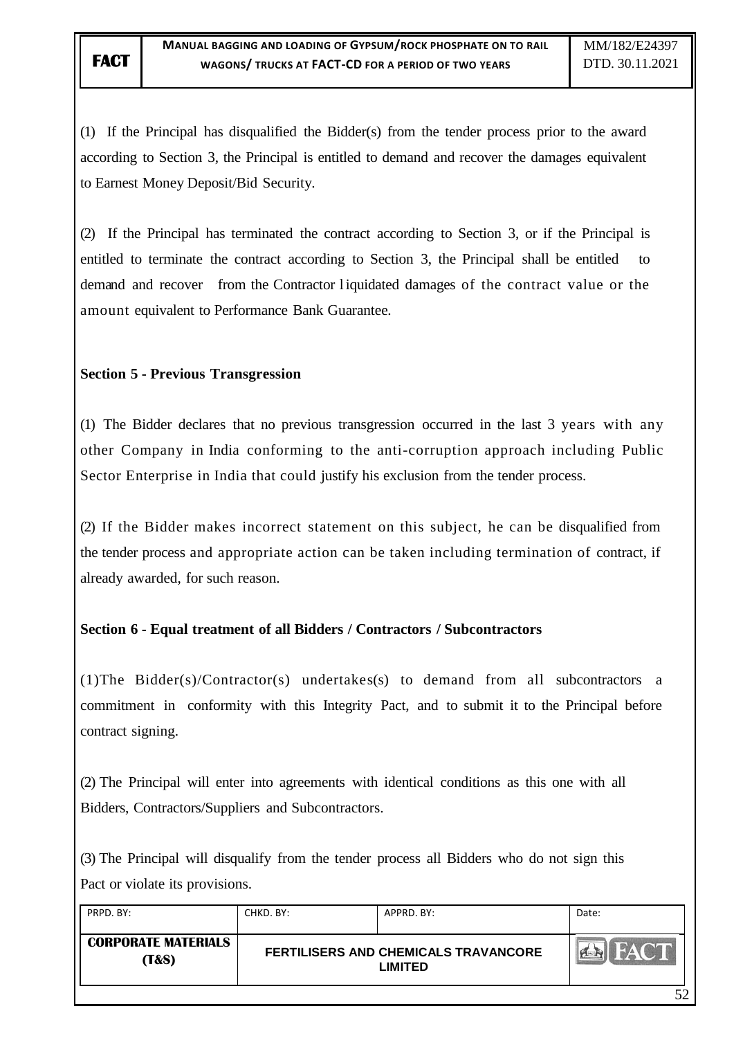(1) If the Principal has disqualified the Bidder(s) from the tender process prior to the award according to Section 3, the Principal is entitled to demand and recover the damages equivalent to Earnest Money Deposit/Bid Security.

(2) If the Principal has terminated the contract according to Section 3, or if the Principal is entitled to terminate the contract according to Section 3, the Principal shall be entitled to demand and recover from the Contractor liquidated damages of the contract value or the amount equivalent to Performance Bank Guarantee.

**Section 5 - Previous Transgression**

(1) The Bidder declares that no previous transgression occurred in the last 3 years with any other Company in India conforming to the anti-corruption approach including Public Sector Enterprise in India that could justify his exclusion from the tender process.

(2) If the Bidder makes incorrect statement on this subject, he can be disqualified from the tender process and appropriate action can be taken including termination of contract, if already awarded, for such reason.

**Section 6 - Equal treatment of all Bidders / Contractors / Subcontractors**

(1)The Bidder(s)/Contractor(s) undertakes(s) to demand from all subcontractors a commitment in conformity with this Integrity Pact, and to submit it to the Principal before contract signing.

(2) The Principal will enter into agreements with identical conditions as this one with all Bidders, Contractors/Suppliers and Subcontractors.

(3) The Principal will disqualify from the tender process all Bidders who do not sign this Pact or violate its provisions.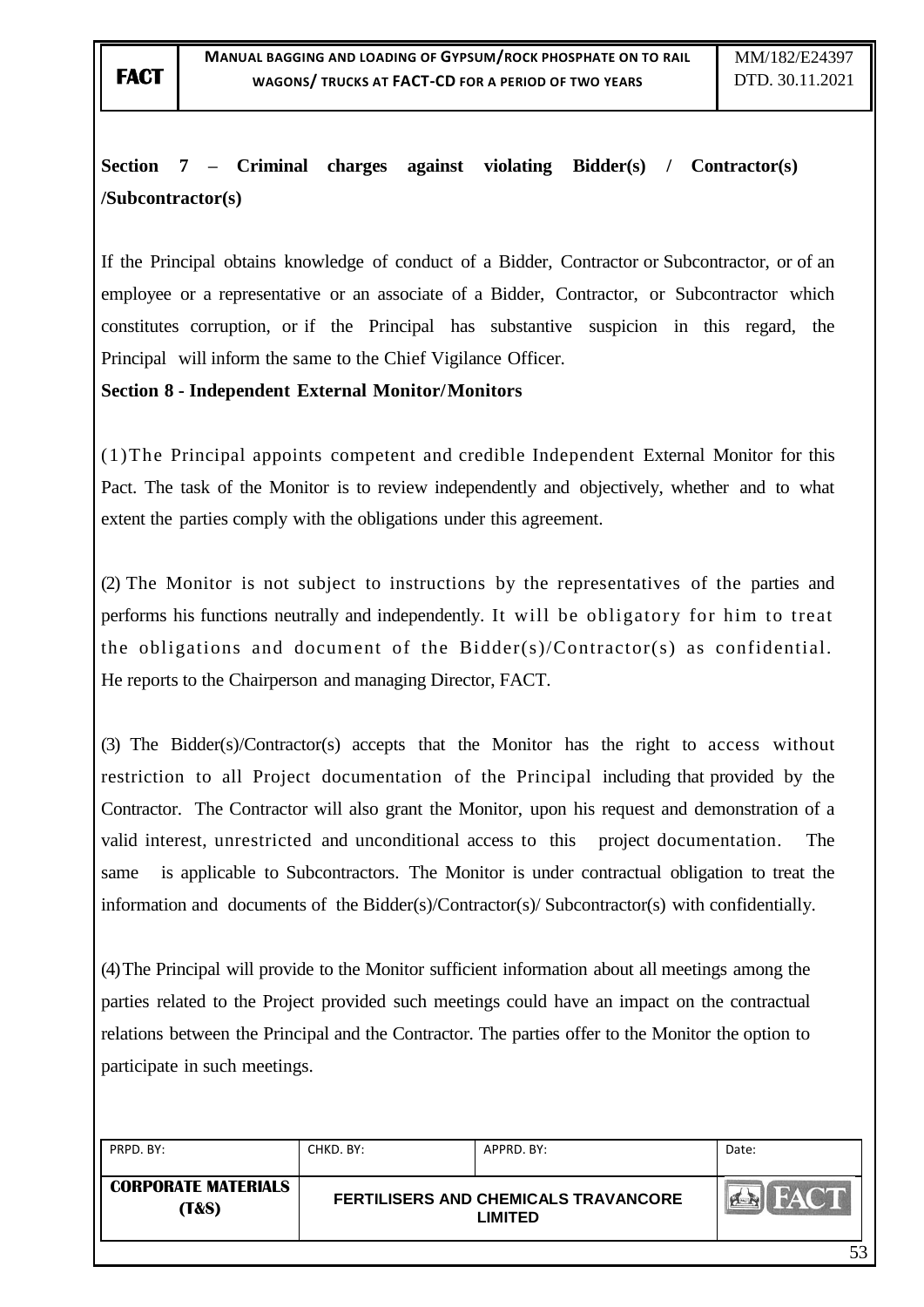**Section 7 – Criminal charges against violating Bidder(s) / Contractor(s) /Subcontractor(s)**

If the Principal obtains knowledge of conduct of a Bidder, Contractor or Subcontractor, or of an employee or a representative or an associate of a Bidder, Contractor, or Subcontractor which constitutes corruption, or if the Principal has substantive suspicion in this regard, the Principal will inform the same to the Chief Vigilance Officer.

**Section 8 - Independent External Monitor/Monitors**

(1) The Principal appoints competent and credible Independent External Monitor for this Pact. The task of the Monitor is to review independently and objectively, whether and to what extent the parties comply with the obligations under this agreement.

(2) The Monitor is not subject to instructions by the representatives of the parties and performs his functions neutrally and independently. It will be obligatory for him to treat the obligations and document of the Bidder(s)/Contractor(s) as confidential. He reports to the Chairperson and managing Director, FACT.

(3) The Bidder(s)/Contractor(s) accepts that the Monitor has the right to access without restriction to all Project documentation of the Principal including that provided by the Contractor. The Contractor will also grant the Monitor, upon his request and demonstration of a valid interest, unrestricted and unconditional access to this project documentation. The same is applicable to Subcontractors. The Monitor is under contractual obligation to treat the information and documents of the Bidder(s)/Contractor(s)/ Subcontractor(s) with confidentially.

(4) The Principal will provide to the Monitor sufficient information about all meetings among the parties related to the Project provided such meetings could have an impact on the contractual relations between the Principal and the Contractor. The parties offer to the Monitor the option to participate in such meetings.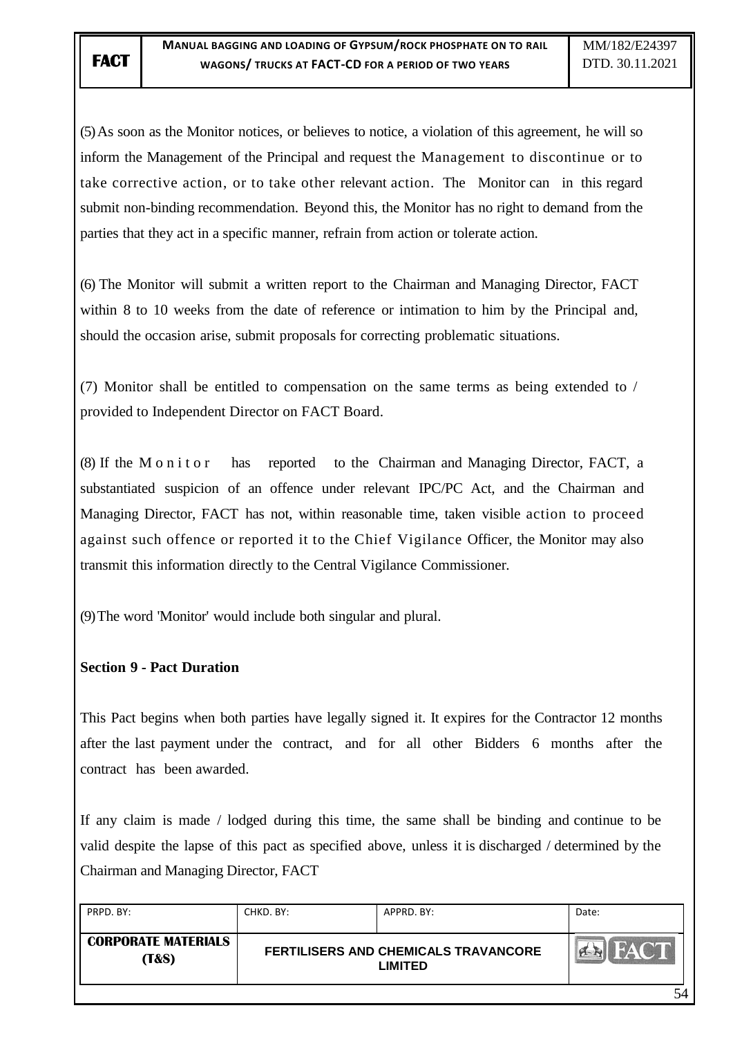(5) As soon as the Monitor notices, or believes to notice, a violation of this agreement, he will so inform the Management of the Principal and request the Management to discontinue or to take corrective action, or to take other relevant action. The Monitor can in this regard submit non-binding recommendation. Beyond this, the Monitor has no right to demand from the parties that they act in a specific manner, refrain from action or tolerate action.

(6) The Monitor will submit a written report to the Chairman and Managing Director, FACT within 8 to 10 weeks from the date of reference or intimation to him by the Principal and, should the occasion arise, submit proposals for correcting problematic situations.

(7) Monitor shall be entitled to compensation on the same terms as being extended to / provided to Independent Director on FACT Board.

(8) If the Monitor has reported to the Chairman and Managing Director, FACT, a substantiated suspicion of an offence under relevant IPC/PC Act, and the Chairman and Managing Director, FACT has not, within reasonable time, taken visible action to proceed against such offence or reported it to the Chief Vigilance Officer, the Monitor may also transmit this information directly to the Central Vigilance Commissioner.

(9) The word 'Monitor' would include both singular and plural.

**Section 9 - Pact Duration**

This Pact begins when both parties have legally signed it. It expires for the Contractor 12 months after the last payment under the contract, and for all other Bidders 6 months after the contract has been awarded.

If any claim is made / lodged during this time, the same shall be binding and continue to be valid despite the lapse of this pact as specified above, unless it is discharged / determined by the Chairman and Managing Director, FACT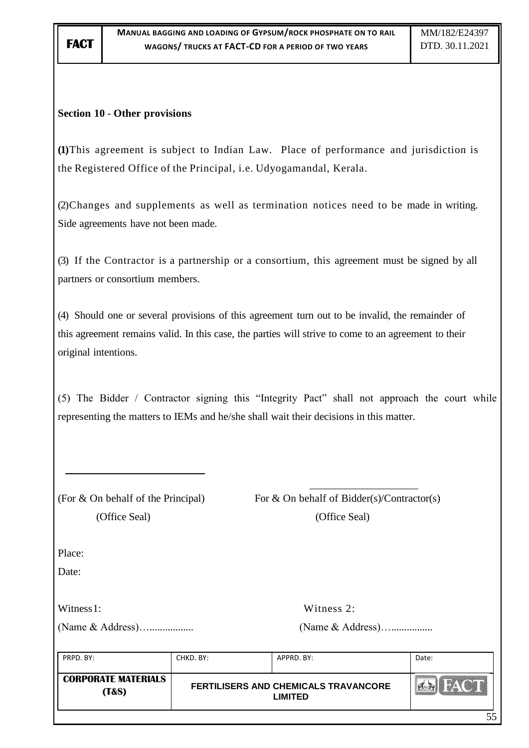## Section 10 - Other provisions

**(1)**This agreement is subject to Indian Law. Place of performance and jurisdiction is the Registered Office of the Principal, i.e. Udyogamandal, Kerala.

(2)Changes and supplements as well as termination notices need to be made in writing. Side agreements have not been made.

(3) If the Contractor is a partnership or a consortium, this agreement must be signed by all partners or consortium members.

(4) Should one or several provisions of this agreement turn out to be invalid, the remainder of this agreement remains valid. In this case, the parties will strive to come to an agreement to their original intentions.

(5) The Bidder / Contractor signing this "Integrity Pact" shall not approach the court while representing the matters to IEMs and he/she shall wait their decisions in this matter.

(For & On behalf of the Principal)
(Office Seal)

For & On behalf of Bidder(s)/Contractor(s)
(Office Seal)

Place:

Date:

Witness1:
(Name & Address)…................

Witness 2:
(Name & Address)…...............